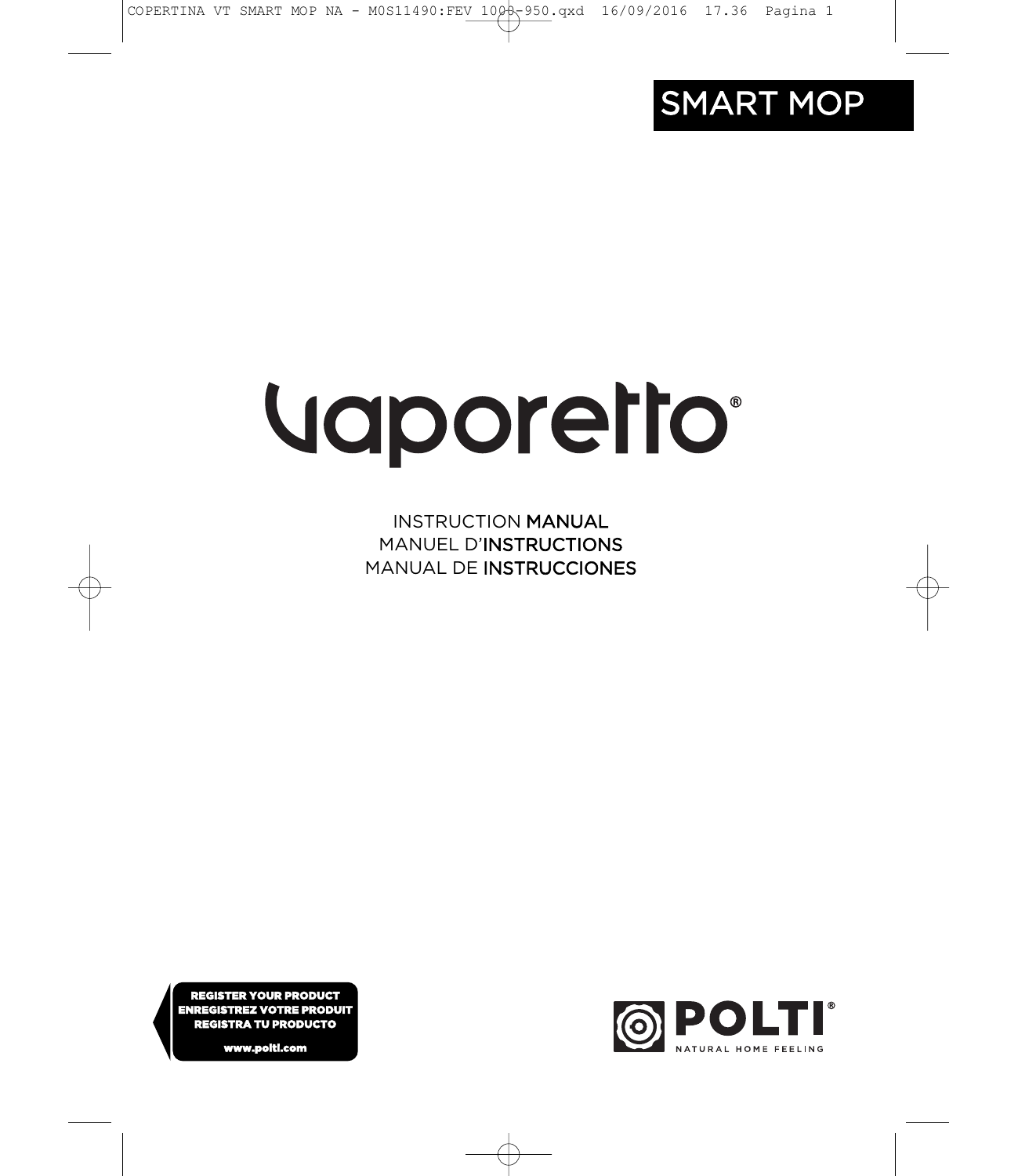SMART MOP

# vaporetto®

INSTRUCTION MANUAL
MANUEL D'INSTRUCTIONS
MANUAL DE INSTRUCCIONES

**REGISTER YOUR PRODUCT**
**ENREGISTREZ VOTRE PRODUIT**
**REGISTRA TU PRODUCTO**

**www.polti.com**

POLTI®
NATURAL HOME FEELING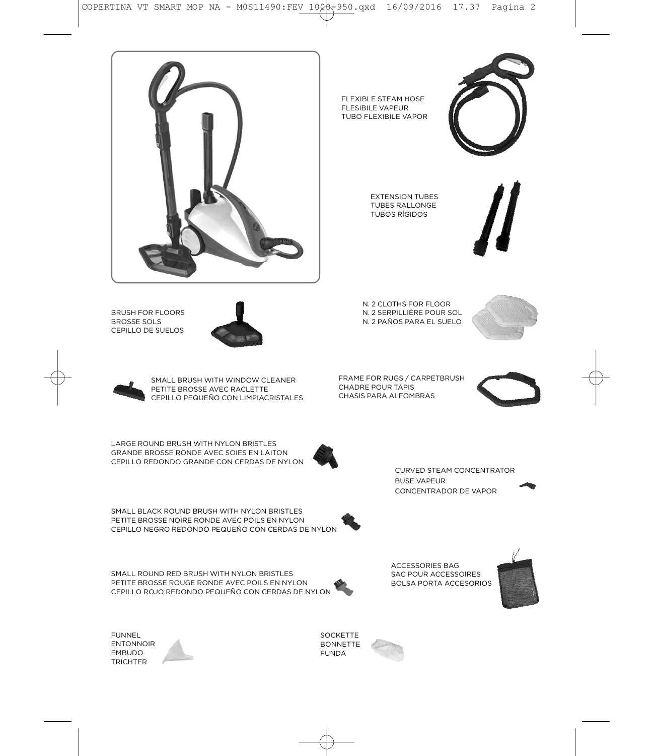FLEXIBLE STEAM HOSE
FLESIBILE VAPEUR
TUBO FLEXIBILE VAPOR

EXTENSION TUBES
TUBES RALLONGE
TUBOS RÍGIDOS

BRUSH FOR FLOORS
BROSSE SOLS
CEPILLO DE SUELOS

N. 2 CLOTHS FOR FLOOR
N. 2 SERPILLIÈRE POUR SOL
N. 2 PAÑOS PARA EL SUELO

SMALL BRUSH WITH WINDOW CLEANER
PETITE BROSSE AVEC RACLETTE
CEPILLO PEQUEÑO CON LIMPIACRISTALES

FRAME FOR RUGS / CARPETBRUSH
CHADRE POUR TAPIS
CHASIS PARA ALFOMBRAS

LARGE ROUND BRUSH WITH NYLON BRISTLES
GRANDE BROSSE RONDE AVEC SOIES EN LAITON
CEPILLO REDONDO GRANDE CON CERDAS DE NYLON

CURVED STEAM CONCENTRATOR
BUSE VAPEUR
CONCENTRADOR DE VAPOR

SMALL BLACK ROUND BRUSH WITH NYLON BRISTLES
PETITE BROSSE NOIRE RONDE AVEC POILS EN NYLON
CEPILLO NEGRO REDONDO PEQUEÑO CON CERDAS DE NYLON

SMALL ROUND RED BRUSH WITH NYLON BRISTLES
PETITE BROSSE ROUGE RONDE AVEC POILS EN NYLON
CEPILLO ROJO REDONDO PEQUEÑO CON CERDAS DE NYLON

ACCESSORIES BAG
SAC POUR ACCESSOIRES
BOLSA PORTA ACCESORIOS

FUNNEL
ENTONNOIR
EMBUDO
TRICHTER

SOCKETTE
BONNETTE
FUNDA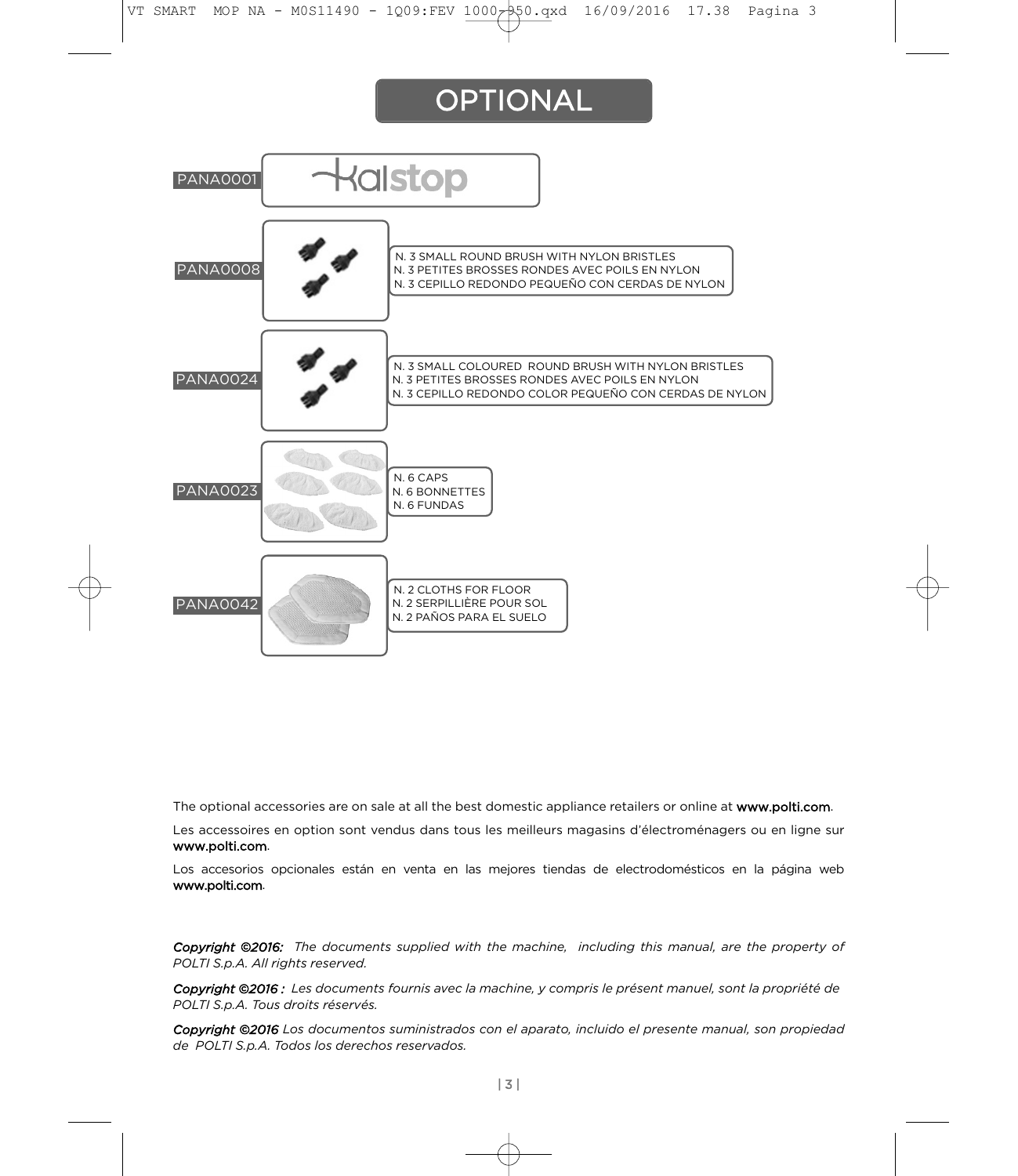# OPTIONAL

PANA0001 — Kalstop

PANA0008
N. 3 SMALL ROUND BRUSH WITH NYLON BRISTLES
N. 3 PETITES BROSSES RONDES AVEC POILS EN NYLON
N. 3 CEPILLO REDONDO PEQUEÑO CON CERDAS DE NYLON

PANA0024
N. 3 SMALL COLOURED ROUND BRUSH WITH NYLON BRISTLES
N. 3 PETITES BROSSES RONDES AVEC POILS EN NYLON
N. 3 CEPILLO REDONDO COLOR PEQUEÑO CON CERDAS DE NYLON

PANA0023
N. 6 CAPS
N. 6 BONNETTES
N. 6 FUNDAS

PANA0042
N. 2 CLOTHS FOR FLOOR
N. 2 SERPILLIÈRE POUR SOL
N. 2 PAÑOS PARA EL SUELO

The optional accessories are on sale at all the best domestic appliance retailers or online at **www.polti.com**.

Les accessoires en option sont vendus dans tous les meilleurs magasins d'électroménagers ou en ligne sur **www.polti.com**.

Los accesorios opcionales están en venta en las mejores tiendas de electrodomésticos en la página web **www.polti.com**.

***Copyright ©2016:*** *The documents supplied with the machine, including this manual, are the property of POLTI S.p.A. All rights reserved.*

***Copyright ©2016 :*** *Les documents fournis avec la machine, y compris le présent manuel, sont la propriété de POLTI S.p.A. Tous droits réservés.*

***Copyright ©2016*** *Los documentos suministrados con el aparato, incluido el presente manual, son propiedad de POLTI S.p.A. Todos los derechos reservados.*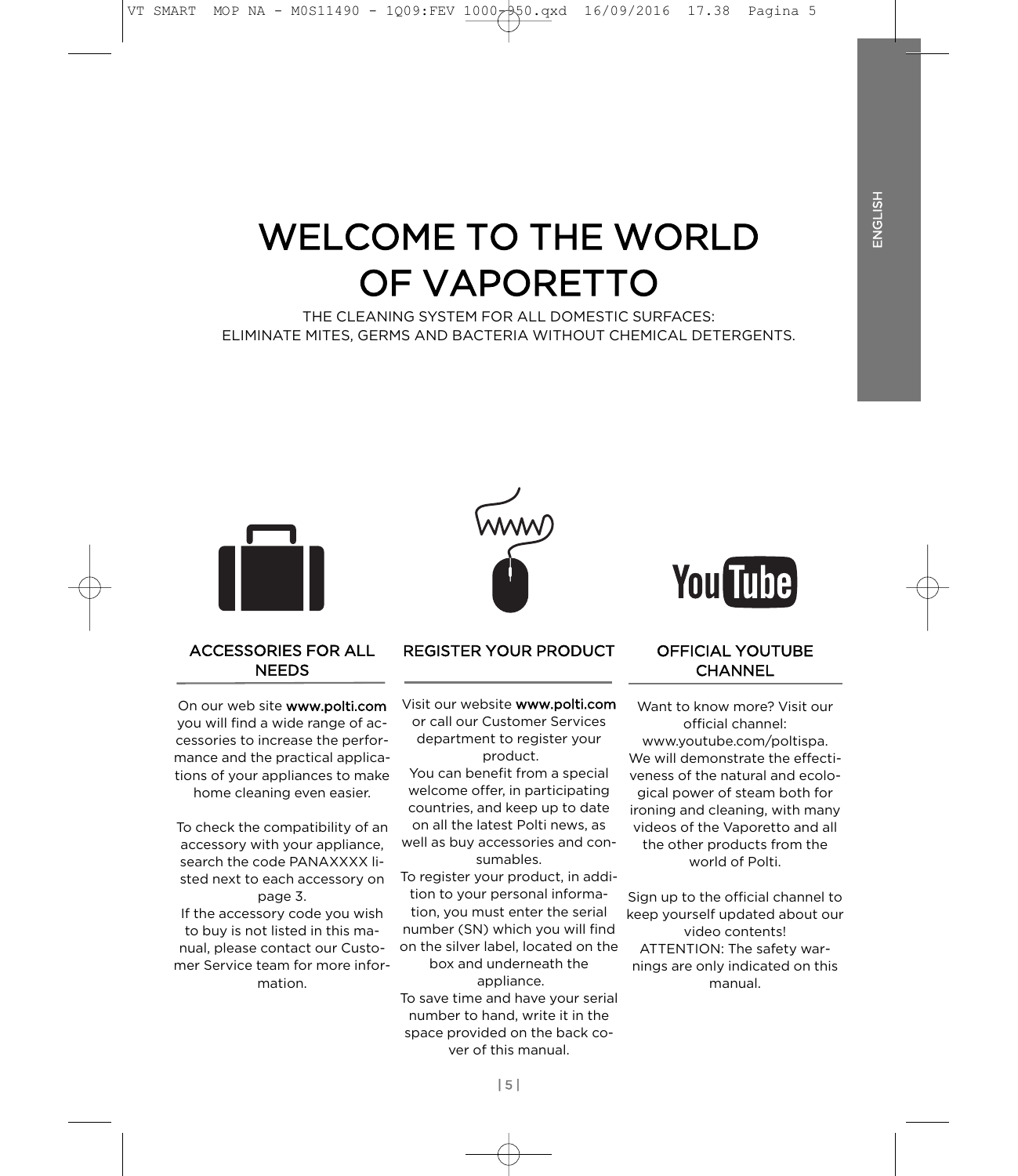# WELCOME TO THE WORLD OF VAPORETTO

THE CLEANING SYSTEM FOR ALL DOMESTIC SURFACES:
ELIMINATE MITES, GERMS AND BACTERIA WITHOUT CHEMICAL DETERGENTS.

## ACCESSORIES FOR ALL NEEDS

On our web site **www.polti.com** you will find a wide range of accessories to increase the performance and the practical applications of your appliances to make home cleaning even easier.

To check the compatibility of an accessory with your appliance, search the code PANAXXXX listed next to each accessory on page 3.
If the accessory code you wish to buy is not listed in this manual, please contact our Customer Service team for more information.

## REGISTER YOUR PRODUCT

Visit our website **www.polti.com** or call our Customer Services department to register your product.
You can benefit from a special welcome offer, in participating countries, and keep up to date on all the latest Polti news, as well as buy accessories and consumables.
To register your product, in addition to your personal information, you must enter the serial number (SN) which you will find on the silver label, located on the box and underneath the appliance.
To save time and have your serial number to hand, write it in the space provided on the back cover of this manual.

## OFFICIAL YOUTUBE CHANNEL

Want to know more? Visit our official channel:
www.youtube.com/poltispa.
We will demonstrate the effectiveness of the natural and ecological power of steam both for ironing and cleaning, with many videos of the Vaporetto and all the other products from the world of Polti.

Sign up to the official channel to keep yourself updated about our video contents!
ATTENTION: The safety warnings are only indicated on this manual.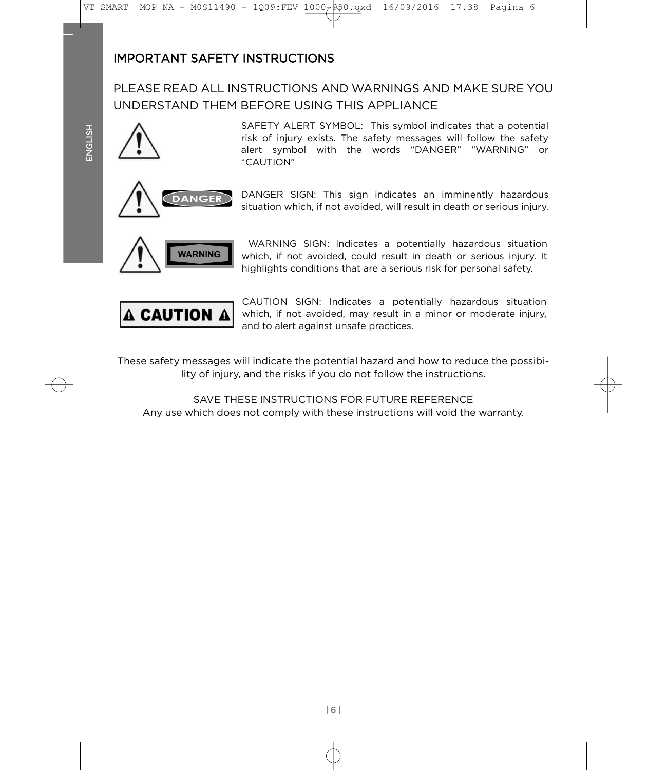## IMPORTANT SAFETY INSTRUCTIONS

### PLEASE READ ALL INSTRUCTIONS AND WARNINGS AND MAKE SURE YOU UNDERSTAND THEM BEFORE USING THIS APPLIANCE

SAFETY ALERT SYMBOL: This symbol indicates that a potential risk of injury exists. The safety messages will follow the safety alert symbol with the words “DANGER” “WARNING” or “CAUTION”

DANGER

DANGER SIGN: This sign indicates an imminently hazardous situation which, if not avoided, will result in death or serious injury.

WARNING

WARNING SIGN: Indicates a potentially hazardous situation which, if not avoided, could result in death or serious injury. It highlights conditions that are a serious risk for personal safety.

CAUTION

CAUTION SIGN: Indicates a potentially hazardous situation which, if not avoided, may result in a minor or moderate injury, and to alert against unsafe practices.

These safety messages will indicate the potential hazard and how to reduce the possibility of injury, and the risks if you do not follow the instructions.

SAVE THESE INSTRUCTIONS FOR FUTURE REFERENCE
Any use which does not comply with these instructions will void the warranty.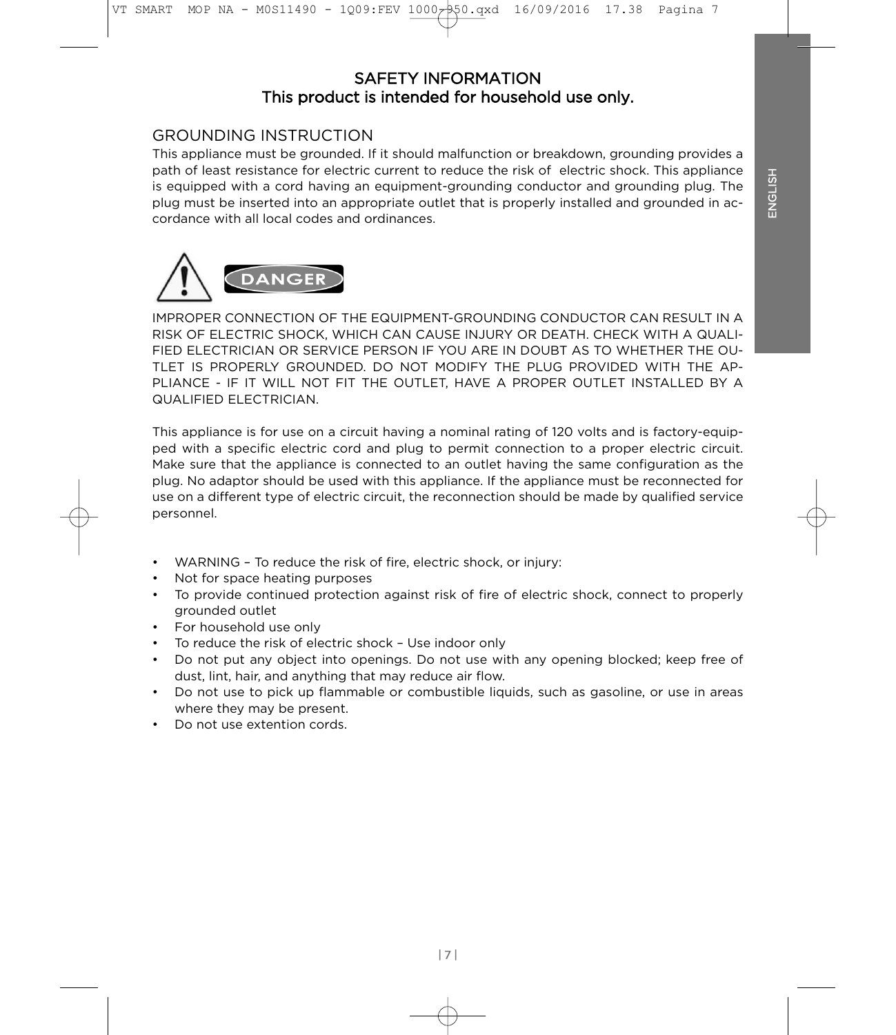# SAFETY INFORMATION
## This product is intended for household use only.

## GROUNDING INSTRUCTION

This appliance must be grounded. If it should malfunction or breakdown, grounding provides a path of least resistance for electric current to reduce the risk of electric shock. This appliance is equipped with a cord having an equipment-grounding conductor and grounding plug. The plug must be inserted into an appropriate outlet that is properly installed and grounded in accordance with all local codes and ordinances.

**DANGER**

IMPROPER CONNECTION OF THE EQUIPMENT-GROUNDING CONDUCTOR CAN RESULT IN A RISK OF ELECTRIC SHOCK, WHICH CAN CAUSE INJURY OR DEATH. CHECK WITH A QUALIFIED ELECTRICIAN OR SERVICE PERSON IF YOU ARE IN DOUBT AS TO WHETHER THE OUTLET IS PROPERLY GROUNDED. DO NOT MODIFY THE PLUG PROVIDED WITH THE APPLIANCE - IF IT WILL NOT FIT THE OUTLET, HAVE A PROPER OUTLET INSTALLED BY A QUALIFIED ELECTRICIAN.

This appliance is for use on a circuit having a nominal rating of 120 volts and is factory-equipped with a specific electric cord and plug to permit connection to a proper electric circuit. Make sure that the appliance is connected to an outlet having the same configuration as the plug. No adaptor should be used with this appliance. If the appliance must be reconnected for use on a different type of electric circuit, the reconnection should be made by qualified service personnel.

- WARNING – To reduce the risk of fire, electric shock, or injury:
- Not for space heating purposes
- To provide continued protection against risk of fire of electric shock, connect to properly grounded outlet
- For household use only
- To reduce the risk of electric shock – Use indoor only
- Do not put any object into openings. Do not use with any opening blocked; keep free of dust, lint, hair, and anything that may reduce air flow.
- Do not use to pick up flammable or combustible liquids, such as gasoline, or use in areas where they may be present.
- Do not use extention cords.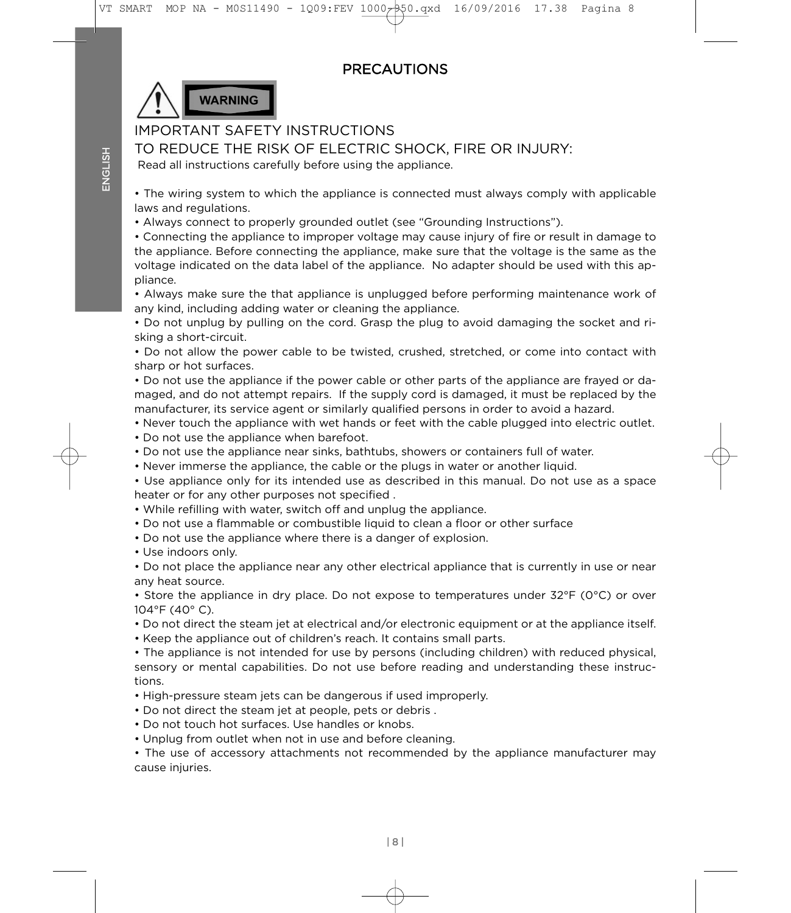# PRECAUTIONS

**WARNING**

## IMPORTANT SAFETY INSTRUCTIONS

## TO REDUCE THE RISK OF ELECTRIC SHOCK, FIRE OR INJURY:

Read all instructions carefully before using the appliance.

- The wiring system to which the appliance is connected must always comply with applicable laws and regulations.
- Always connect to properly grounded outlet (see "Grounding Instructions").
- Connecting the appliance to improper voltage may cause injury of fire or result in damage to the appliance. Before connecting the appliance, make sure that the voltage is the same as the voltage indicated on the data label of the appliance. No adapter should be used with this appliance.
- Always make sure the that appliance is unplugged before performing maintenance work of any kind, including adding water or cleaning the appliance.
- Do not unplug by pulling on the cord. Grasp the plug to avoid damaging the socket and risking a short-circuit.
- Do not allow the power cable to be twisted, crushed, stretched, or come into contact with sharp or hot surfaces.
- Do not use the appliance if the power cable or other parts of the appliance are frayed or damaged, and do not attempt repairs. If the supply cord is damaged, it must be replaced by the manufacturer, its service agent or similarly qualified persons in order to avoid a hazard.
- Never touch the appliance with wet hands or feet with the cable plugged into electric outlet.
- Do not use the appliance when barefoot.
- Do not use the appliance near sinks, bathtubs, showers or containers full of water.
- Never immerse the appliance, the cable or the plugs in water or another liquid.
- Use appliance only for its intended use as described in this manual. Do not use as a space heater or for any other purposes not specified .
- While refilling with water, switch off and unplug the appliance.
- Do not use a flammable or combustible liquid to clean a floor or other surface
- Do not use the appliance where there is a danger of explosion.
- Use indoors only.
- Do not place the appliance near any other electrical appliance that is currently in use or near any heat source.
- Store the appliance in dry place. Do not expose to temperatures under 32°F (0°C) or over 104°F (40° C).
- Do not direct the steam jet at electrical and/or electronic equipment or at the appliance itself.
- Keep the appliance out of children's reach. It contains small parts.
- The appliance is not intended for use by persons (including children) with reduced physical, sensory or mental capabilities. Do not use before reading and understanding these instructions.
- High-pressure steam jets can be dangerous if used improperly.
- Do not direct the steam jet at people, pets or debris .
- Do not touch hot surfaces. Use handles or knobs.
- Unplug from outlet when not in use and before cleaning.
- The use of accessory attachments not recommended by the appliance manufacturer may cause injuries.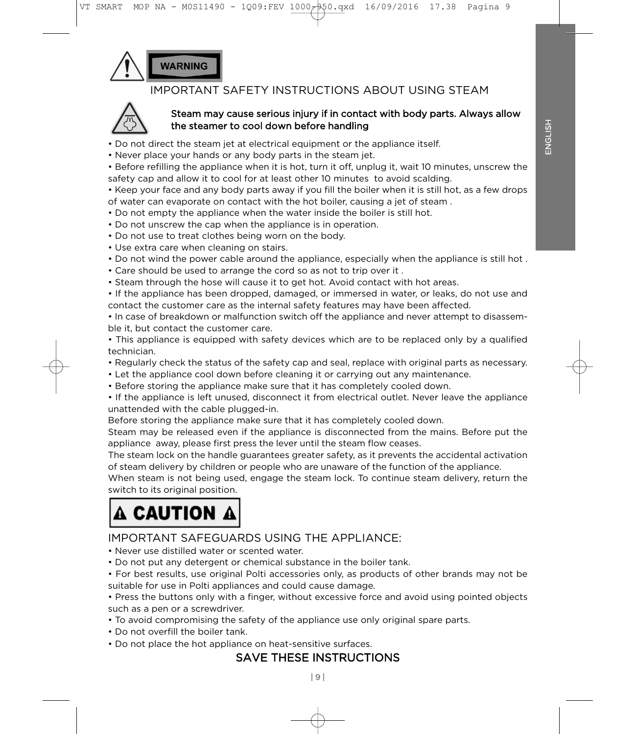**WARNING**

## IMPORTANT SAFETY INSTRUCTIONS ABOUT USING STEAM

**Steam may cause serious injury if in contact with body parts. Always allow the steamer to cool down before handling**

- Do not direct the steam jet at electrical equipment or the appliance itself.
- Never place your hands or any body parts in the steam jet.
- Before refilling the appliance when it is hot, turn it off, unplug it, wait 10 minutes, unscrew the safety cap and allow it to cool for at least other 10 minutes to avoid scalding.
- Keep your face and any body parts away if you fill the boiler when it is still hot, as a few drops of water can evaporate on contact with the hot boiler, causing a jet of steam .
- Do not empty the appliance when the water inside the boiler is still hot.
- Do not unscrew the cap when the appliance is in operation.
- Do not use to treat clothes being worn on the body.
- Use extra care when cleaning on stairs.
- Do not wind the power cable around the appliance, especially when the appliance is still hot .
- Care should be used to arrange the cord so as not to trip over it .
- Steam through the hose will cause it to get hot. Avoid contact with hot areas.
- If the appliance has been dropped, damaged, or immersed in water, or leaks, do not use and contact the customer care as the internal safety features may have been affected.
- In case of breakdown or malfunction switch off the appliance and never attempt to disassemble it, but contact the customer care.
- This appliance is equipped with safety devices which are to be replaced only by a qualified technician.
- Regularly check the status of the safety cap and seal, replace with original parts as necessary.
- Let the appliance cool down before cleaning it or carrying out any maintenance.
- Before storing the appliance make sure that it has completely cooled down.
- If the appliance is left unused, disconnect it from electrical outlet. Never leave the appliance unattended with the cable plugged-in.

Before storing the appliance make sure that it has completely cooled down.

Steam may be released even if the appliance is disconnected from the mains. Before put the appliance away, please first press the lever until the steam flow ceases.

The steam lock on the handle guarantees greater safety, as it prevents the accidental activation of steam delivery by children or people who are unaware of the function of the appliance.

When steam is not being used, engage the steam lock. To continue steam delivery, return the switch to its original position.

**⚠ CAUTION ⚠**

## IMPORTANT SAFEGUARDS USING THE APPLIANCE:

- Never use distilled water or scented water.
- Do not put any detergent or chemical substance in the boiler tank.
- For best results, use original Polti accessories only, as products of other brands may not be suitable for use in Polti appliances and could cause damage.
- Press the buttons only with a finger, without excessive force and avoid using pointed objects such as a pen or a screwdriver.
- To avoid compromising the safety of the appliance use only original spare parts.
- Do not overfill the boiler tank.
- Do not place the hot appliance on heat-sensitive surfaces.

## SAVE THESE INSTRUCTIONS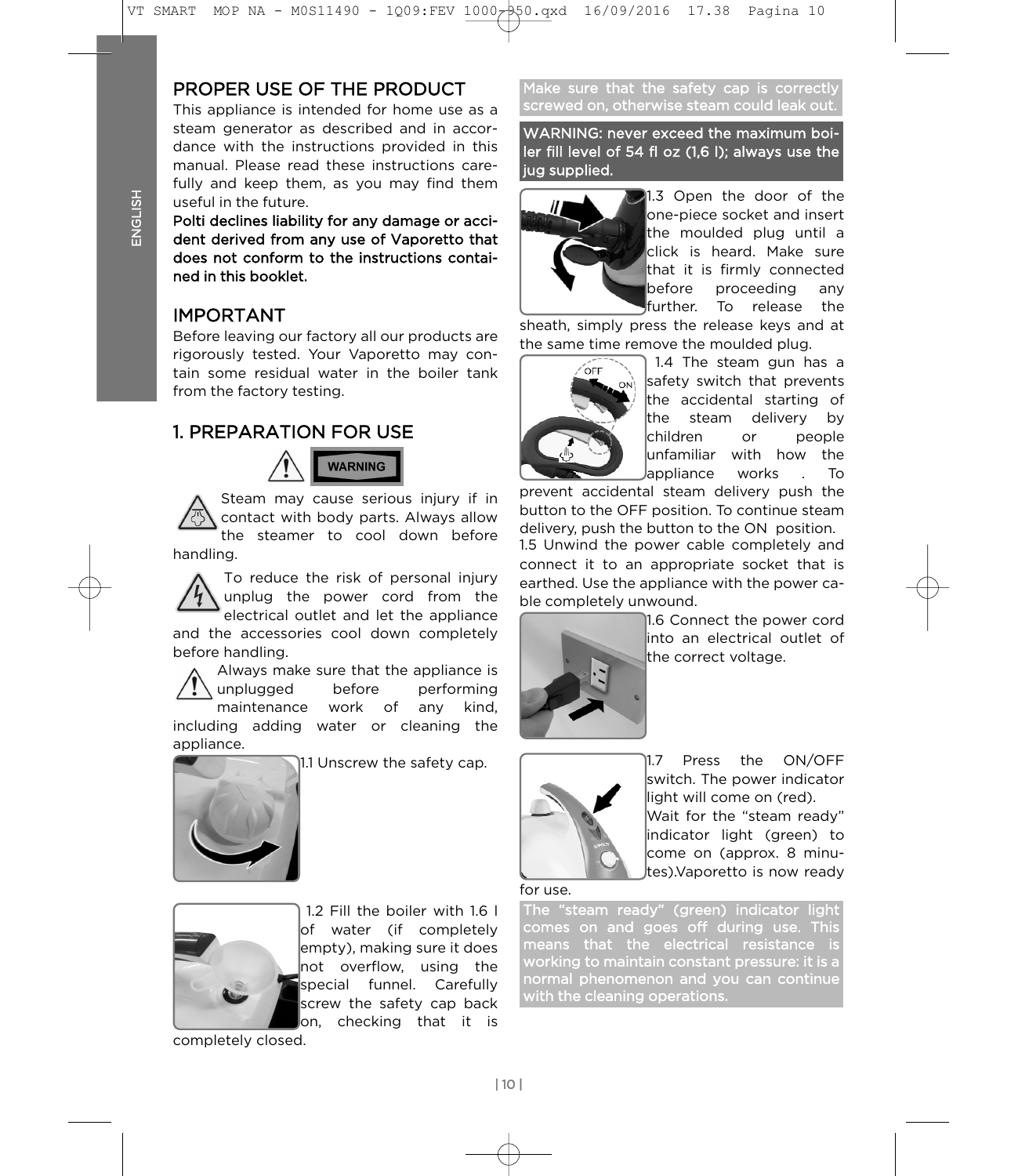## PROPER USE OF THE PRODUCT

This appliance is intended for home use as a steam generator as described and in accordance with the instructions provided in this manual. Please read these instructions carefully and keep them, as you may find them useful in the future.

**Polti declines liability for any damage or accident derived from any use of Vaporetto that does not conform to the instructions contained in this booklet.**

## IMPORTANT

Before leaving our factory all our products are rigorously tested. Your Vaporetto may contain some residual water in the boiler tank from the factory testing.

## 1. PREPARATION FOR USE

**WARNING**

Steam may cause serious injury if in contact with body parts. Always allow the steamer to cool down before handling.

To reduce the risk of personal injury unplug the power cord from the electrical outlet and let the appliance and the accessories cool down completely before handling.

Always make sure that the appliance is unplugged before performing maintenance work of any kind, including adding water or cleaning the appliance.

1.1 Unscrew the safety cap.

1.2 Fill the boiler with 1.6 l of water (if completely empty), making sure it does not overflow, using the special funnel. Carefully screw the safety cap back on, checking that it is completely closed.

**Make sure that the safety cap is correctly screwed on, otherwise steam could leak out.**

**WARNING: never exceed the maximum boiler fill level of 54 fl oz (1,6 l); always use the jug supplied.**

1.3 Open the door of the one-piece socket and insert the moulded plug until a click is heard. Make sure that it is firmly connected before proceeding any further. To release the sheath, simply press the release keys and at the same time remove the moulded plug.

1.4 The steam gun has a safety switch that prevents the accidental starting of the steam delivery by children or people unfamiliar with how the appliance works . To prevent accidental steam delivery push the button to the OFF position. To continue steam delivery, push the button to the ON position.

1.5 Unwind the power cable completely and connect it to an appropriate socket that is earthed. Use the appliance with the power cable completely unwound.

1.6 Connect the power cord into an electrical outlet of the correct voltage.

1.7 Press the ON/OFF switch. The power indicator light will come on (red).
Wait for the "steam ready" indicator light (green) to come on (approx. 8 minutes).Vaporetto is now ready for use.

**The "steam ready" (green) indicator light comes on and goes off during use. This means that the electrical resistance is working to maintain constant pressure: it is a normal phenomenon and you can continue with the cleaning operations.**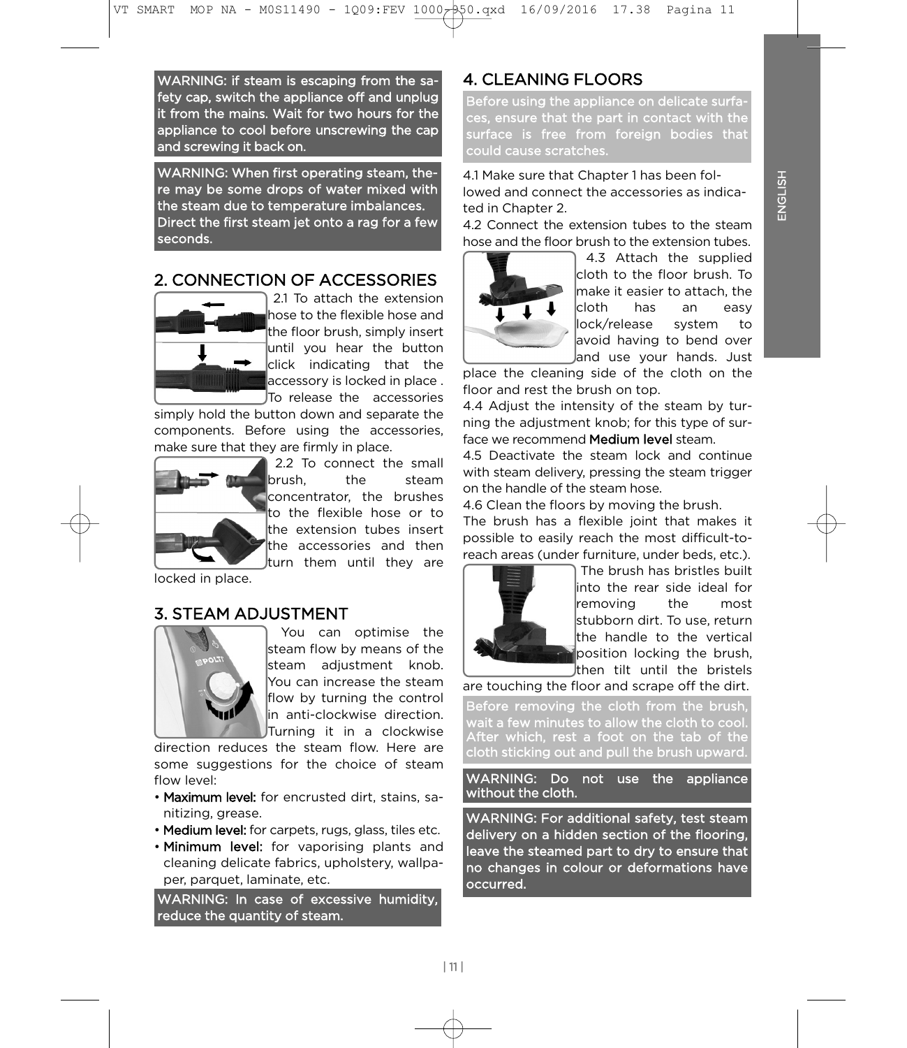WARNING: if steam is escaping from the safety cap, switch the appliance off and unplug it from the mains. Wait for two hours for the appliance to cool before unscrewing the cap and screwing it back on.

WARNING: When first operating steam, there may be some drops of water mixed with the steam due to temperature imbalances. Direct the first steam jet onto a rag for a few seconds.

## 2. CONNECTION OF ACCESSORIES

2.1 To attach the extension hose to the flexible hose and the floor brush, simply insert until you hear the button click indicating that the accessory is locked in place . To release the accessories simply hold the button down and separate the components. Before using the accessories, make sure that they are firmly in place.

2.2 To connect the small brush, the steam concentrator, the brushes to the flexible hose or to the extension tubes insert the accessories and then turn them until they are locked in place.

## 3. STEAM ADJUSTMENT

You can optimise the steam flow by means of the steam adjustment knob. You can increase the steam flow by turning the control in anti-clockwise direction. Turning it in a clockwise direction reduces the steam flow. Here are some suggestions for the choice of steam flow level:

- **Maximum level:** for encrusted dirt, stains, sanitizing, grease.
- **Medium level:** for carpets, rugs, glass, tiles etc.
- **Minimum level:** for vaporising plants and cleaning delicate fabrics, upholstery, wallpaper, parquet, laminate, etc.

WARNING: In case of excessive humidity, reduce the quantity of steam.

## 4. CLEANING FLOORS

Before using the appliance on delicate surfaces, ensure that the part in contact with the surface is free from foreign bodies that could cause scratches.

4.1 Make sure that Chapter 1 has been followed and connect the accessories as indicated in Chapter 2.

4.2 Connect the extension tubes to the steam hose and the floor brush to the extension tubes.

4.3 Attach the supplied cloth to the floor brush. To make it easier to attach, the cloth has an easy lock/release system to avoid having to bend over and use your hands. Just place the cleaning side of the cloth on the floor and rest the brush on top.

4.4 Adjust the intensity of the steam by turning the adjustment knob; for this type of surface we recommend **Medium level** steam.

4.5 Deactivate the steam lock and continue with steam delivery, pressing the steam trigger on the handle of the steam hose.

4.6 Clean the floors by moving the brush.

The brush has a flexible joint that makes it possible to easily reach the most difficult-to-reach areas (under furniture, under beds, etc.).

The brush has bristles built into the rear side ideal for removing the most stubborn dirt. To use, return the handle to the vertical position locking the brush, then tilt until the bristels are touching the floor and scrape off the dirt.

Before removing the cloth from the brush, wait a few minutes to allow the cloth to cool. After which, rest a foot on the tab of the cloth sticking out and pull the brush upward.

WARNING: Do not use the appliance without the cloth.

WARNING: For additional safety, test steam delivery on a hidden section of the flooring, leave the steamed part to dry to ensure that no changes in colour or deformations have occurred.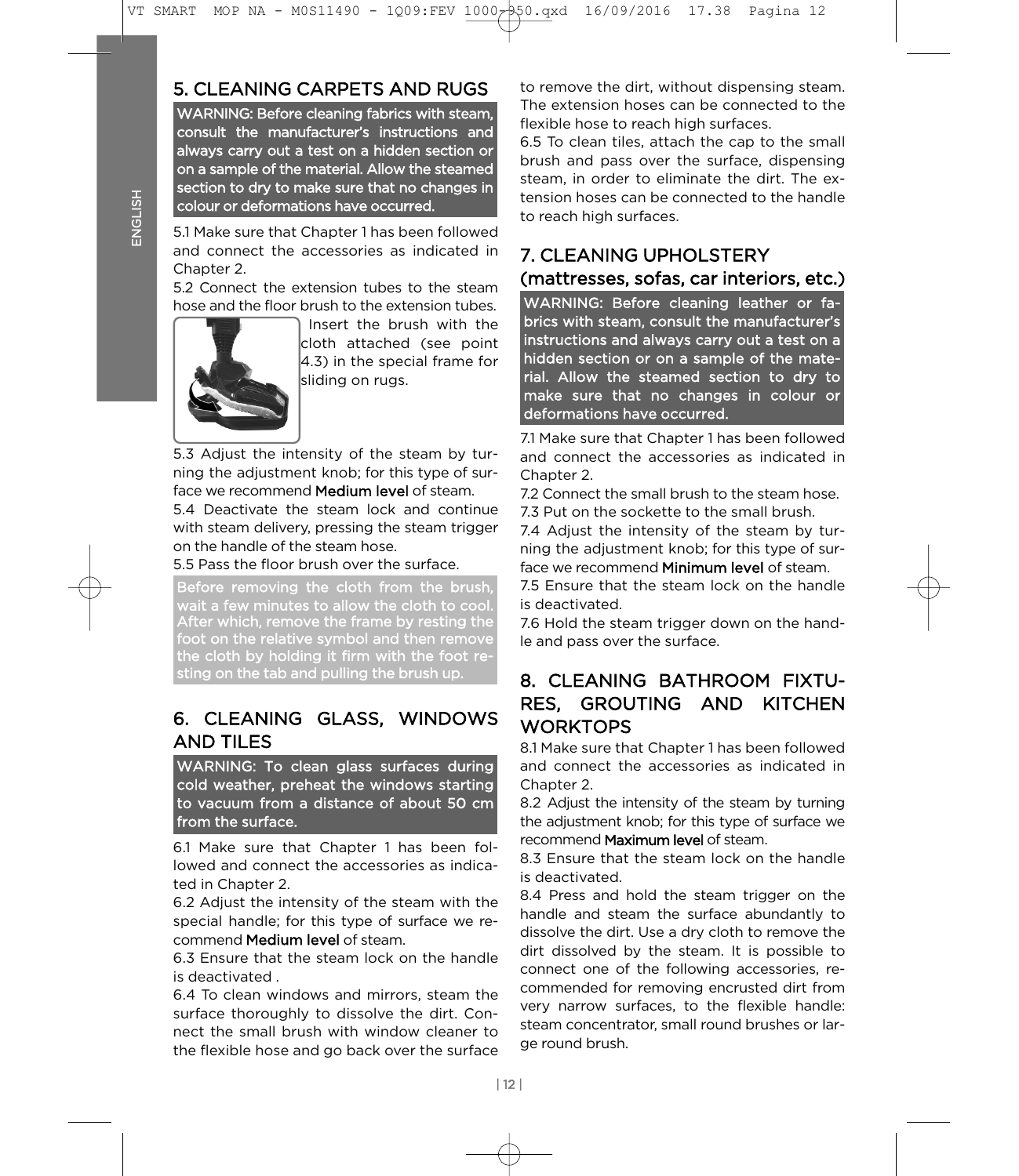## 5. CLEANING CARPETS AND RUGS

**WARNING: Before cleaning fabrics with steam, consult the manufacturer's instructions and always carry out a test on a hidden section or on a sample of the material. Allow the steamed section to dry to make sure that no changes in colour or deformations have occurred.**

5.1 Make sure that Chapter 1 has been followed and connect the accessories as indicated in Chapter 2.

5.2 Connect the extension tubes to the steam hose and the floor brush to the extension tubes. Insert the brush with the cloth attached (see point 4.3) in the special frame for sliding on rugs.

5.3 Adjust the intensity of the steam by turning the adjustment knob; for this type of surface we recommend **Medium level** of steam.

5.4 Deactivate the steam lock and continue with steam delivery, pressing the steam trigger on the handle of the steam hose.

5.5 Pass the floor brush over the surface.

**Before removing the cloth from the brush, wait a few minutes to allow the cloth to cool. After which, remove the frame by resting the foot on the relative symbol and then remove the cloth by holding it firm with the foot resting on the tab and pulling the brush up.**

## 6. CLEANING GLASS, WINDOWS AND TILES

**WARNING: To clean glass surfaces during cold weather, preheat the windows starting to vacuum from a distance of about 50 cm from the surface.**

6.1 Make sure that Chapter 1 has been followed and connect the accessories as indicated in Chapter 2.

6.2 Adjust the intensity of the steam with the special handle; for this type of surface we recommend **Medium level** of steam.

6.3 Ensure that the steam lock on the handle is deactivated .

6.4 To clean windows and mirrors, steam the surface thoroughly to dissolve the dirt. Connect the small brush with window cleaner to the flexible hose and go back over the surface to remove the dirt, without dispensing steam. The extension hoses can be connected to the flexible hose to reach high surfaces.

6.5 To clean tiles, attach the cap to the small brush and pass over the surface, dispensing steam, in order to eliminate the dirt. The extension hoses can be connected to the handle to reach high surfaces.

## 7. CLEANING UPHOLSTERY (mattresses, sofas, car interiors, etc.)

**WARNING: Before cleaning leather or fabrics with steam, consult the manufacturer's instructions and always carry out a test on a hidden section or on a sample of the material. Allow the steamed section to dry to make sure that no changes in colour or deformations have occurred.**

7.1 Make sure that Chapter 1 has been followed and connect the accessories as indicated in Chapter 2.

7.2 Connect the small brush to the steam hose.

7.3 Put on the sockette to the small brush.

7.4 Adjust the intensity of the steam by turning the adjustment knob; for this type of surface we recommend **Minimum level** of steam.

7.5 Ensure that the steam lock on the handle is deactivated.

7.6 Hold the steam trigger down on the handle and pass over the surface.

## 8. CLEANING BATHROOM FIXTURES, GROUTING AND KITCHEN WORKTOPS

8.1 Make sure that Chapter 1 has been followed and connect the accessories as indicated in Chapter 2.

8.2 Adjust the intensity of the steam by turning the adjustment knob; for this type of surface we recommend **Maximum level** of steam.

8.3 Ensure that the steam lock on the handle is deactivated.

8.4 Press and hold the steam trigger on the handle and steam the surface abundantly to dissolve the dirt. Use a dry cloth to remove the dirt dissolved by the steam. It is possible to connect one of the following accessories, recommended for removing encrusted dirt from very narrow surfaces, to the flexible handle: steam concentrator, small round brushes or large round brush.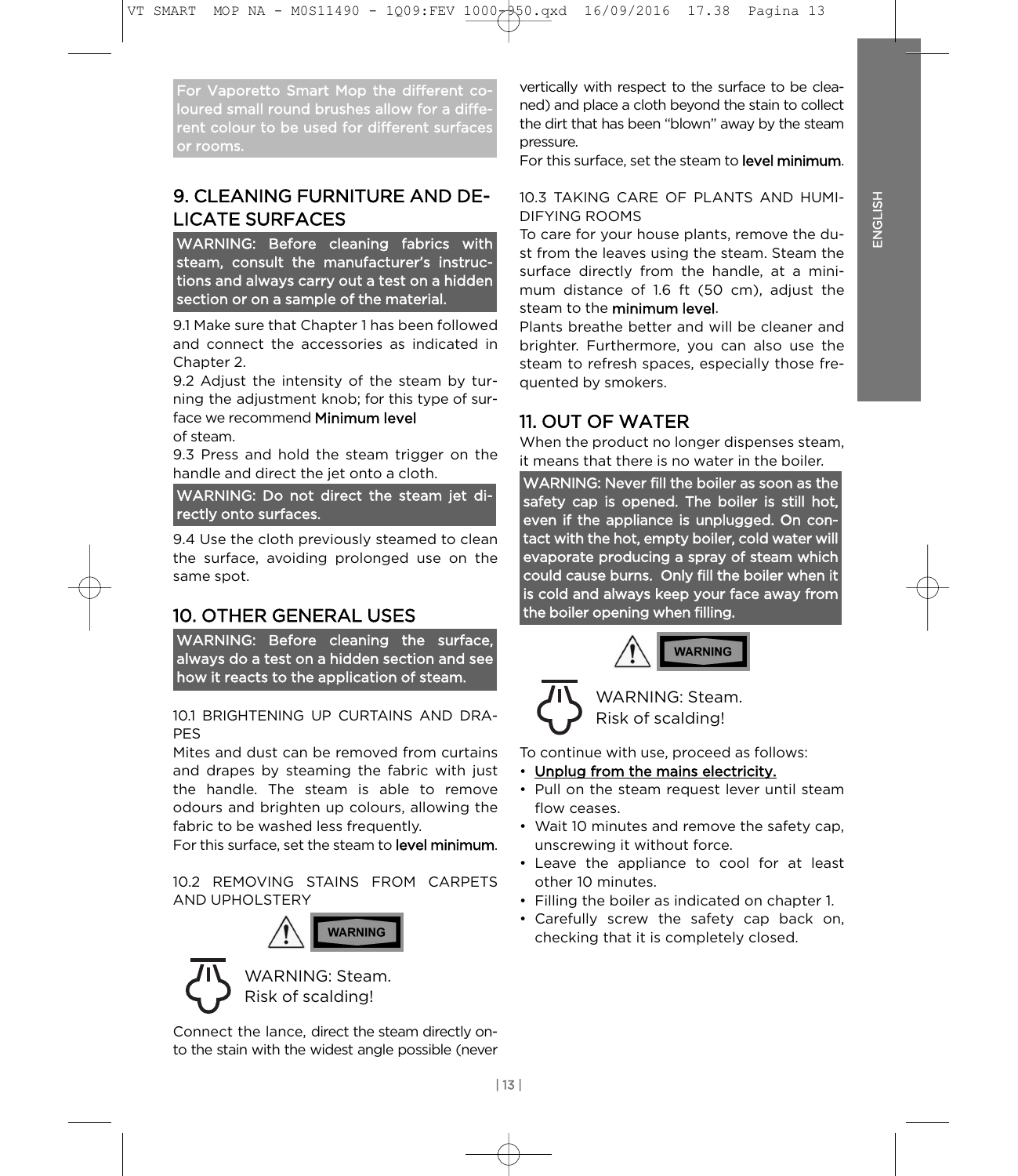For Vaporetto Smart Mop the different coloured small round brushes allow for a different colour to be used for different surfaces or rooms.

## 9. CLEANING FURNITURE AND DELICATE SURFACES

**WARNING: Before cleaning fabrics with steam, consult the manufacturer's instructions and always carry out a test on a hidden section or on a sample of the material.**

9.1 Make sure that Chapter 1 has been followed and connect the accessories as indicated in Chapter 2.

9.2 Adjust the intensity of the steam by turning the adjustment knob; for this type of surface we recommend **Minimum level** of steam.

9.3 Press and hold the steam trigger on the handle and direct the jet onto a cloth.

**WARNING: Do not direct the steam jet directly onto surfaces.**

9.4 Use the cloth previously steamed to clean the surface, avoiding prolonged use on the same spot.

## 10. OTHER GENERAL USES

**WARNING: Before cleaning the surface, always do a test on a hidden section and see how it reacts to the application of steam.**

10.1 BRIGHTENING UP CURTAINS AND DRAPES

Mites and dust can be removed from curtains and drapes by steaming the fabric with just the handle. The steam is able to remove odours and brighten up colours, allowing the fabric to be washed less frequently.

For this surface, set the steam to **level minimum**.

10.2 REMOVING STAINS FROM CARPETS AND UPHOLSTERY

WARNING

WARNING: Steam. Risk of scalding!

Connect the lance, direct the steam directly onto the stain with the widest angle possible (never vertically with respect to the surface to be cleaned) and place a cloth beyond the stain to collect the dirt that has been "blown" away by the steam pressure.

For this surface, set the steam to **level minimum**.

10.3 TAKING CARE OF PLANTS AND HUMIDIFYING ROOMS

To care for your house plants, remove the dust from the leaves using the steam. Steam the surface directly from the handle, at a minimum distance of 1.6 ft (50 cm), adjust the steam to the **minimum level**.

Plants breathe better and will be cleaner and brighter. Furthermore, you can also use the steam to refresh spaces, especially those frequented by smokers.

## 11. OUT OF WATER

When the product no longer dispenses steam, it means that there is no water in the boiler.

**WARNING: Never fill the boiler as soon as the safety cap is opened. The boiler is still hot, even if the appliance is unplugged. On contact with the hot, empty boiler, cold water will evaporate producing a spray of steam which could cause burns. Only fill the boiler when it is cold and always keep your face away from the boiler opening when filling.**

WARNING

WARNING: Steam. Risk of scalding!

To continue with use, proceed as follows:

- Unplug from the mains electricity.
- Pull on the steam request lever until steam flow ceases.
- Wait 10 minutes and remove the safety cap, unscrewing it without force.
- Leave the appliance to cool for at least other 10 minutes.
- Filling the boiler as indicated on chapter 1.
- Carefully screw the safety cap back on, checking that it is completely closed.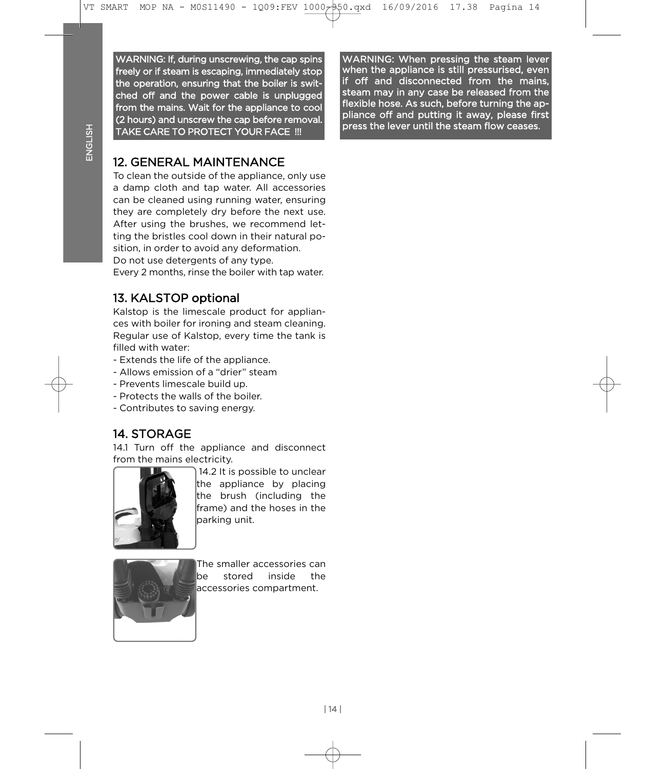**WARNING: If, during unscrewing, the cap spins freely or if steam is escaping, immediately stop the operation, ensuring that the boiler is switched off and the power cable is unplugged from the mains. Wait for the appliance to cool (2 hours) and unscrew the cap before removal. TAKE CARE TO PROTECT YOUR FACE !!!**

## 12. GENERAL MAINTENANCE

To clean the outside of the appliance, only use a damp cloth and tap water. All accessories can be cleaned using running water, ensuring they are completely dry before the next use. After using the brushes, we recommend letting the bristles cool down in their natural position, in order to avoid any deformation.
Do not use detergents of any type.
Every 2 months, rinse the boiler with tap water.

## 13. KALSTOP optional

Kalstop is the limescale product for appliances with boiler for ironing and steam cleaning. Regular use of Kalstop, every time the tank is filled with water:

- Extends the life of the appliance.
- Allows emission of a "drier" steam
- Prevents limescale build up.
- Protects the walls of the boiler.
- Contributes to saving energy.

## 14. STORAGE

14.1 Turn off the appliance and disconnect from the mains electricity.

14.2 It is possible to unclear the appliance by placing the brush (including the frame) and the hoses in the parking unit.

The smaller accessories can be stored inside the accessories compartment.

**WARNING: When pressing the steam lever when the appliance is still pressurised, even if off and disconnected from the mains, steam may in any case be released from the flexible hose. As such, before turning the appliance off and putting it away, please first press the lever until the steam flow ceases.**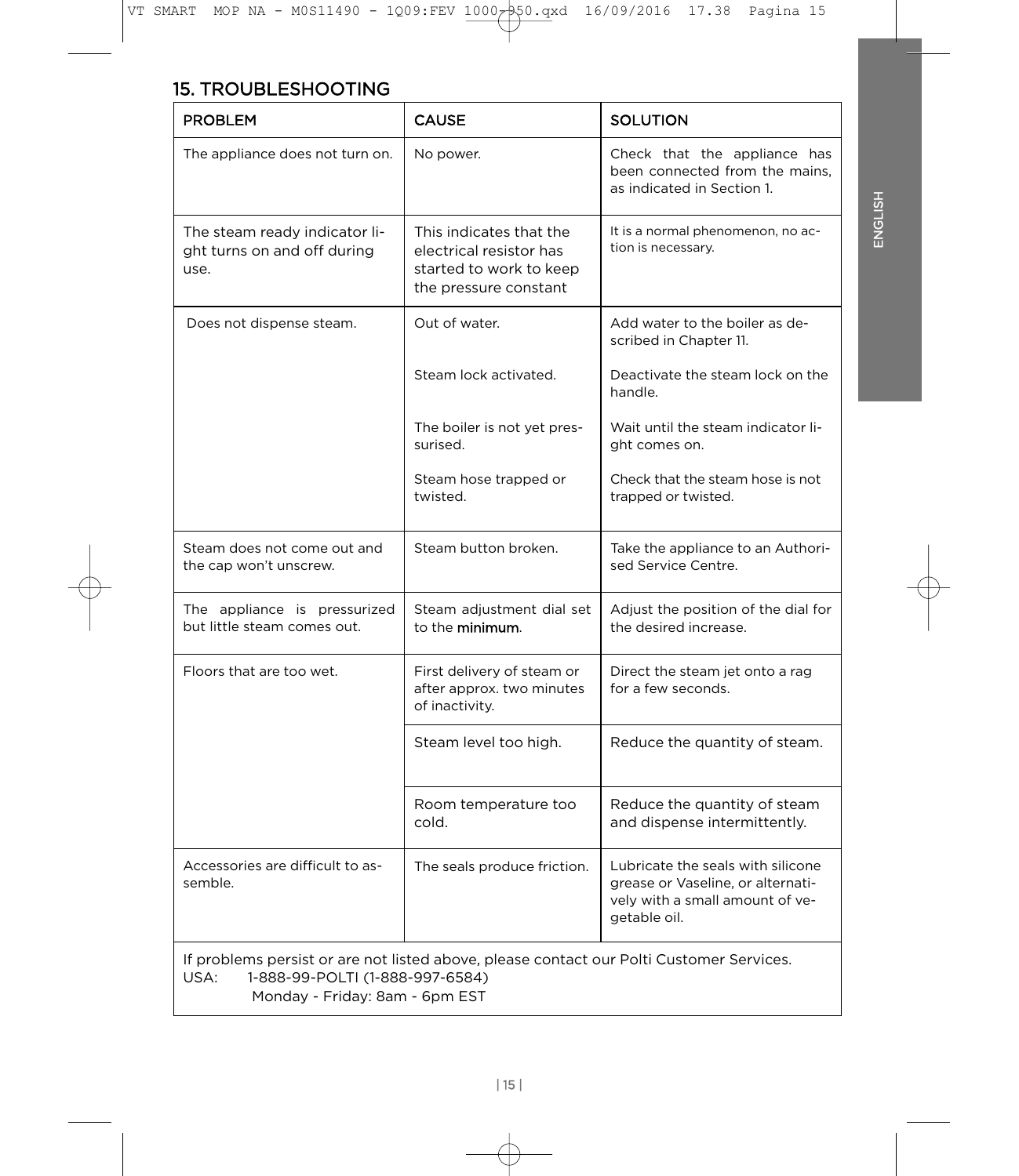## 15. TROUBLESHOOTING

| PROBLEM | CAUSE | SOLUTION |
|---|---|---|
| The appliance does not turn on. | No power. | Check that the appliance has been connected from the mains, as indicated in Section 1. |
| The steam ready indicator light turns on and off during use. | This indicates that the electrical resistor has started to work to keep the pressure constant | It is a normal phenomenon, no action is necessary. |
| Does not dispense steam. | Out of water. | Add water to the boiler as described in Chapter 11. |
| | Steam lock activated. | Deactivate the steam lock on the handle. |
| | The boiler is not yet pressurised. | Wait until the steam indicator light comes on. |
| | Steam hose trapped or twisted. | Check that the steam hose is not trapped or twisted. |
| Steam does not come out and the cap won't unscrew. | Steam button broken. | Take the appliance to an Authorised Service Centre. |
| The appliance is pressurized but little steam comes out. | Steam adjustment dial set to the **minimum**. | Adjust the position of the dial for the desired increase. |
| Floors that are too wet. | First delivery of steam or after approx. two minutes of inactivity. | Direct the steam jet onto a rag for a few seconds. |
| | Steam level too high. | Reduce the quantity of steam. |
| | Room temperature too cold. | Reduce the quantity of steam and dispense intermittently. |
| Accessories are difficult to assemble. | The seals produce friction. | Lubricate the seals with silicone grease or Vaseline, or alternatively with a small amount of vegetable oil. |

If problems persist or are not listed above, please contact our Polti Customer Services.
USA: 1-888-99-POLTI (1-888-997-6584)
Monday - Friday: 8am - 6pm EST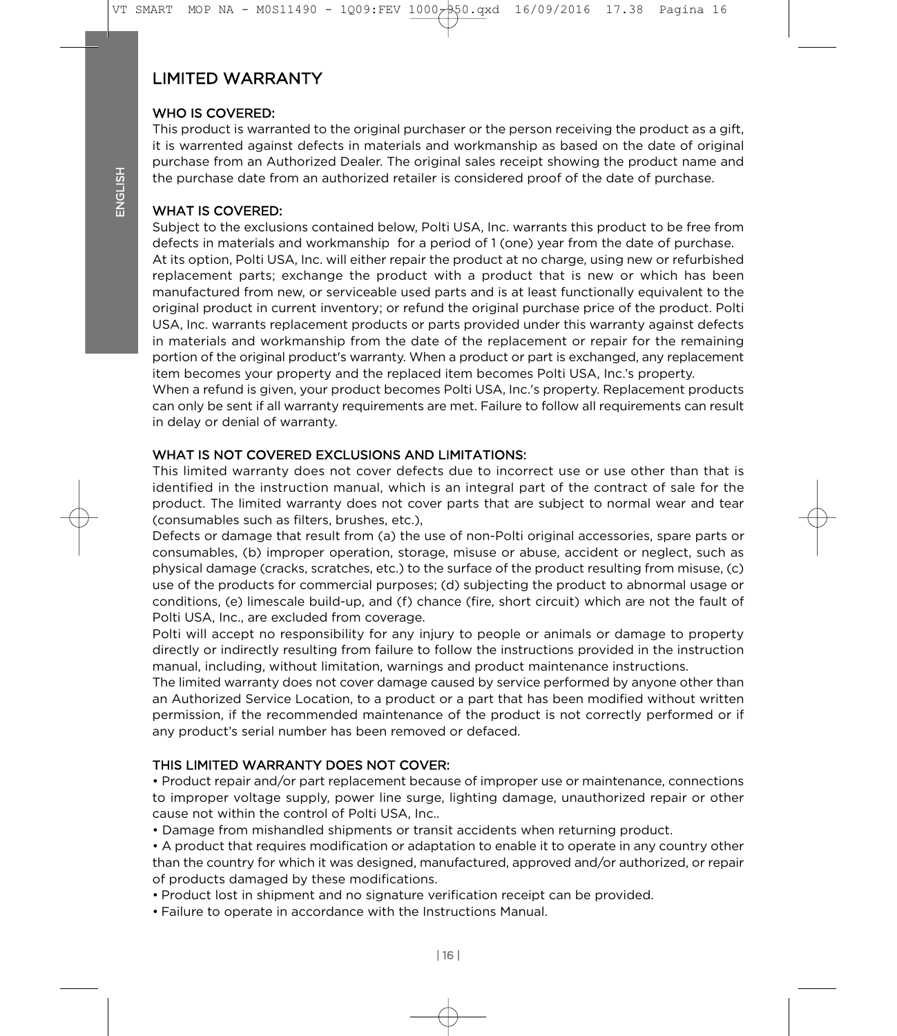# LIMITED WARRANTY

## WHO IS COVERED:

This product is warranted to the original purchaser or the person receiving the product as a gift, it is warrented against defects in materials and workmanship as based on the date of original purchase from an Authorized Dealer. The original sales receipt showing the product name and the purchase date from an authorized retailer is considered proof of the date of purchase.

## WHAT IS COVERED:

Subject to the exclusions contained below, Polti USA, Inc. warrants this product to be free from defects in materials and workmanship for a period of 1 (one) year from the date of purchase.
At its option, Polti USA, Inc. will either repair the product at no charge, using new or refurbished replacement parts; exchange the product with a product that is new or which has been manufactured from new, or serviceable used parts and is at least functionally equivalent to the original product in current inventory; or refund the original purchase price of the product. Polti USA, Inc. warrants replacement products or parts provided under this warranty against defects in materials and workmanship from the date of the replacement or repair for the remaining portion of the original product's warranty. When a product or part is exchanged, any replacement item becomes your property and the replaced item becomes Polti USA, Inc.'s property.
When a refund is given, your product becomes Polti USA, Inc.'s property. Replacement products can only be sent if all warranty requirements are met. Failure to follow all requirements can result in delay or denial of warranty.

## WHAT IS NOT COVERED EXCLUSIONS AND LIMITATIONS:

This limited warranty does not cover defects due to incorrect use or use other than that is identified in the instruction manual, which is an integral part of the contract of sale for the product. The limited warranty does not cover parts that are subject to normal wear and tear (consumables such as filters, brushes, etc.),
Defects or damage that result from (a) the use of non-Polti original accessories, spare parts or consumables, (b) improper operation, storage, misuse or abuse, accident or neglect, such as physical damage (cracks, scratches, etc.) to the surface of the product resulting from misuse, (c) use of the products for commercial purposes; (d) subjecting the product to abnormal usage or conditions, (e) limescale build-up, and (f) chance (fire, short circuit) which are not the fault of Polti USA, Inc., are excluded from coverage.
Polti will accept no responsibility for any injury to people or animals or damage to property directly or indirectly resulting from failure to follow the instructions provided in the instruction manual, including, without limitation, warnings and product maintenance instructions.
The limited warranty does not cover damage caused by service performed by anyone other than an Authorized Service Location, to a product or a part that has been modified without written permission, if the recommended maintenance of the product is not correctly performed or if any product's serial number has been removed or defaced.

## THIS LIMITED WARRANTY DOES NOT COVER:

- Product repair and/or part replacement because of improper use or maintenance, connections to improper voltage supply, power line surge, lighting damage, unauthorized repair or other cause not within the control of Polti USA, Inc..
- Damage from mishandled shipments or transit accidents when returning product.
- A product that requires modification or adaptation to enable it to operate in any country other than the country for which it was designed, manufactured, approved and/or authorized, or repair of products damaged by these modifications.
- Product lost in shipment and no signature verification receipt can be provided.
- Failure to operate in accordance with the Instructions Manual.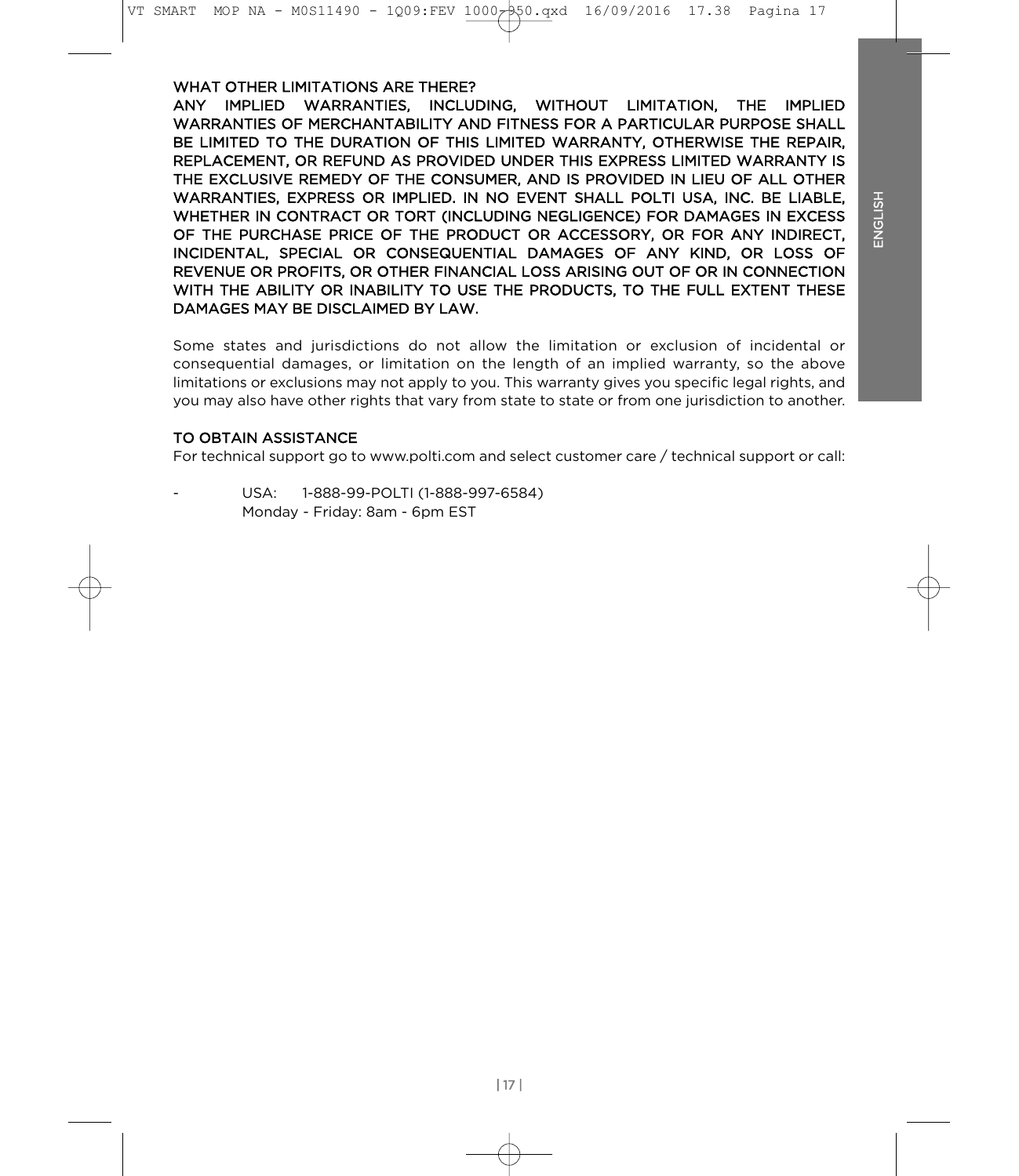### WHAT OTHER LIMITATIONS ARE THERE?

**ANY IMPLIED WARRANTIES, INCLUDING, WITHOUT LIMITATION, THE IMPLIED WARRANTIES OF MERCHANTABILITY AND FITNESS FOR A PARTICULAR PURPOSE SHALL BE LIMITED TO THE DURATION OF THIS LIMITED WARRANTY, OTHERWISE THE REPAIR, REPLACEMENT, OR REFUND AS PROVIDED UNDER THIS EXPRESS LIMITED WARRANTY IS THE EXCLUSIVE REMEDY OF THE CONSUMER, AND IS PROVIDED IN LIEU OF ALL OTHER WARRANTIES, EXPRESS OR IMPLIED. IN NO EVENT SHALL POLTI USA, INC. BE LIABLE, WHETHER IN CONTRACT OR TORT (INCLUDING NEGLIGENCE) FOR DAMAGES IN EXCESS OF THE PURCHASE PRICE OF THE PRODUCT OR ACCESSORY, OR FOR ANY INDIRECT, INCIDENTAL, SPECIAL OR CONSEQUENTIAL DAMAGES OF ANY KIND, OR LOSS OF REVENUE OR PROFITS, OR OTHER FINANCIAL LOSS ARISING OUT OF OR IN CONNECTION WITH THE ABILITY OR INABILITY TO USE THE PRODUCTS, TO THE FULL EXTENT THESE DAMAGES MAY BE DISCLAIMED BY LAW.**

Some states and jurisdictions do not allow the limitation or exclusion of incidental or consequential damages, or limitation on the length of an implied warranty, so the above limitations or exclusions may not apply to you. This warranty gives you specific legal rights, and you may also have other rights that vary from state to state or from one jurisdiction to another.

### TO OBTAIN ASSISTANCE

For technical support go to www.polti.com and select customer care / technical support or call:

- USA: 1-888-99-POLTI (1-888-997-6584)
  Monday - Friday: 8am - 6pm EST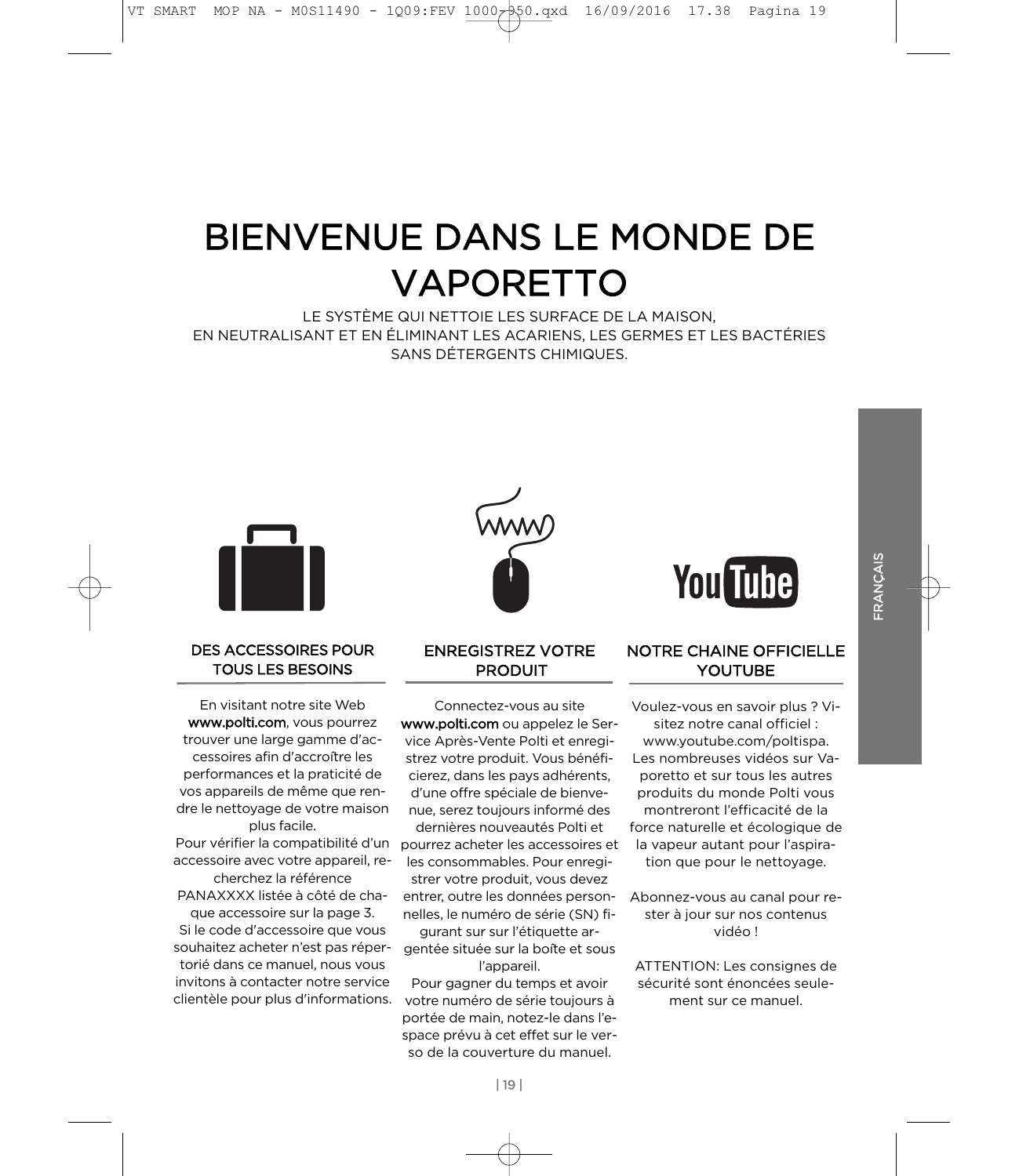# BIENVENUE DANS LE MONDE DE VAPORETTO

LE SYSTÈME QUI NETTOIE LES SURFACE DE LA MAISON,
EN NEUTRALISANT ET EN ÉLIMINANT LES ACARIENS, LES GERMES ET LES BACTÉRIES
SANS DÉTERGENTS CHIMIQUES.

## DES ACCESSOIRES POUR TOUS LES BESOINS

En visitant notre site Web **www.polti.com**, vous pourrez trouver une large gamme d'accessoires afin d'accroître les performances et la praticité de vos appareils de même que rendre le nettoyage de votre maison plus facile.
Pour vérifier la compatibilité d'un accessoire avec votre appareil, recherchez la référence PANAXXXX listée à côté de chaque accessoire sur la page 3.
Si le code d'accessoire que vous souhaitez acheter n'est pas répertorié dans ce manuel, nous vous invitons à contacter notre service clientèle pour plus d'informations.

## ENREGISTREZ VOTRE PRODUIT

Connectez-vous au site **www.polti.com** ou appelez le Service Après-Vente Polti et enregistrez votre produit. Vous bénéficierez, dans les pays adhérents, d'une offre spéciale de bienvenue, serez toujours informé des dernières nouveautés Polti et pourrez acheter les accessoires et les consommables. Pour enregistrer votre produit, vous devez entrer, outre les données personnelles, le numéro de série (SN) figurant sur sur l'étiquette argentée située sur la boîte et sous l'appareil.
Pour gagner du temps et avoir votre numéro de série toujours à portée de main, notez-le dans l'espace prévu à cet effet sur le verso de la couverture du manuel.

## NOTRE CHAINE OFFICIELLE YOUTUBE

Voulez-vous en savoir plus ? Visitez notre canal officiel : www.youtube.com/poltispa.
Les nombreuses vidéos sur Vaporetto et sur tous les autres produits du monde Polti vous montreront l'efficacité de la force naturelle et écologique de la vapeur autant pour l'aspiration que pour le nettoyage.

Abonnez-vous au canal pour rester à jour sur nos contenus vidéo !

ATTENTION: Les consignes de sécurité sont énoncées seulement sur ce manuel.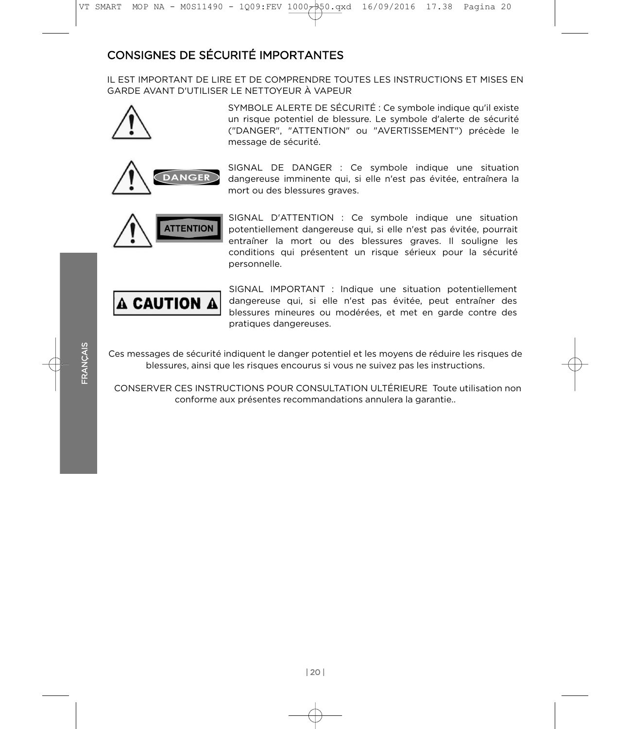## CONSIGNES DE SÉCURITÉ IMPORTANTES

IL EST IMPORTANT DE LIRE ET DE COMPRENDRE TOUTES LES INSTRUCTIONS ET MISES EN GARDE AVANT D'UTILISER LE NETTOYEUR À VAPEUR

SYMBOLE ALERTE DE SÉCURITÉ : Ce symbole indique qu'il existe un risque potentiel de blessure. Le symbole d'alerte de sécurité ("DANGER", "ATTENTION" ou "AVERTISSEMENT") précède le message de sécurité.

DANGER

SIGNAL DE DANGER : Ce symbole indique une situation dangereuse imminente qui, si elle n'est pas évitée, entraînera la mort ou des blessures graves.

ATTENTION

SIGNAL D'ATTENTION : Ce symbole indique une situation potentiellement dangereuse qui, si elle n'est pas évitée, pourrait entraîner la mort ou des blessures graves. Il souligne les conditions qui présentent un risque sérieux pour la sécurité personnelle.

CAUTION

SIGNAL IMPORTANT : Indique une situation potentiellement dangereuse qui, si elle n'est pas évitée, peut entraîner des blessures mineures ou modérées, et met en garde contre des pratiques dangereuses.

Ces messages de sécurité indiquent le danger potentiel et les moyens de réduire les risques de blessures, ainsi que les risques encourus si vous ne suivez pas les instructions.

CONSERVER CES INSTRUCTIONS POUR CONSULTATION ULTÉRIEURE Toute utilisation non conforme aux présentes recommandations annulera la garantie..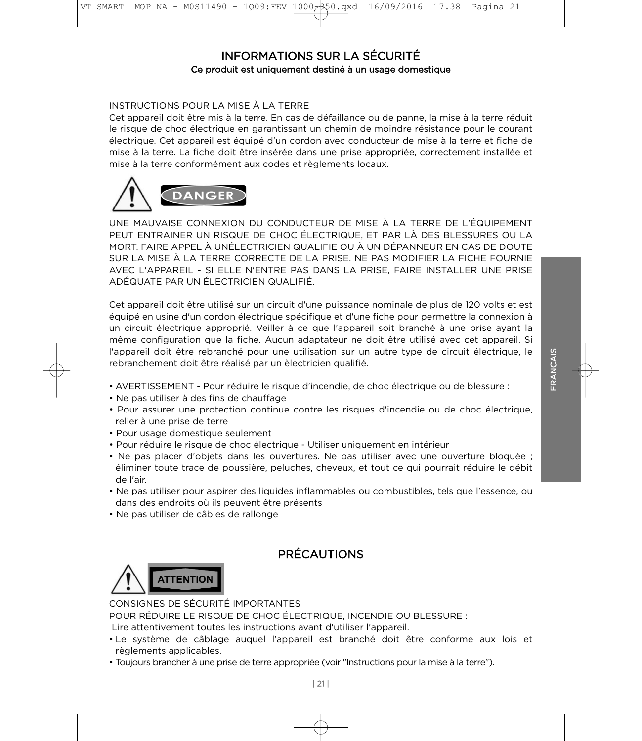# INFORMATIONS SUR LA SÉCURITÉ

**Ce produit est uniquement destiné à un usage domestique**

INSTRUCTIONS POUR LA MISE À LA TERRE

Cet appareil doit être mis à la terre. En cas de défaillance ou de panne, la mise à la terre réduit le risque de choc électrique en garantissant un chemin de moindre résistance pour le courant électrique. Cet appareil est équipé d'un cordon avec conducteur de mise à la terre et fiche de mise à la terre. La fiche doit être insérée dans une prise appropriée, correctement installée et mise à la terre conformément aux codes et règlements locaux.

**DANGER**

UNE MAUVAISE CONNEXION DU CONDUCTEUR DE MISE À LA TERRE DE L'ÉQUIPEMENT PEUT ENTRAINER UN RISQUE DE CHOC ÉLECTRIQUE, ET PAR LÀ DES BLESSURES OU LA MORT. FAIRE APPEL À UNÉLECTRICIEN QUALIFIE OU À UN DÉPANNEUR EN CAS DE DOUTE SUR LA MISE À LA TERRE CORRECTE DE LA PRISE. NE PAS MODIFIER LA FICHE FOURNIE AVEC L'APPAREIL - SI ELLE N'ENTRE PAS DANS LA PRISE, FAIRE INSTALLER UNE PRISE ADÉQUATE PAR UN ÉLECTRICIEN QUALIFIÉ.

Cet appareil doit être utilisé sur un circuit d'une puissance nominale de plus de 120 volts et est équipé en usine d'un cordon électrique spécifique et d'une fiche pour permettre la connexion à un circuit électrique approprié. Veiller à ce que l'appareil soit branché à une prise ayant la même configuration que la fiche. Aucun adaptateur ne doit être utilisé avec cet appareil. Si l'appareil doit être rebranché pour une utilisation sur un autre type de circuit électrique, le rebranchement doit être réalisé par un èlectricien qualifié.

- AVERTISSEMENT - Pour réduire le risque d'incendie, de choc électrique ou de blessure :
- Ne pas utiliser à des fins de chauffage
- Pour assurer une protection continue contre les risques d'incendie ou de choc électrique, relier à une prise de terre
- Pour usage domestique seulement
- Pour réduire le risque de choc électrique - Utiliser uniquement en intérieur
- Ne pas placer d'objets dans les ouvertures. Ne pas utiliser avec une ouverture bloquée ; éliminer toute trace de poussière, peluches, cheveux, et tout ce qui pourrait réduire le débit de l'air.
- Ne pas utiliser pour aspirer des liquides inflammables ou combustibles, tels que l'essence, ou dans des endroits où ils peuvent être présents
- Ne pas utiliser de câbles de rallonge

# PRÉCAUTIONS

**ATTENTION**

CONSIGNES DE SÉCURITÉ IMPORTANTES

POUR RÉDUIRE LE RISQUE DE CHOC ÉLECTRIQUE, INCENDIE OU BLESSURE :

Lire attentivement toutes les instructions avant d'utiliser l'appareil.

- Le système de câblage auquel l'appareil est branché doit être conforme aux lois et règlements applicables.
- Toujours brancher à une prise de terre appropriée (voir "Instructions pour la mise à la terre").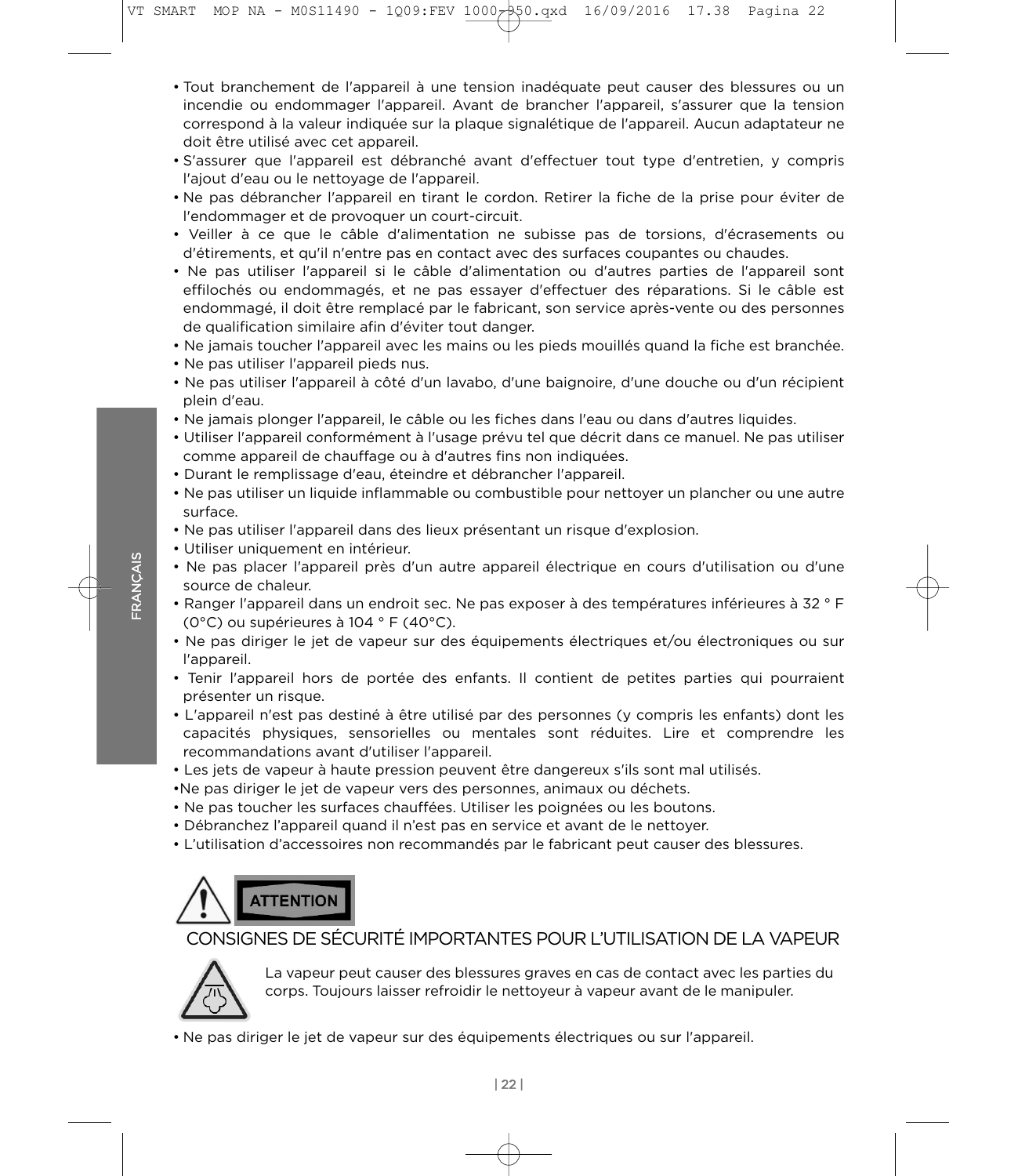- Tout branchement de l'appareil à une tension inadéquate peut causer des blessures ou un incendie ou endommager l'appareil. Avant de brancher l'appareil, s'assurer que la tension correspond à la valeur indiquée sur la plaque signalétique de l'appareil. Aucun adaptateur ne doit être utilisé avec cet appareil.
- S'assurer que l'appareil est débranché avant d'effectuer tout type d'entretien, y compris l'ajout d'eau ou le nettoyage de l'appareil.
- Ne pas débrancher l'appareil en tirant le cordon. Retirer la fiche de la prise pour éviter de l'endommager et de provoquer un court-circuit.
- Veiller à ce que le câble d'alimentation ne subisse pas de torsions, d'écrasements ou d'étirements, et qu'il n'entre pas en contact avec des surfaces coupantes ou chaudes.
- Ne pas utiliser l'appareil si le câble d'alimentation ou d'autres parties de l'appareil sont effilochés ou endommagés, et ne pas essayer d'effectuer des réparations. Si le câble est endommagé, il doit être remplacé par le fabricant, son service après-vente ou des personnes de qualification similaire afin d'éviter tout danger.
- Ne jamais toucher l'appareil avec les mains ou les pieds mouillés quand la fiche est branchée.
- Ne pas utiliser l'appareil pieds nus.
- Ne pas utiliser l'appareil à côté d'un lavabo, d'une baignoire, d'une douche ou d'un récipient plein d'eau.
- Ne jamais plonger l'appareil, le câble ou les fiches dans l'eau ou dans d'autres liquides.
- Utiliser l'appareil conformément à l'usage prévu tel que décrit dans ce manuel. Ne pas utiliser comme appareil de chauffage ou à d'autres fins non indiquées.
- Durant le remplissage d'eau, éteindre et débrancher l'appareil.
- Ne pas utiliser un liquide inflammable ou combustible pour nettoyer un plancher ou une autre surface.
- Ne pas utiliser l'appareil dans des lieux présentant un risque d'explosion.
- Utiliser uniquement en intérieur.
- Ne pas placer l'appareil près d'un autre appareil électrique en cours d'utilisation ou d'une source de chaleur.
- Ranger l'appareil dans un endroit sec. Ne pas exposer à des températures inférieures à 32 ° F (0°C) ou supérieures à 104 ° F (40°C).
- Ne pas diriger le jet de vapeur sur des équipements électriques et/ou électroniques ou sur l'appareil.
- Tenir l'appareil hors de portée des enfants. Il contient de petites parties qui pourraient présenter un risque.
- L'appareil n'est pas destiné à être utilisé par des personnes (y compris les enfants) dont les capacités physiques, sensorielles ou mentales sont réduites. Lire et comprendre les recommandations avant d'utiliser l'appareil.
- Les jets de vapeur à haute pression peuvent être dangereux s'ils sont mal utilisés.
- Ne pas diriger le jet de vapeur vers des personnes, animaux ou déchets.
- Ne pas toucher les surfaces chauffées. Utiliser les poignées ou les boutons.
- Débranchez l'appareil quand il n'est pas en service et avant de le nettoyer.
- L'utilisation d'accessoires non recommandés par le fabricant peut causer des blessures.

**ATTENTION**

## CONSIGNES DE SÉCURITÉ IMPORTANTES POUR L'UTILISATION DE LA VAPEUR

La vapeur peut causer des blessures graves en cas de contact avec les parties du corps. Toujours laisser refroidir le nettoyeur à vapeur avant de le manipuler.

- Ne pas diriger le jet de vapeur sur des équipements électriques ou sur l'appareil.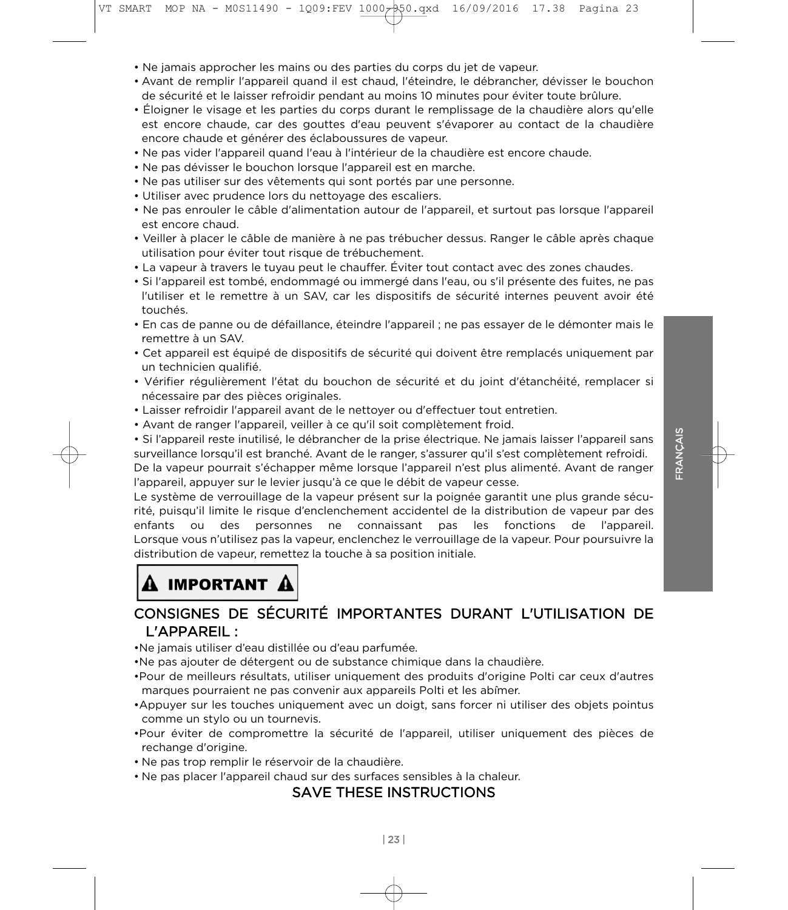- Ne jamais approcher les mains ou des parties du corps du jet de vapeur.
- Avant de remplir l'appareil quand il est chaud, l'éteindre, le débrancher, dévisser le bouchon de sécurité et le laisser refroidir pendant au moins 10 minutes pour éviter toute brûlure.
- Éloigner le visage et les parties du corps durant le remplissage de la chaudière alors qu'elle est encore chaude, car des gouttes d'eau peuvent s'évaporer au contact de la chaudière encore chaude et générer des éclaboussures de vapeur.
- Ne pas vider l'appareil quand l'eau à l'intérieur de la chaudière est encore chaude.
- Ne pas dévisser le bouchon lorsque l'appareil est en marche.
- Ne pas utiliser sur des vêtements qui sont portés par une personne.
- Utiliser avec prudence lors du nettoyage des escaliers.
- Ne pas enrouler le câble d'alimentation autour de l'appareil, et surtout pas lorsque l'appareil est encore chaud.
- Veiller à placer le câble de manière à ne pas trébucher dessus. Ranger le câble après chaque utilisation pour éviter tout risque de trébuchement.
- La vapeur à travers le tuyau peut le chauffer. Éviter tout contact avec des zones chaudes.
- Si l'appareil est tombé, endommagé ou immergé dans l'eau, ou s'il présente des fuites, ne pas l'utiliser et le remettre à un SAV, car les dispositifs de sécurité internes peuvent avoir été touchés.
- En cas de panne ou de défaillance, éteindre l'appareil ; ne pas essayer de le démonter mais le remettre à un SAV.
- Cet appareil est équipé de dispositifs de sécurité qui doivent être remplacés uniquement par un technicien qualifié.
- Vérifier régulièrement l'état du bouchon de sécurité et du joint d'étanchéité, remplacer si nécessaire par des pièces originales.
- Laisser refroidir l'appareil avant de le nettoyer ou d'effectuer tout entretien.
- Avant de ranger l'appareil, veiller à ce qu'il soit complètement froid.
- Si l'appareil reste inutilisé, le débrancher de la prise électrique. Ne jamais laisser l'appareil sans surveillance lorsqu'il est branché. Avant de le ranger, s'assurer qu'il s'est complètement refroidi.

De la vapeur pourrait s'échapper même lorsque l'appareil n'est plus alimenté. Avant de ranger l'appareil, appuyer sur le levier jusqu'à ce que le débit de vapeur cesse.

Le système de verrouillage de la vapeur présent sur la poignée garantit une plus grande sécurité, puisqu'il limite le risque d'enclenchement accidentel de la distribution de vapeur par des enfants ou des personnes ne connaissant pas les fonctions de l'appareil. Lorsque vous n'utilisez pas la vapeur, enclenchez le verrouillage de la vapeur. Pour poursuivre la distribution de vapeur, remettez la touche à sa position initiale.

**⚠ IMPORTANT ⚠**

## CONSIGNES DE SÉCURITÉ IMPORTANTES DURANT L'UTILISATION DE L'APPAREIL :

- Ne jamais utiliser d'eau distillée ou d'eau parfumée.
- Ne pas ajouter de détergent ou de substance chimique dans la chaudière.
- Pour de meilleurs résultats, utiliser uniquement des produits d'origine Polti car ceux d'autres marques pourraient ne pas convenir aux appareils Polti et les abîmer.
- Appuyer sur les touches uniquement avec un doigt, sans forcer ni utiliser des objets pointus comme un stylo ou un tournevis.
- Pour éviter de compromettre la sécurité de l'appareil, utiliser uniquement des pièces de rechange d'origine.
- Ne pas trop remplir le réservoir de la chaudière.
- Ne pas placer l'appareil chaud sur des surfaces sensibles à la chaleur.

## SAVE THESE INSTRUCTIONS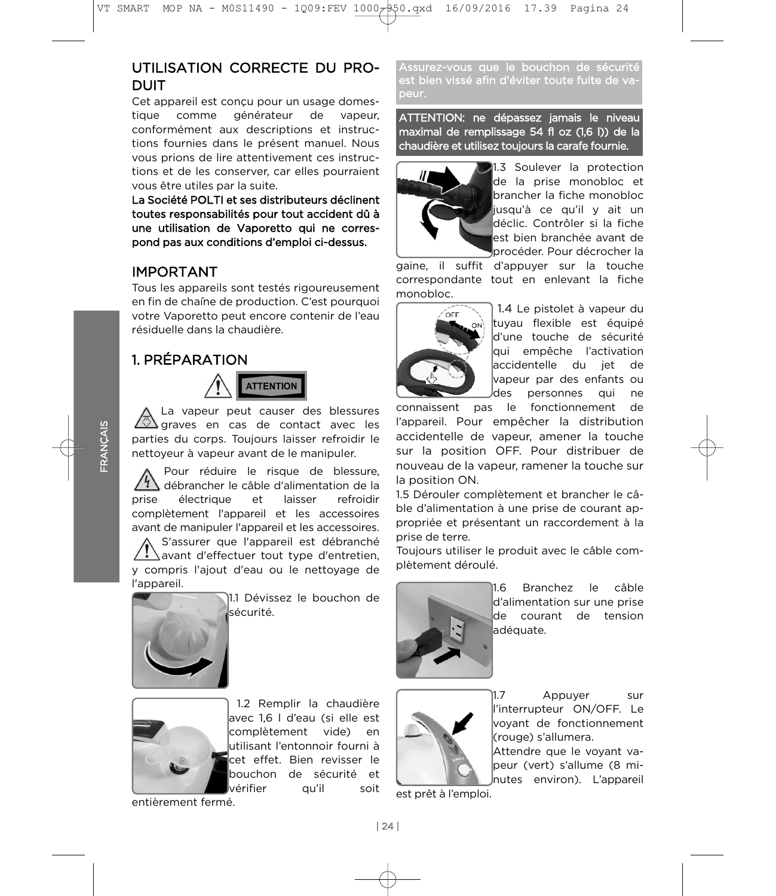## UTILISATION CORRECTE DU PRODUIT

Cet appareil est conçu pour un usage domestique comme générateur de vapeur, conformément aux descriptions et instructions fournies dans le présent manuel. Nous vous prions de lire attentivement ces instructions et de les conserver, car elles pourraient vous être utiles par la suite.

**La Société POLTI et ses distributeurs déclinent toutes responsabilités pour tout accident dû à une utilisation de Vaporetto qui ne correspond pas aux conditions d'emploi ci-dessus.**

## IMPORTANT

Tous les appareils sont testés rigoureusement en fin de chaîne de production. C'est pourquoi votre Vaporetto peut encore contenir de l'eau résiduelle dans la chaudière.

## 1. PRÉPARATION

**ATTENTION**

La vapeur peut causer des blessures graves en cas de contact avec les parties du corps. Toujours laisser refroidir le nettoyeur à vapeur avant de le manipuler.

Pour réduire le risque de blessure, débrancher le câble d'alimentation de la prise électrique et laisser refroidir complètement l'appareil et les accessoires avant de manipuler l'appareil et les accessoires.

S'assurer que l'appareil est débranché avant d'effectuer tout type d'entretien, y compris l'ajout d'eau ou le nettoyage de l'appareil.

1.1 Dévissez le bouchon de sécurité.

1.2 Remplir la chaudière avec 1,6 l d'eau (si elle est complètement vide) en utilisant l'entonnoir fourni à cet effet. Bien revisser le bouchon de sécurité et vérifier qu'il soit entièrement fermé.

**Assurez-vous que le bouchon de sécurité est bien vissé afin d'éviter toute fuite de vapeur.**

**ATTENTION: ne dépassez jamais le niveau maximal de remplissage 54 fl oz (1,6 l)) de la chaudière et utilisez toujours la carafe fournie.**

1.3 Soulever la protection de la prise monobloc et brancher la fiche monobloc jusqu'à ce qu'il y ait un déclic. Contrôler si la fiche est bien branchée avant de procéder. Pour décrocher la gaine, il suffit d'appuyer sur la touche correspondante tout en enlevant la fiche monobloc.

1.4 Le pistolet à vapeur du tuyau flexible est équipé d'une touche de sécurité qui empêche l'activation accidentelle du jet de vapeur par des enfants ou des personnes qui ne connaissent pas le fonctionnement de l'appareil. Pour empêcher la distribution accidentelle de vapeur, amener la touche sur la position OFF. Pour distribuer de nouveau de la vapeur, ramener la touche sur la position ON.

1.5 Dérouler complètement et brancher le câble d'alimentation à une prise de courant appropriée et présentant un raccordement à la prise de terre.

Toujours utiliser le produit avec le câble complètement déroulé.

1.6 Branchez le câble d'alimentation sur une prise de courant de tension adéquate.

1.7 Appuyer sur l'interrupteur ON/OFF. Le voyant de fonctionnement (rouge) s'allumera.

Attendre que le voyant vapeur (vert) s'allume (8 minutes environ). L'appareil est prêt à l'emploi.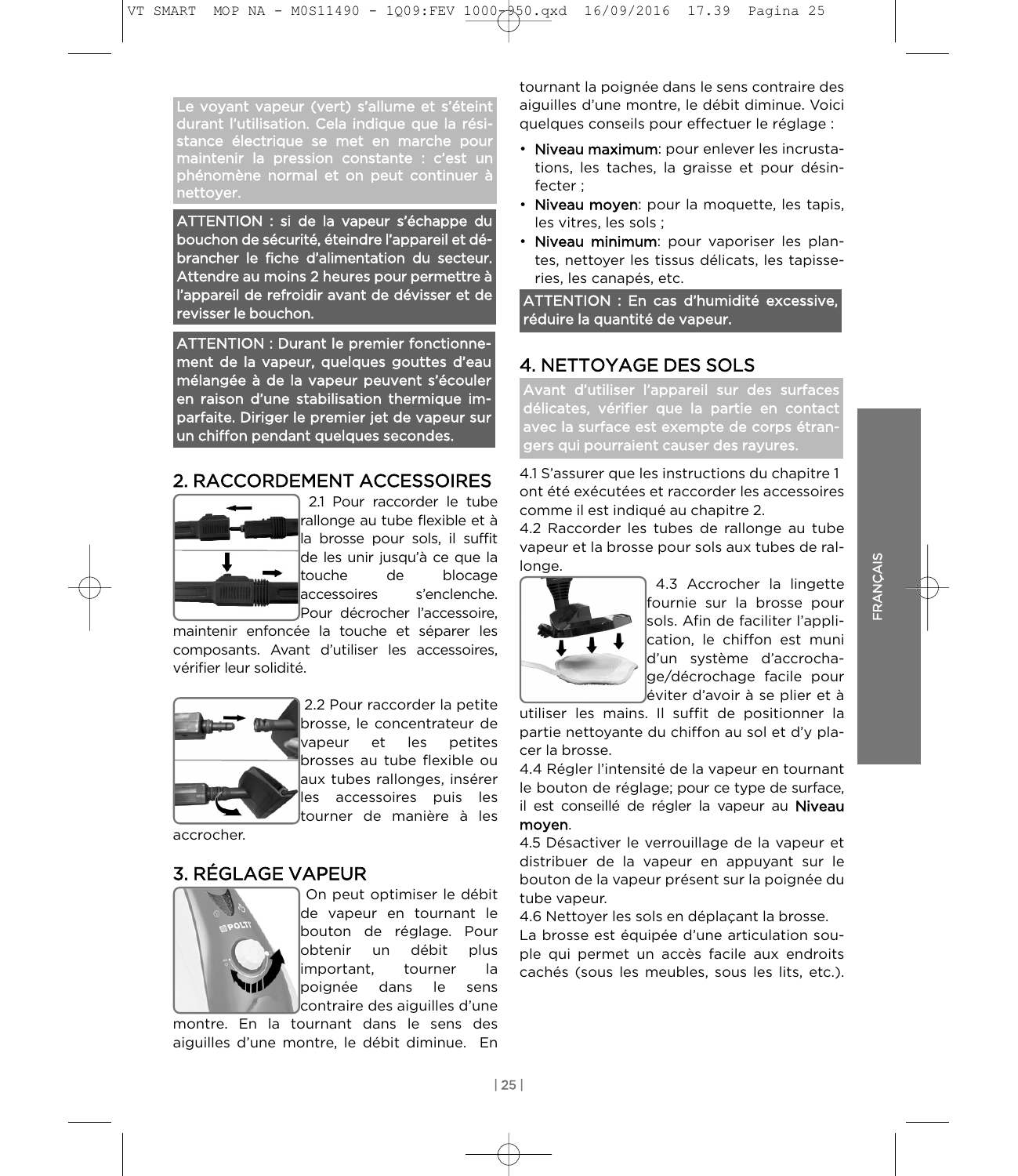Le voyant vapeur (vert) s'allume et s'éteint durant l'utilisation. Cela indique que la résistance électrique se met en marche pour maintenir la pression constante : c'est un phénomène normal et on peut continuer à nettoyer.

**ATTENTION : si de la vapeur s'échappe du bouchon de sécurité, éteindre l'appareil et débrancher le fiche d'alimentation du secteur. Attendre au moins 2 heures pour permettre à l'appareil de refroidir avant de dévisser et de revisser le bouchon.**

**ATTENTION : Durant le premier fonctionnement de la vapeur, quelques gouttes d'eau mélangée à de la vapeur peuvent s'écouler en raison d'une stabilisation thermique imparfaite. Diriger le premier jet de vapeur sur un chiffon pendant quelques secondes.**

## 2. RACCORDEMENT ACCESSOIRES

2.1 Pour raccorder le tube rallonge au tube flexible et à la brosse pour sols, il suffit de les unir jusqu'à ce que la touche de blocage accessoires s'enclenche. Pour décrocher l'accessoire, maintenir enfoncée la touche et séparer les composants. Avant d'utiliser les accessoires, vérifier leur solidité.

2.2 Pour raccorder la petite brosse, le concentrateur de vapeur et les petites brosses au tube flexible ou aux tubes rallonges, insérer les accessoires puis les tourner de manière à les accrocher.

## 3. RÉGLAGE VAPEUR

On peut optimiser le débit de vapeur en tournant le bouton de réglage. Pour obtenir un débit plus important, tourner la poignée dans le sens contraire des aiguilles d'une montre. En la tournant dans le sens des aiguilles d'une montre, le débit diminue. En tournant la poignée dans le sens contraire des aiguilles d'une montre, le débit diminue. Voici quelques conseils pour effectuer le réglage :

- **Niveau maximum**: pour enlever les incrustations, les taches, la graisse et pour désinfecter ;
- **Niveau moyen**: pour la moquette, les tapis, les vitres, les sols ;
- **Niveau minimum**: pour vaporiser les plantes, nettoyer les tissus délicats, les tapisseries, les canapés, etc.

**ATTENTION : En cas d'humidité excessive, réduire la quantité de vapeur.**

## 4. NETTOYAGE DES SOLS

**Avant d'utiliser l'appareil sur des surfaces délicates, vérifier que la partie en contact avec la surface est exempte de corps étrangers qui pourraient causer des rayures.**

4.1 S'assurer que les instructions du chapitre 1 ont été exécutées et raccorder les accessoires comme il est indiqué au chapitre 2.

4.2 Raccorder les tubes de rallonge au tube vapeur et la brosse pour sols aux tubes de rallonge.

4.3 Accrocher la lingette fournie sur la brosse pour sols. Afin de faciliter l'application, le chiffon est muni d'un système d'accrochage/décrochage facile pour éviter d'avoir à se plier et à utiliser les mains. Il suffit de positionner la partie nettoyante du chiffon au sol et d'y placer la brosse.

4.4 Régler l'intensité de la vapeur en tournant le bouton de réglage; pour ce type de surface, il est conseillé de régler la vapeur au **Niveau moyen**.

4.5 Désactiver le verrouillage de la vapeur et distribuer de la vapeur en appuyant sur le bouton de la vapeur présent sur la poignée du tube vapeur.

4.6 Nettoyer les sols en déplaçant la brosse.

La brosse est équipée d'une articulation souple qui permet un accès facile aux endroits cachés (sous les meubles, sous les lits, etc.).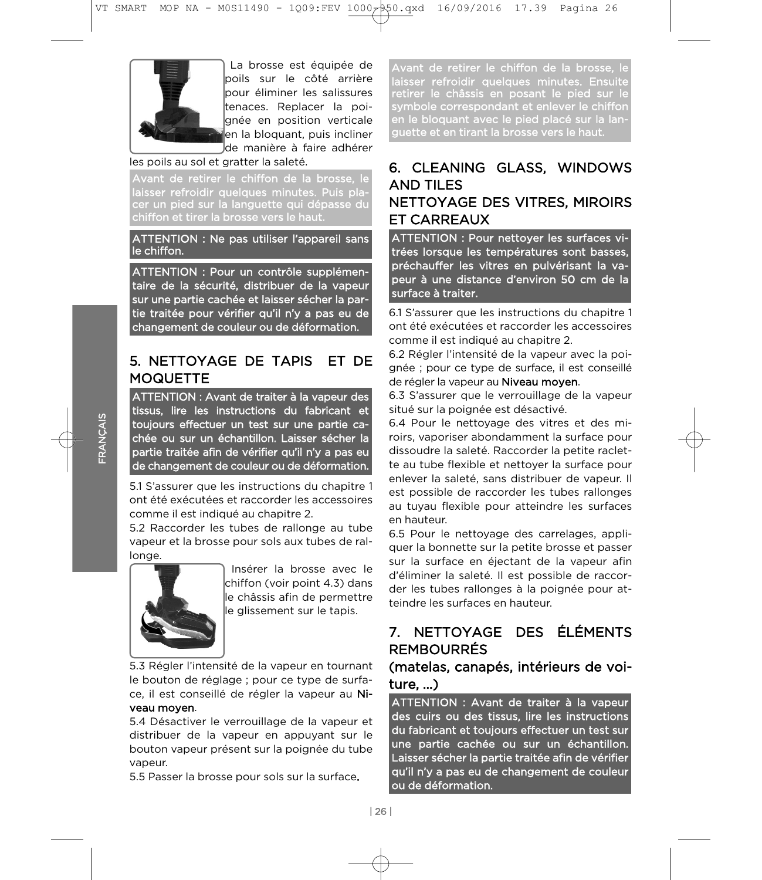La brosse est équipée de poils sur le côté arrière pour éliminer les salissures tenaces. Replacer la poignée en position verticale en la bloquant, puis incliner de manière à faire adhérer les poils au sol et gratter la saleté.

Avant de retirer le chiffon de la brosse, le laisser refroidir quelques minutes. Puis placer un pied sur la languette qui dépasse du chiffon et tirer la brosse vers le haut.

**ATTENTION : Ne pas utiliser l'appareil sans le chiffon.**

**ATTENTION : Pour un contrôle supplémentaire de la sécurité, distribuer de la vapeur sur une partie cachée et laisser sécher la partie traitée pour vérifier qu'il n'y a pas eu de changement de couleur ou de déformation.**

## 5. NETTOYAGE DE TAPIS ET DE MOQUETTE

**ATTENTION : Avant de traiter à la vapeur des tissus, lire les instructions du fabricant et toujours effectuer un test sur une partie cachée ou sur un échantillon. Laisser sécher la partie traitée afin de vérifier qu'il n'y a pas eu de changement de couleur ou de déformation.**

5.1 S'assurer que les instructions du chapitre 1 ont été exécutées et raccorder les accessoires comme il est indiqué au chapitre 2.

5.2 Raccorder les tubes de rallonge au tube vapeur et la brosse pour sols aux tubes de rallonge.

Insérer la brosse avec le chiffon (voir point 4.3) dans le châssis afin de permettre le glissement sur le tapis.

5.3 Régler l'intensité de la vapeur en tournant le bouton de réglage ; pour ce type de surface, il est conseillé de régler la vapeur au **Niveau moyen**.

5.4 Désactiver le verrouillage de la vapeur et distribuer de la vapeur en appuyant sur le bouton vapeur présent sur la poignée du tube vapeur.

5.5 Passer la brosse pour sols sur la surface.

Avant de retirer le chiffon de la brosse, le laisser refroidir quelques minutes. Ensuite retirer le châssis en posant le pied sur le symbole correspondant et enlever le chiffon en le bloquant avec le pied placé sur la languette et en tirant la brosse vers le haut.

## 6. CLEANING GLASS, WINDOWS AND TILES NETTOYAGE DES VITRES, MIROIRS ET CARREAUX

**ATTENTION : Pour nettoyer les surfaces vitrées lorsque les températures sont basses, préchauffer les vitres en pulvérisant la vapeur à une distance d'environ 50 cm de la surface à traiter.**

6.1 S'assurer que les instructions du chapitre 1 ont été exécutées et raccorder les accessoires comme il est indiqué au chapitre 2.

6.2 Régler l'intensité de la vapeur avec la poignée ; pour ce type de surface, il est conseillé de régler la vapeur au **Niveau moyen**.

6.3 S'assurer que le verrouillage de la vapeur situé sur la poignée est désactivé.

6.4 Pour le nettoyage des vitres et des miroirs, vaporiser abondamment la surface pour dissoudre la saleté. Raccorder la petite raclette au tube flexible et nettoyer la surface pour enlever la saleté, sans distribuer de vapeur. Il est possible de raccorder les tubes rallonges au tuyau flexible pour atteindre les surfaces en hauteur.

6.5 Pour le nettoyage des carrelages, appliquer la bonnette sur la petite brosse et passer sur la surface en éjectant de la vapeur afin d'éliminer la saleté. Il est possible de raccorder les tubes rallonges à la poignée pour atteindre les surfaces en hauteur.

## 7. NETTOYAGE DES ÉLÉMENTS REMBOURRÉS

### (matelas, canapés, intérieurs de voiture, ...)

**ATTENTION : Avant de traiter à la vapeur des cuirs ou des tissus, lire les instructions du fabricant et toujours effectuer un test sur une partie cachée ou sur un échantillon. Laisser sécher la partie traitée afin de vérifier qu'il n'y a pas eu de changement de couleur ou de déformation.**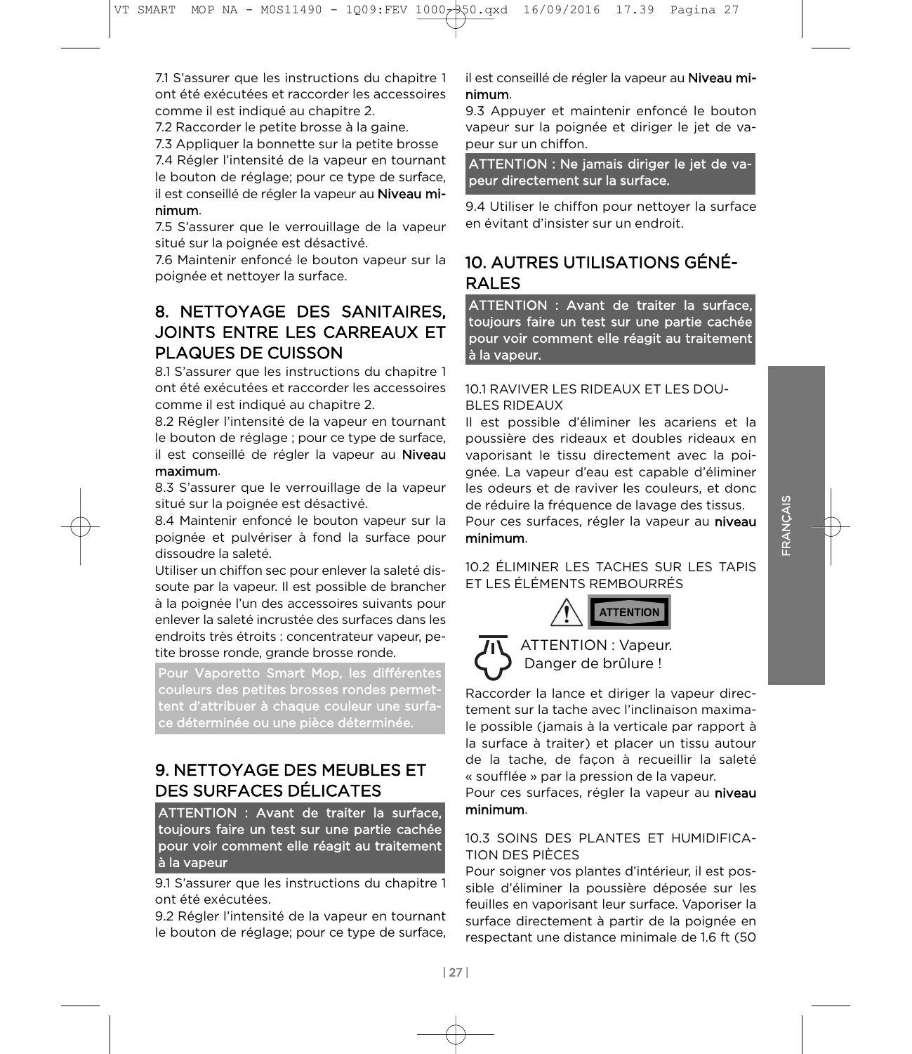7.1 S'assurer que les instructions du chapitre 1 ont été exécutées et raccorder les accessoires comme il est indiqué au chapitre 2.

7.2 Raccorder le petite brosse à la gaine.

7.3 Appliquer la bonnette sur la petite brosse

7.4 Régler l'intensité de la vapeur en tournant le bouton de réglage; pour ce type de surface, il est conseillé de régler la vapeur au **Niveau minimum**.

7.5 S'assurer que le verrouillage de la vapeur situé sur la poignée est désactivé.

7.6 Maintenir enfoncé le bouton vapeur sur la poignée et nettoyer la surface.

## 8. NETTOYAGE DES SANITAIRES, JOINTS ENTRE LES CARREAUX ET PLAQUES DE CUISSON

8.1 S'assurer que les instructions du chapitre 1 ont été exécutées et raccorder les accessoires comme il est indiqué au chapitre 2.

8.2 Régler l'intensité de la vapeur en tournant le bouton de réglage ; pour ce type de surface, il est conseillé de régler la vapeur au **Niveau maximum**.

8.3 S'assurer que le verrouillage de la vapeur situé sur la poignée est désactivé.

8.4 Maintenir enfoncé le bouton vapeur sur la poignée et pulvériser à fond la surface pour dissoudre la saleté.

Utiliser un chiffon sec pour enlever la saleté dissoute par la vapeur. Il est possible de brancher à la poignée l'un des accessoires suivants pour enlever la saleté incrustée des surfaces dans les endroits très étroits : concentrateur vapeur, petite brosse ronde, grande brosse ronde.

**Pour Vaporetto Smart Mop, les différentes couleurs des petites brosses rondes permettent d'attribuer à chaque couleur une surface déterminée ou une pièce déterminée.**

## 9. NETTOYAGE DES MEUBLES ET DES SURFACES DÉLICATES

**ATTENTION : Avant de traiter la surface, toujours faire un test sur une partie cachée pour voir comment elle réagit au traitement à la vapeur**

9.1 S'assurer que les instructions du chapitre 1 ont été exécutées.

9.2 Régler l'intensité de la vapeur en tournant le bouton de réglage; pour ce type de surface, il est conseillé de régler la vapeur au **Niveau minimum**.

9.3 Appuyer et maintenir enfoncé le bouton vapeur sur la poignée et diriger le jet de vapeur sur un chiffon.

**ATTENTION : Ne jamais diriger le jet de vapeur directement sur la surface.**

9.4 Utiliser le chiffon pour nettoyer la surface en évitant d'insister sur un endroit.

## 10. AUTRES UTILISATIONS GÉNÉRALES

**ATTENTION : Avant de traiter la surface, toujours faire un test sur une partie cachée pour voir comment elle réagit au traitement à la vapeur.**

### 10.1 RAVIVER LES RIDEAUX ET LES DOUBLES RIDEAUX

Il est possible d'éliminer les acariens et la poussière des rideaux et doubles rideaux en vaporisant le tissu directement avec la poignée. La vapeur d'eau est capable d'éliminer les odeurs et de raviver les couleurs, et donc de réduire la fréquence de lavage des tissus.

Pour ces surfaces, régler la vapeur au **niveau minimum**.

### 10.2 ÉLIMINER LES TACHES SUR LES TAPIS ET LES ÉLÉMENTS REMBOURRÉS

**ATTENTION**

ATTENTION : Vapeur. Danger de brûlure !

Raccorder la lance et diriger la vapeur directement sur la tache avec l'inclinaison maximale possible (jamais à la verticale par rapport à la surface à traiter) et placer un tissu autour de la tache, de façon à recueillir la saleté « soufflée » par la pression de la vapeur.

Pour ces surfaces, régler la vapeur au **niveau minimum**.

### 10.3 SOINS DES PLANTES ET HUMIDIFICATION DES PIÈCES

Pour soigner vos plantes d'intérieur, il est possible d'éliminer la poussière déposée sur les feuilles en vaporisant leur surface. Vaporiser la surface directement à partir de la poignée en respectant une distance minimale de 1.6 ft (50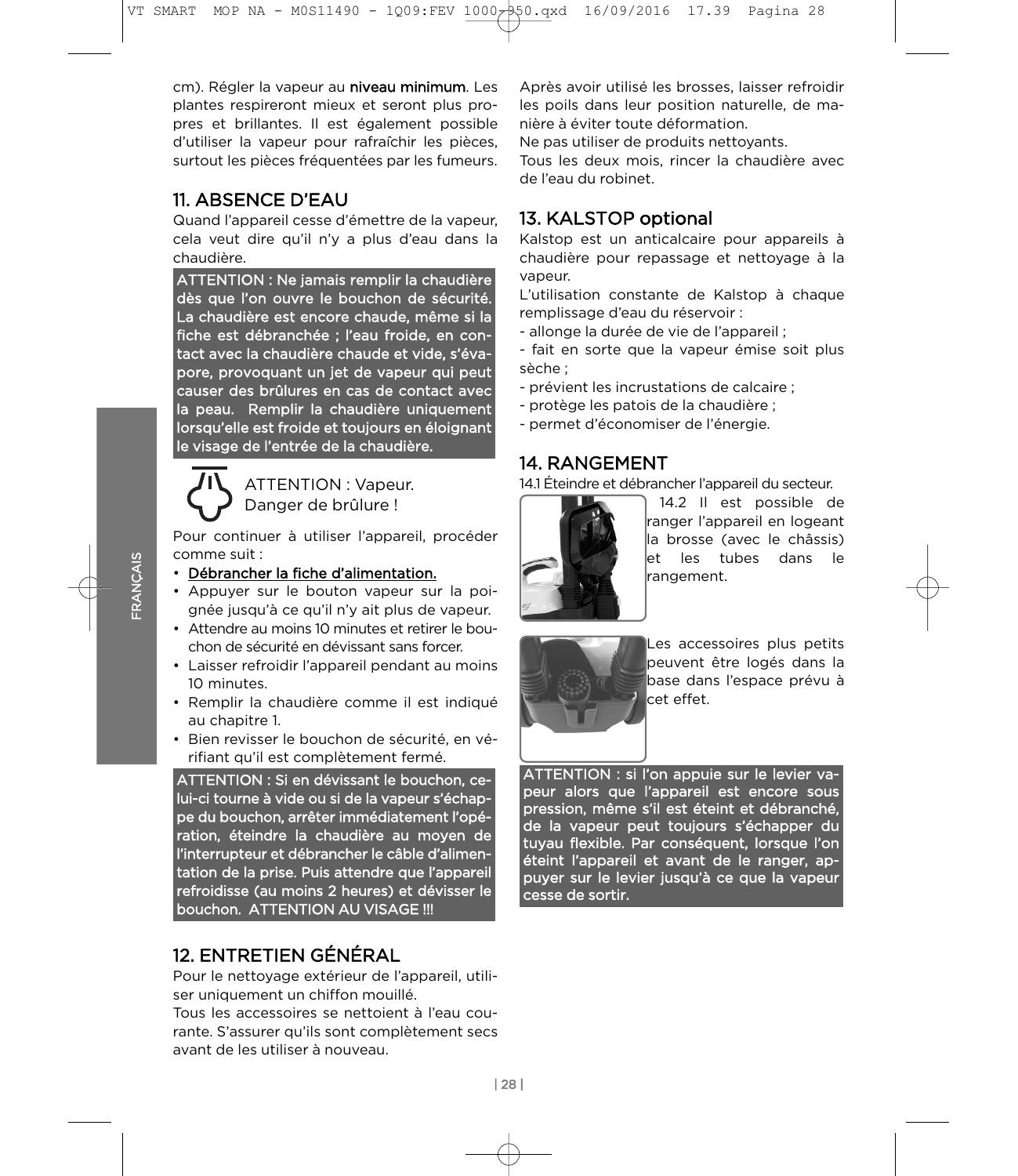cm). Régler la vapeur au **niveau minimum**. Les plantes respireront mieux et seront plus propres et brillantes. Il est également possible d'utiliser la vapeur pour rafraîchir les pièces, surtout les pièces fréquentées par les fumeurs.

## 11. ABSENCE D'EAU

Quand l'appareil cesse d'émettre de la vapeur, cela veut dire qu'il n'y a plus d'eau dans la chaudière.

**ATTENTION : Ne jamais remplir la chaudière dès que l'on ouvre le bouchon de sécurité. La chaudière est encore chaude, même si la fiche est débranchée ; l'eau froide, en contact avec la chaudière chaude et vide, s'évapore, provoquant un jet de vapeur qui peut causer des brûlures en cas de contact avec la peau. Remplir la chaudière uniquement lorsqu'elle est froide et toujours en éloignant le visage de l'entrée de la chaudière.**

ATTENTION : Vapeur.
Danger de brûlure !

Pour continuer à utiliser l'appareil, procéder comme suit :

- **Débrancher la fiche d'alimentation.**
- Appuyer sur le bouton vapeur sur la poignée jusqu'à ce qu'il n'y ait plus de vapeur.
- Attendre au moins 10 minutes et retirer le bouchon de sécurité en dévissant sans forcer.
- Laisser refroidir l'appareil pendant au moins 10 minutes.
- Remplir la chaudière comme il est indiqué au chapitre 1.
- Bien revisser le bouchon de sécurité, en vérifiant qu'il est complètement fermé.

**ATTENTION : Si en dévissant le bouchon, celui-ci tourne à vide ou si de la vapeur s'échappe du bouchon, arrêter immédiatement l'opération, éteindre la chaudière au moyen de l'interrupteur et débrancher le câble d'alimentation de la prise. Puis attendre que l'appareil refroidisse (au moins 2 heures) et dévisser le bouchon. ATTENTION AU VISAGE !!!**

## 12. ENTRETIEN GÉNÉRAL

Pour le nettoyage extérieur de l'appareil, utiliser uniquement un chiffon mouillé.
Tous les accessoires se nettoient à l'eau courante. S'assurer qu'ils sont complètement secs avant de les utiliser à nouveau.
Après avoir utilisé les brosses, laisser refroidir les poils dans leur position naturelle, de manière à éviter toute déformation.
Ne pas utiliser de produits nettoyants.
Tous les deux mois, rincer la chaudière avec de l'eau du robinet.

## 13. KALSTOP optional

Kalstop est un anticalcaire pour appareils à chaudière pour repassage et nettoyage à la vapeur.
L'utilisation constante de Kalstop à chaque remplissage d'eau du réservoir :
- allonge la durée de vie de l'appareil ;
- fait en sorte que la vapeur émise soit plus sèche ;
- prévient les incrustations de calcaire ;
- protège les patois de la chaudière ;
- permet d'économiser de l'énergie.

## 14. RANGEMENT

14.1 Éteindre et débrancher l'appareil du secteur.

14.2 Il est possible de ranger l'appareil en logeant la brosse (avec le châssis) et les tubes dans le rangement.

Les accessoires plus petits peuvent être logés dans la base dans l'espace prévu à cet effet.

**ATTENTION : si l'on appuie sur le levier vapeur alors que l'appareil est encore sous pression, même s'il est éteint et débranché, de la vapeur peut toujours s'échapper du tuyau flexible. Par conséquent, lorsque l'on éteint l'appareil et avant de le ranger, appuyer sur le levier jusqu'à ce que la vapeur cesse de sortir.**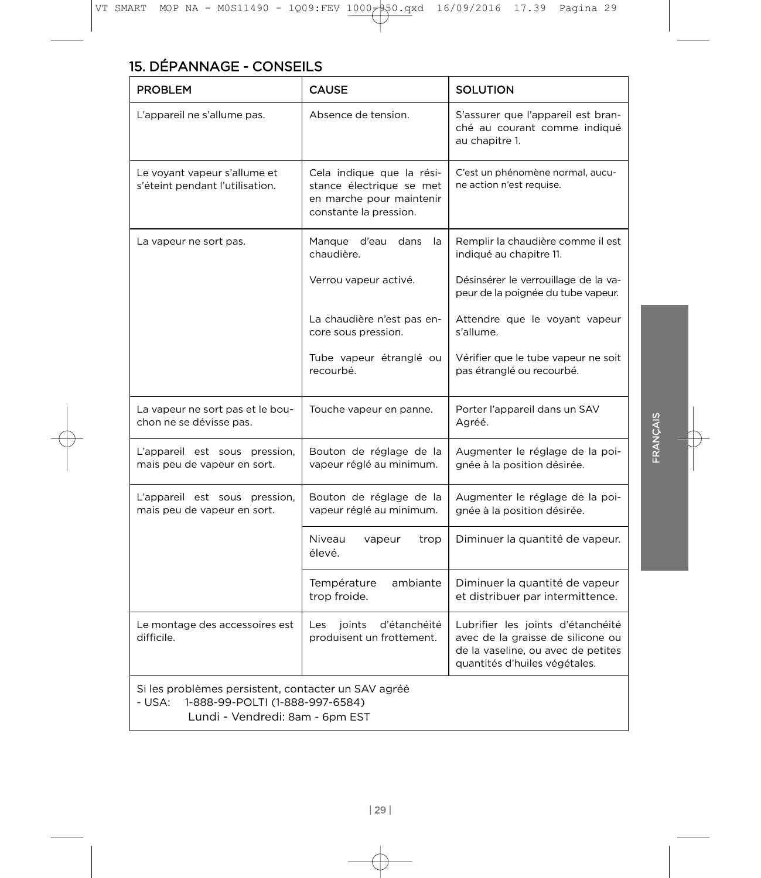## 15. DÉPANNAGE - CONSEILS

| PROBLEM | CAUSE | SOLUTION |
|---|---|---|
| L'appareil ne s'allume pas. | Absence de tension. | S'assurer que l'appareil est branché au courant comme indiqué au chapitre 1. |
| Le voyant vapeur s'allume et s'éteint pendant l'utilisation. | Cela indique que la résistance électrique se met en marche pour maintenir constante la pression. | C'est un phénomène normal, aucune action n'est requise. |
| La vapeur ne sort pas. | Manque d'eau dans la chaudière. | Remplir la chaudière comme il est indiqué au chapitre 11. |
| | Verrou vapeur activé. | Désinsérer le verrouillage de la vapeur de la poignée du tube vapeur. |
| | La chaudière n'est pas encore sous pression. | Attendre que le voyant vapeur s'allume. |
| | Tube vapeur étranglé ou recourbé. | Vérifier que le tube vapeur ne soit pas étranglé ou recourbé. |
| La vapeur ne sort pas et le bouchon ne se dévisse pas. | Touche vapeur en panne. | Porter l'appareil dans un SAV Agréé. |
| L'appareil est sous pression, mais peu de vapeur en sort. | Bouton de réglage de la vapeur réglé au minimum. | Augmenter le réglage de la poignée à la position désirée. |
| L'appareil est sous pression, mais peu de vapeur en sort. | Bouton de réglage de la vapeur réglé au minimum. | Augmenter le réglage de la poignée à la position désirée. |
| | Niveau vapeur trop élevé. | Diminuer la quantité de vapeur. |
| | Température ambiante trop froide. | Diminuer la quantité de vapeur et distribuer par intermittence. |
| Le montage des accessoires est difficile. | Les joints d'étanchéité produisent un frottement. | Lubrifier les joints d'étanchéité avec de la graisse de silicone ou de la vaseline, ou avec de petites quantités d'huiles végétales. |

Si les problèmes persistent, contacter un SAV agréé
- USA: 1-888-99-POLTI (1-888-997-6584)
  Lundi - Vendredi: 8am - 6pm EST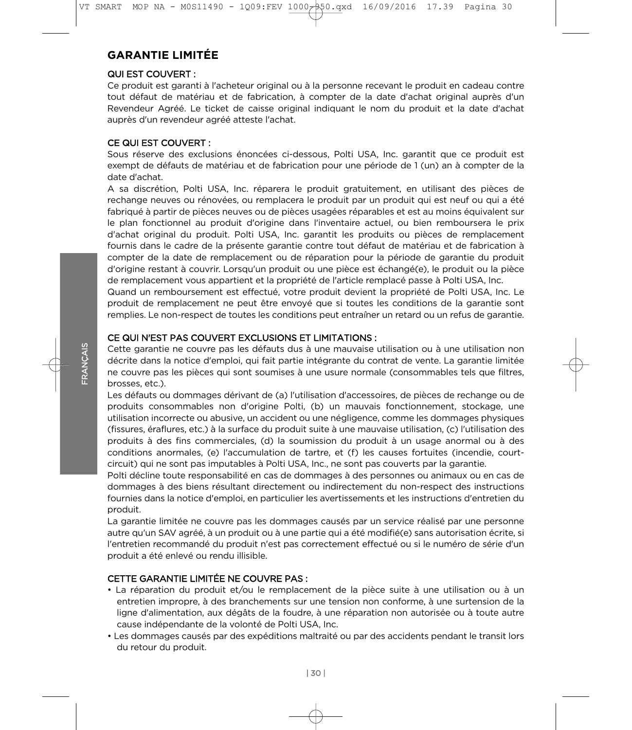## GARANTIE LIMITÉE

### QUI EST COUVERT :

Ce produit est garanti à l'acheteur original ou à la personne recevant le produit en cadeau contre tout défaut de matériau et de fabrication, à compter de la date d'achat original auprès d'un Revendeur Agréé. Le ticket de caisse original indiquant le nom du produit et la date d'achat auprès d'un revendeur agréé atteste l'achat.

### CE QUI EST COUVERT :

Sous réserve des exclusions énoncées ci-dessous, Polti USA, Inc. garantit que ce produit est exempt de défauts de matériau et de fabrication pour une période de 1 (un) an à compter de la date d'achat.

A sa discrétion, Polti USA, Inc. réparera le produit gratuitement, en utilisant des pièces de rechange neuves ou rénovées, ou remplacera le produit par un produit qui est neuf ou qui a été fabriqué à partir de pièces neuves ou de pièces usagées réparables et est au moins équivalent sur le plan fonctionnel au produit d'origine dans l'inventaire actuel, ou bien remboursera le prix d'achat original du produit. Polti USA, Inc. garantit les produits ou pièces de remplacement fournis dans le cadre de la présente garantie contre tout défaut de matériau et de fabrication à compter de la date de remplacement ou de réparation pour la période de garantie du produit d'origine restant à couvrir. Lorsqu'un produit ou une pièce est échangé(e), le produit ou la pièce de remplacement vous appartient et la propriété de l'article remplacé passe à Polti USA, Inc.

Quand un remboursement est effectué, votre produit devient la propriété de Polti USA, Inc. Le produit de remplacement ne peut être envoyé que si toutes les conditions de la garantie sont remplies. Le non-respect de toutes les conditions peut entraîner un retard ou un refus de garantie.

### CE QUI N'EST PAS COUVERT EXCLUSIONS ET LIMITATIONS :

Cette garantie ne couvre pas les défauts dus à une mauvaise utilisation ou à une utilisation non décrite dans la notice d'emploi, qui fait partie intégrante du contrat de vente. La garantie limitée ne couvre pas les pièces qui sont soumises à une usure normale (consommables tels que filtres, brosses, etc.).

Les défauts ou dommages dérivant de (a) l'utilisation d'accessoires, de pièces de rechange ou de produits consommables non d'origine Polti, (b) un mauvais fonctionnement, stockage, une utilisation incorrecte ou abusive, un accident ou une négligence, comme les dommages physiques (fissures, éraflures, etc.) à la surface du produit suite à une mauvaise utilisation, (c) l'utilisation des produits à des fins commerciales, (d) la soumission du produit à un usage anormal ou à des conditions anormales, (e) l'accumulation de tartre, et (f) les causes fortuites (incendie, court-circuit) qui ne sont pas imputables à Polti USA, Inc., ne sont pas couverts par la garantie.

Polti décline toute responsabilité en cas de dommages à des personnes ou animaux ou en cas de dommages à des biens résultant directement ou indirectement du non-respect des instructions fournies dans la notice d'emploi, en particulier les avertissements et les instructions d'entretien du produit.

La garantie limitée ne couvre pas les dommages causés par un service réalisé par une personne autre qu'un SAV agréé, à un produit ou à une partie qui a été modifié(e) sans autorisation écrite, si l'entretien recommandé du produit n'est pas correctement effectué ou si le numéro de série d'un produit a été enlevé ou rendu illisible.

### CETTE GARANTIE LIMITÉE NE COUVRE PAS :

- La réparation du produit et/ou le remplacement de la pièce suite à une utilisation ou à un entretien impropre, à des branchements sur une tension non conforme, à une surtension de la ligne d'alimentation, aux dégâts de la foudre, à une réparation non autorisée ou à toute autre cause indépendante de la volonté de Polti USA, Inc.
- Les dommages causés par des expéditions maltraité ou par des accidents pendant le transit lors du retour du produit.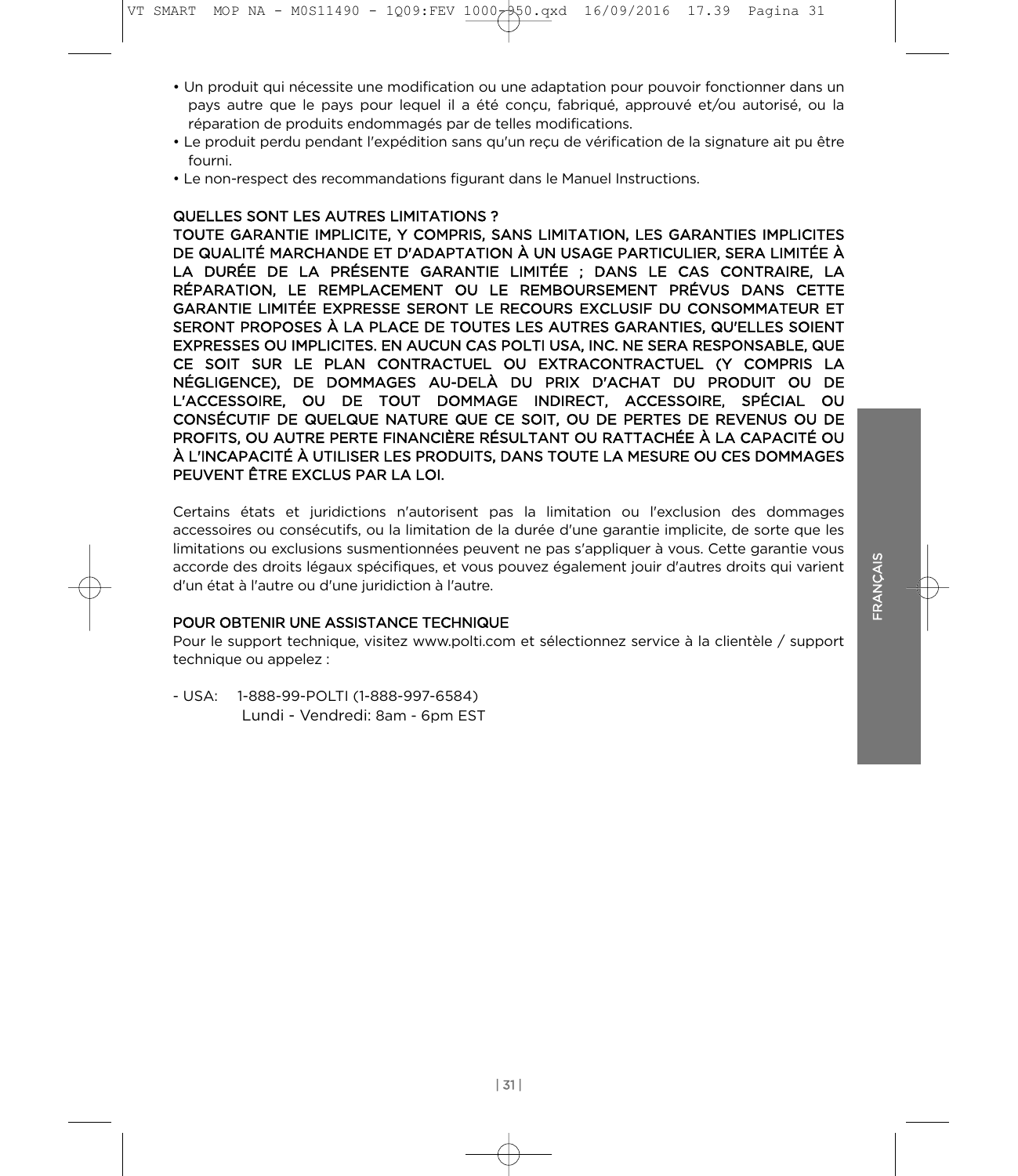- Un produit qui nécessite une modification ou une adaptation pour pouvoir fonctionner dans un pays autre que le pays pour lequel il a été conçu, fabriqué, approuvé et/ou autorisé, ou la réparation de produits endommagés par de telles modifications.
- Le produit perdu pendant l'expédition sans qu'un reçu de vérification de la signature ait pu être fourni.
- Le non-respect des recommandations figurant dans le Manuel Instructions.

### QUELLES SONT LES AUTRES LIMITATIONS ?

TOUTE GARANTIE IMPLICITE, Y COMPRIS, SANS LIMITATION, LES GARANTIES IMPLICITES DE QUALITÉ MARCHANDE ET D'ADAPTATION À UN USAGE PARTICULIER, SERA LIMITÉE À LA DURÉE DE LA PRÉSENTE GARANTIE LIMITÉE ; DANS LE CAS CONTRAIRE, LA RÉPARATION, LE REMPLACEMENT OU LE REMBOURSEMENT PRÉVUS DANS CETTE GARANTIE LIMITÉE EXPRESSE SERONT LE RECOURS EXCLUSIF DU CONSOMMATEUR ET SERONT PROPOSES À LA PLACE DE TOUTES LES AUTRES GARANTIES, QU'ELLES SOIENT EXPRESSES OU IMPLICITES. EN AUCUN CAS POLTI USA, INC. NE SERA RESPONSABLE, QUE CE SOIT SUR LE PLAN CONTRACTUEL OU EXTRACONTRACTUEL (Y COMPRIS LA NÉGLIGENCE), DE DOMMAGES AU-DELÀ DU PRIX D'ACHAT DU PRODUIT OU DE L'ACCESSOIRE, OU DE TOUT DOMMAGE INDIRECT, ACCESSOIRE, SPÉCIAL OU CONSÉCUTIF DE QUELQUE NATURE QUE CE SOIT, OU DE PERTES DE REVENUS OU DE PROFITS, OU AUTRE PERTE FINANCIÈRE RÉSULTANT OU RATTACHÉE À LA CAPACITÉ OU À L'INCAPACITÉ À UTILISER LES PRODUITS, DANS TOUTE LA MESURE OU CES DOMMAGES PEUVENT ÊTRE EXCLUS PAR LA LOI.

Certains états et juridictions n'autorisent pas la limitation ou l'exclusion des dommages accessoires ou consécutifs, ou la limitation de la durée d'une garantie implicite, de sorte que les limitations ou exclusions susmentionnées peuvent ne pas s'appliquer à vous. Cette garantie vous accorde des droits légaux spécifiques, et vous pouvez également jouir d'autres droits qui varient d'un état à l'autre ou d'une juridiction à l'autre.

### POUR OBTENIR UNE ASSISTANCE TECHNIQUE

Pour le support technique, visitez www.polti.com et sélectionnez service à la clientèle / support technique ou appelez :

- USA: 1-888-99-POLTI (1-888-997-6584)
  Lundi - Vendredi: 8am - 6pm EST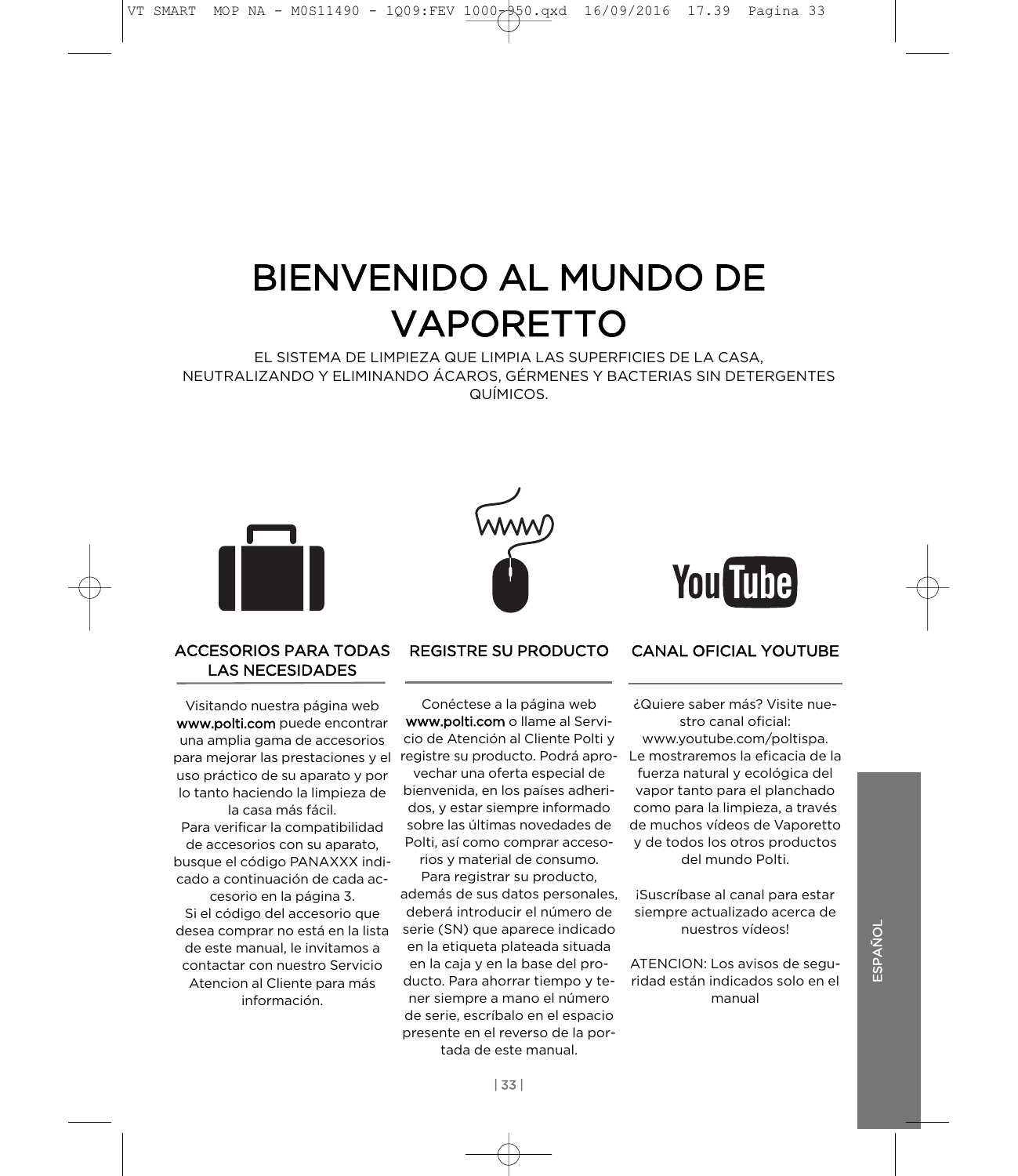# BIENVENIDO AL MUNDO DE VAPORETTO

EL SISTEMA DE LIMPIEZA QUE LIMPIA LAS SUPERFICIES DE LA CASA, NEUTRALIZANDO Y ELIMINANDO ÁCAROS, GÉRMENES Y BACTERIAS SIN DETERGENTES QUÍMICOS.

## ACCESORIOS PARA TODAS LAS NECESIDADES

Visitando nuestra página web **www.polti.com** puede encontrar una amplia gama de accesorios para mejorar las prestaciones y el uso práctico de su aparato y por lo tanto haciendo la limpieza de la casa más fácil.
Para verificar la compatibilidad de accesorios con su aparato, busque el código PANAXXX indicado a continuación de cada accesorio en la página 3.
Si el código del accesorio que desea comprar no está en la lista de este manual, le invitamos a contactar con nuestro Servicio Atencion al Cliente para más información.

## REGISTRE SU PRODUCTO

Conéctese a la página web **www.polti.com** o llame al Servicio de Atención al Cliente Polti y registre su producto. Podrá aprovechar una oferta especial de bienvenida, en los países adheridos, y estar siempre informado sobre las últimas novedades de Polti, así como comprar accesorios y material de consumo.
Para registrar su producto, además de sus datos personales, deberá introducir el número de serie (SN) que aparece indicado en la etiqueta plateada situada en la caja y en la base del producto. Para ahorrar tiempo y tener siempre a mano el número de serie, escríbalo en el espacio presente en el reverso de la portada de este manual.

## CANAL OFICIAL YOUTUBE

¿Quiere saber más? Visite nuestro canal oficial: www.youtube.com/poltispa.
Le mostraremos la eficacia de la fuerza natural y ecológica del vapor tanto para el planchado como para la limpieza, a través de muchos vídeos de Vaporetto y de todos los otros productos del mundo Polti.

¡Suscríbase al canal para estar siempre actualizado acerca de nuestros vídeos!

ATENCION: Los avisos de seguridad están indicados solo en el manual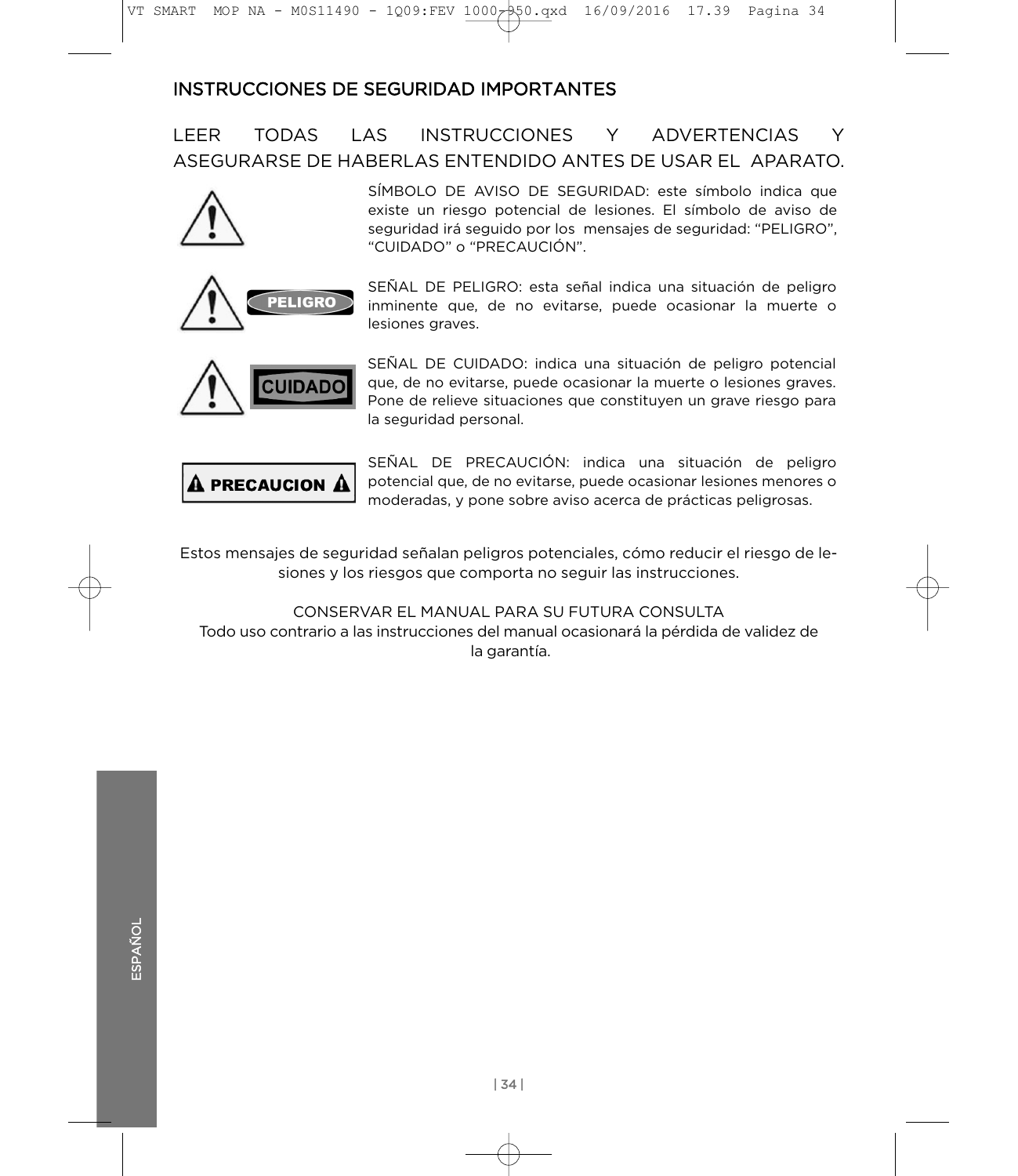## INSTRUCCIONES DE SEGURIDAD IMPORTANTES

LEER TODAS LAS INSTRUCCIONES Y ADVERTENCIAS Y ASEGURARSE DE HABERLAS ENTENDIDO ANTES DE USAR EL APARATO.

SÍMBOLO DE AVISO DE SEGURIDAD: este símbolo indica que existe un riesgo potencial de lesiones. El símbolo de aviso de seguridad irá seguido por los mensajes de seguridad: “PELIGRO”, “CUIDADO” o “PRECAUCIÓN”.

**PELIGRO**

SEÑAL DE PELIGRO: esta señal indica una situación de peligro inminente que, de no evitarse, puede ocasionar la muerte o lesiones graves.

**CUIDADO**

SEÑAL DE CUIDADO: indica una situación de peligro potencial que, de no evitarse, puede ocasionar la muerte o lesiones graves. Pone de relieve situaciones que constituyen un grave riesgo para la seguridad personal.

**PRECAUCION**

SEÑAL DE PRECAUCIÓN: indica una situación de peligro potencial que, de no evitarse, puede ocasionar lesiones menores o moderadas, y pone sobre aviso acerca de prácticas peligrosas.

Estos mensajes de seguridad señalan peligros potenciales, cómo reducir el riesgo de lesiones y los riesgos que comporta no seguir las instrucciones.

CONSERVAR EL MANUAL PARA SU FUTURA CONSULTA

Todo uso contrario a las instrucciones del manual ocasionará la pérdida de validez de la garantía.

ESPAÑOL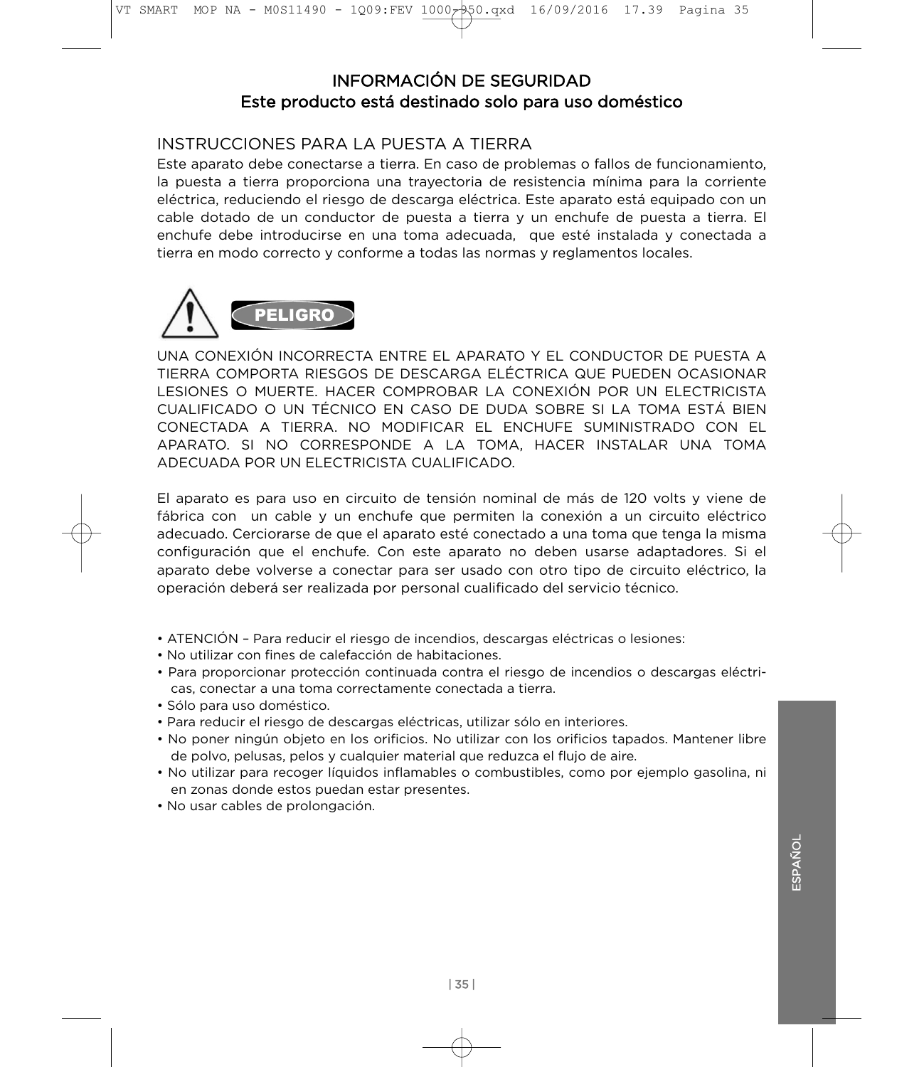# INFORMACIÓN DE SEGURIDAD

## Este producto está destinado solo para uso doméstico

### INSTRUCCIONES PARA LA PUESTA A TIERRA

Este aparato debe conectarse a tierra. En caso de problemas o fallos de funcionamiento, la puesta a tierra proporciona una trayectoria de resistencia mínima para la corriente eléctrica, reduciendo el riesgo de descarga eléctrica. Este aparato está equipado con un cable dotado de un conductor de puesta a tierra y un enchufe de puesta a tierra. El enchufe debe introducirse en una toma adecuada, que esté instalada y conectada a tierra en modo correcto y conforme a todas las normas y reglamentos locales.

**PELIGRO**

UNA CONEXIÓN INCORRECTA ENTRE EL APARATO Y EL CONDUCTOR DE PUESTA A TIERRA COMPORTA RIESGOS DE DESCARGA ELÉCTRICA QUE PUEDEN OCASIONAR LESIONES O MUERTE. HACER COMPROBAR LA CONEXIÓN POR UN ELECTRICISTA CUALIFICADO O UN TÉCNICO EN CASO DE DUDA SOBRE SI LA TOMA ESTÁ BIEN CONECTADA A TIERRA. NO MODIFICAR EL ENCHUFE SUMINISTRADO CON EL APARATO. SI NO CORRESPONDE A LA TOMA, HACER INSTALAR UNA TOMA ADECUADA POR UN ELECTRICISTA CUALIFICADO.

El aparato es para uso en circuito de tensión nominal de más de 120 volts y viene de fábrica con un cable y un enchufe que permiten la conexión a un circuito eléctrico adecuado. Cerciorarse de que el aparato esté conectado a una toma que tenga la misma configuración que el enchufe. Con este aparato no deben usarse adaptadores. Si el aparato debe volverse a conectar para ser usado con otro tipo de circuito eléctrico, la operación deberá ser realizada por personal cualificado del servicio técnico.

- ATENCIÓN – Para reducir el riesgo de incendios, descargas eléctricas o lesiones:
- No utilizar con fines de calefacción de habitaciones.
- Para proporcionar protección continuada contra el riesgo de incendios o descargas eléctricas, conectar a una toma correctamente conectada a tierra.
- Sólo para uso doméstico.
- Para reducir el riesgo de descargas eléctricas, utilizar sólo en interiores.
- No poner ningún objeto en los orificios. No utilizar con los orificios tapados. Mantener libre de polvo, pelusas, pelos y cualquier material que reduzca el flujo de aire.
- No utilizar para recoger líquidos inflamables o combustibles, como por ejemplo gasolina, ni en zonas donde estos puedan estar presentes.
- No usar cables de prolongación.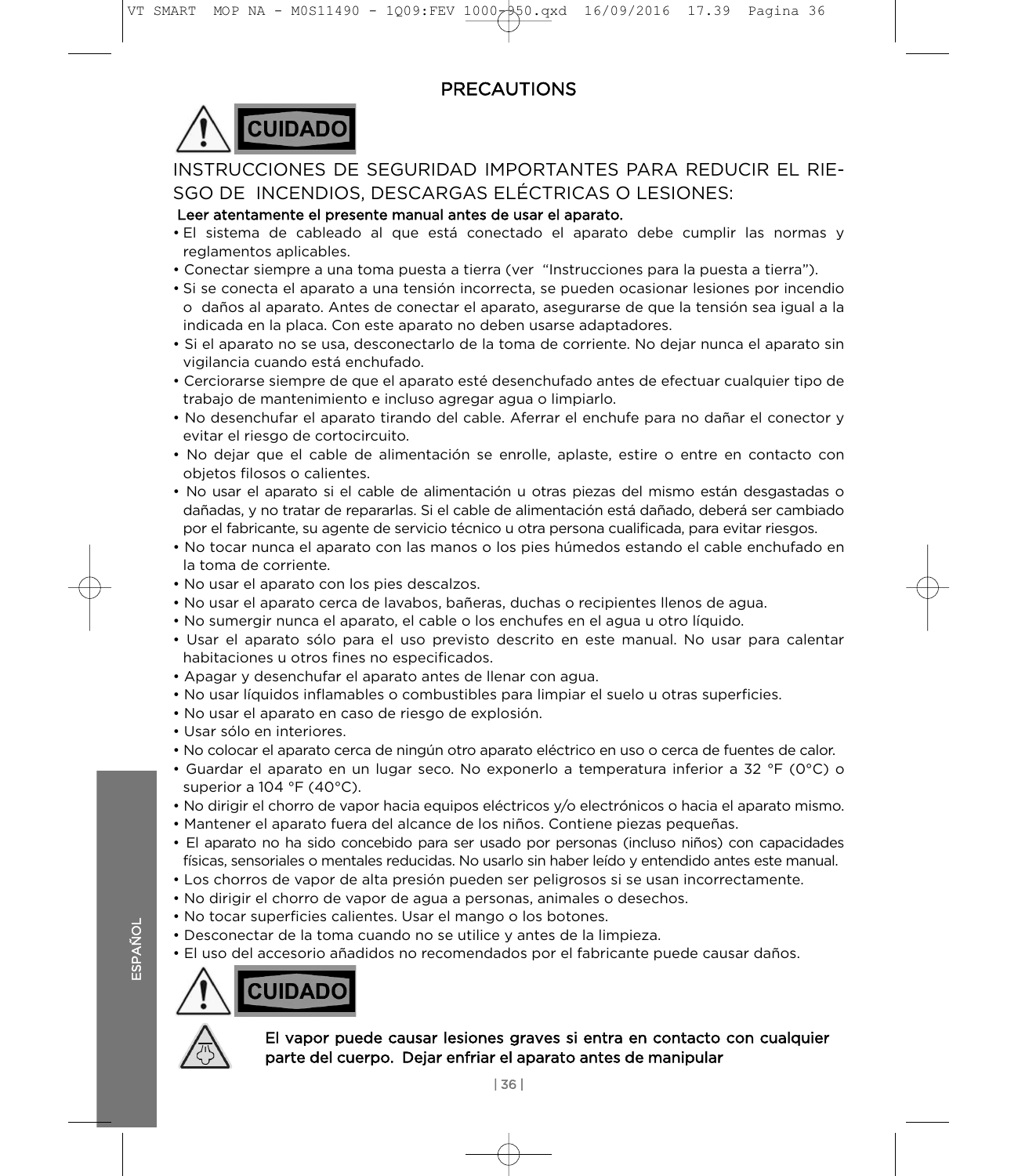## PRECAUTIONS

**CUIDADO**

INSTRUCCIONES DE SEGURIDAD IMPORTANTES PARA REDUCIR EL RIESGO DE INCENDIOS, DESCARGAS ELÉCTRICAS O LESIONES:

**Leer atentamente el presente manual antes de usar el aparato.**

- El sistema de cableado al que está conectado el aparato debe cumplir las normas y reglamentos aplicables.
- Conectar siempre a una toma puesta a tierra (ver "Instrucciones para la puesta a tierra").
- Si se conecta el aparato a una tensión incorrecta, se pueden ocasionar lesiones por incendio o daños al aparato. Antes de conectar el aparato, asegurarse de que la tensión sea igual a la indicada en la placa. Con este aparato no deben usarse adaptadores.
- Si el aparato no se usa, desconectarlo de la toma de corriente. No dejar nunca el aparato sin vigilancia cuando está enchufado.
- Cerciorarse siempre de que el aparato esté desenchufado antes de efectuar cualquier tipo de trabajo de mantenimiento e incluso agregar agua o limpiarlo.
- No desenchufar el aparato tirando del cable. Aferrar el enchufe para no dañar el conector y evitar el riesgo de cortocircuito.
- No dejar que el cable de alimentación se enrolle, aplaste, estire o entre en contacto con objetos filosos o calientes.
- No usar el aparato si el cable de alimentación u otras piezas del mismo están desgastadas o dañadas, y no tratar de repararlas. Si el cable de alimentación está dañado, deberá ser cambiado por el fabricante, su agente de servicio técnico u otra persona cualificada, para evitar riesgos.
- No tocar nunca el aparato con las manos o los pies húmedos estando el cable enchufado en la toma de corriente.
- No usar el aparato con los pies descalzos.
- No usar el aparato cerca de lavabos, bañeras, duchas o recipientes llenos de agua.
- No sumergir nunca el aparato, el cable o los enchufes en el agua u otro líquido.
- Usar el aparato sólo para el uso previsto descrito en este manual. No usar para calentar habitaciones u otros fines no especificados.
- Apagar y desenchufar el aparato antes de llenar con agua.
- No usar líquidos inflamables o combustibles para limpiar el suelo u otras superficies.
- No usar el aparato en caso de riesgo de explosión.
- Usar sólo en interiores.
- No colocar el aparato cerca de ningún otro aparato eléctrico en uso o cerca de fuentes de calor.
- Guardar el aparato en un lugar seco. No exponerlo a temperatura inferior a 32 °F (0°C) o superior a 104 °F (40°C).
- No dirigir el chorro de vapor hacia equipos eléctricos y/o electrónicos o hacia el aparato mismo.
- Mantener el aparato fuera del alcance de los niños. Contiene piezas pequeñas.
- El aparato no ha sido concebido para ser usado por personas (incluso niños) con capacidades físicas, sensoriales o mentales reducidas. No usarlo sin haber leído y entendido antes este manual.
- Los chorros de vapor de alta presión pueden ser peligrosos si se usan incorrectamente.
- No dirigir el chorro de vapor de agua a personas, animales o desechos.
- No tocar superficies calientes. Usar el mango o los botones.
- Desconectar de la toma cuando no se utilice y antes de la limpieza.
- El uso del accesorio añadidos no recomendados por el fabricante puede causar daños.

**CUIDADO**

**El vapor puede causar lesiones graves si entra en contacto con cualquier parte del cuerpo. Dejar enfriar el aparato antes de manipular**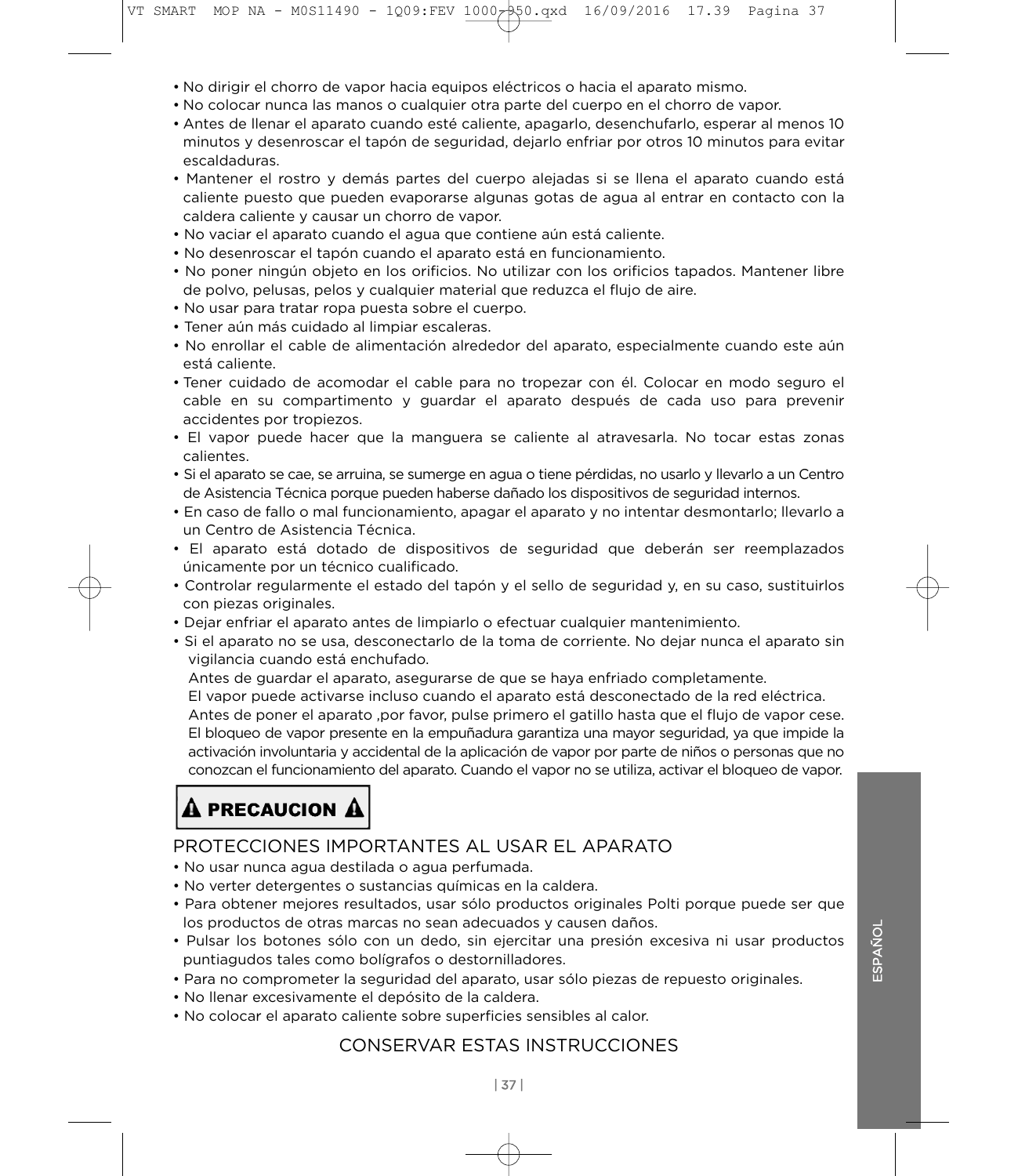- No dirigir el chorro de vapor hacia equipos eléctricos o hacia el aparato mismo.
- No colocar nunca las manos o cualquier otra parte del cuerpo en el chorro de vapor.
- Antes de llenar el aparato cuando esté caliente, apagarlo, desenchufarlo, esperar al menos 10 minutos y desenroscar el tapón de seguridad, dejarlo enfriar por otros 10 minutos para evitar escaldaduras.
- Mantener el rostro y demás partes del cuerpo alejadas si se llena el aparato cuando está caliente puesto que pueden evaporarse algunas gotas de agua al entrar en contacto con la caldera caliente y causar un chorro de vapor.
- No vaciar el aparato cuando el agua que contiene aún está caliente.
- No desenroscar el tapón cuando el aparato está en funcionamiento.
- No poner ningún objeto en los orificios. No utilizar con los orificios tapados. Mantener libre de polvo, pelusas, pelos y cualquier material que reduzca el flujo de aire.
- No usar para tratar ropa puesta sobre el cuerpo.
- Tener aún más cuidado al limpiar escaleras.
- No enrollar el cable de alimentación alrededor del aparato, especialmente cuando este aún está caliente.
- Tener cuidado de acomodar el cable para no tropezar con él. Colocar en modo seguro el cable en su compartimento y guardar el aparato después de cada uso para prevenir accidentes por tropiezos.
- El vapor puede hacer que la manguera se caliente al atravesarla. No tocar estas zonas calientes.
- Si el aparato se cae, se arruina, se sumerge en agua o tiene pérdidas, no usarlo y llevarlo a un Centro de Asistencia Técnica porque pueden haberse dañado los dispositivos de seguridad internos.
- En caso de fallo o mal funcionamiento, apagar el aparato y no intentar desmontarlo; llevarlo a un Centro de Asistencia Técnica.
- El aparato está dotado de dispositivos de seguridad que deberán ser reemplazados únicamente por un técnico cualificado.
- Controlar regularmente el estado del tapón y el sello de seguridad y, en su caso, sustituirlos con piezas originales.
- Dejar enfriar el aparato antes de limpiarlo o efectuar cualquier mantenimiento.
- Si el aparato no se usa, desconectarlo de la toma de corriente. No dejar nunca el aparato sin vigilancia cuando está enchufado.

  Antes de guardar el aparato, asegurarse de que se haya enfriado completamente.

  El vapor puede activarse incluso cuando el aparato está desconectado de la red eléctrica.

  Antes de poner el aparato ,por favor, pulse primero el gatillo hasta que el flujo de vapor cese. El bloqueo de vapor presente en la empuñadura garantiza una mayor seguridad, ya que impide la activación involuntaria y accidental de la aplicación de vapor por parte de niños o personas que no conozcan el funcionamiento del aparato. Cuando el vapor no se utiliza, activar el bloqueo de vapor.

**⚠ PRECAUCION ⚠**

## PROTECCIONES IMPORTANTES AL USAR EL APARATO

- No usar nunca agua destilada o agua perfumada.
- No verter detergentes o sustancias químicas en la caldera.
- Para obtener mejores resultados, usar sólo productos originales Polti porque puede ser que los productos de otras marcas no sean adecuados y causen daños.
- Pulsar los botones sólo con un dedo, sin ejercitar una presión excesiva ni usar productos puntiagudos tales como bolígrafos o destornilladores.
- Para no comprometer la seguridad del aparato, usar sólo piezas de repuesto originales.
- No llenar excesivamente el depósito de la caldera.
- No colocar el aparato caliente sobre superficies sensibles al calor.

## CONSERVAR ESTAS INSTRUCCIONES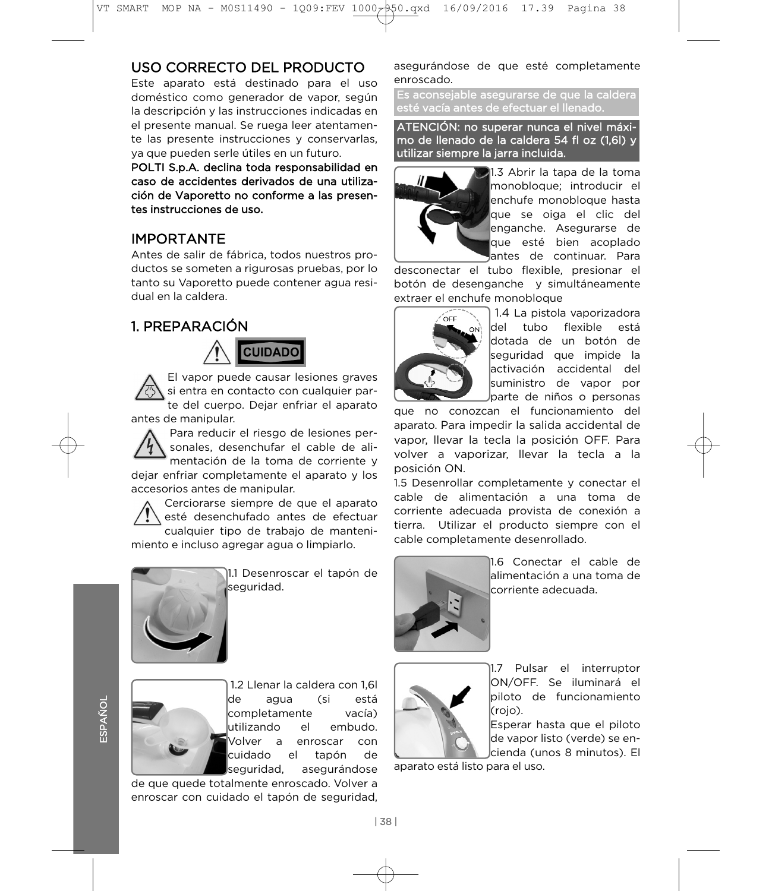## USO CORRECTO DEL PRODUCTO

Este aparato está destinado para el uso doméstico como generador de vapor, según la descripción y las instrucciones indicadas en el presente manual. Se ruega leer atentamente las presente instrucciones y conservarlas, ya que pueden serle útiles en un futuro.

**POLTI S.p.A. declina toda responsabilidad en caso de accidentes derivados de una utilización de Vaporetto no conforme a las presentes instrucciones de uso.**

## IMPORTANTE

Antes de salir de fábrica, todos nuestros productos se someten a rigurosas pruebas, por lo tanto su Vaporetto puede contener agua residual en la caldera.

## 1. PREPARACIÓN

**CUIDADO**

El vapor puede causar lesiones graves si entra en contacto con cualquier parte del cuerpo. Dejar enfriar el aparato antes de manipular.

Para reducir el riesgo de lesiones personales, desenchufar el cable de alimentación de la toma de corriente y dejar enfriar completamente el aparato y los accesorios antes de manipular.

Cerciorarse siempre de que el aparato esté desenchufado antes de efectuar cualquier tipo de trabajo de mantenimiento e incluso agregar agua o limpiarlo.

1.1 Desenroscar el tapón de seguridad.

1.2 Llenar la caldera con 1,6l de agua (si está completamente vacía) utilizando el embudo. Volver a enroscar con cuidado el tapón de seguridad, asegurándose de que quede totalmente enroscado. Volver a enroscar con cuidado el tapón de seguridad, asegurándose de que esté completamente enroscado.

**Es aconsejable asegurarse de que la caldera esté vacía antes de efectuar el llenado.**

**ATENCIÓN: no superar nunca el nivel máximo de llenado de la caldera 54 fl oz (1,6l) y utilizar siempre la jarra incluida.**

1.3 Abrir la tapa de la toma monobloque; introducir el enchufe monobloque hasta que se oiga el clic del enganche. Asegurarse de que esté bien acoplado antes de continuar. Para desconectar el tubo flexible, presionar el botón de desenganche y simultáneamente extraer el enchufe monobloque

1.4 La pistola vaporizadora del tubo flexible está dotada de un botón de seguridad que impide la activación accidental del suministro de vapor por parte de niños o personas que no conozcan el funcionamiento del aparato. Para impedir la salida accidental de vapor, llevar la tecla la posición OFF. Para volver a vaporizar, llevar la tecla a la posición ON.

1.5 Desenrollar completamente y conectar el cable de alimentación a una toma de corriente adecuada provista de conexión a tierra. Utilizar el producto siempre con el cable completamente desenrollado.

1.6 Conectar el cable de alimentación a una toma de corriente adecuada.

1.7 Pulsar el interruptor ON/OFF. Se iluminará el piloto de funcionamiento (rojo).

Esperar hasta que el piloto de vapor listo (verde) se encienda (unos 8 minutos). El aparato está listo para el uso.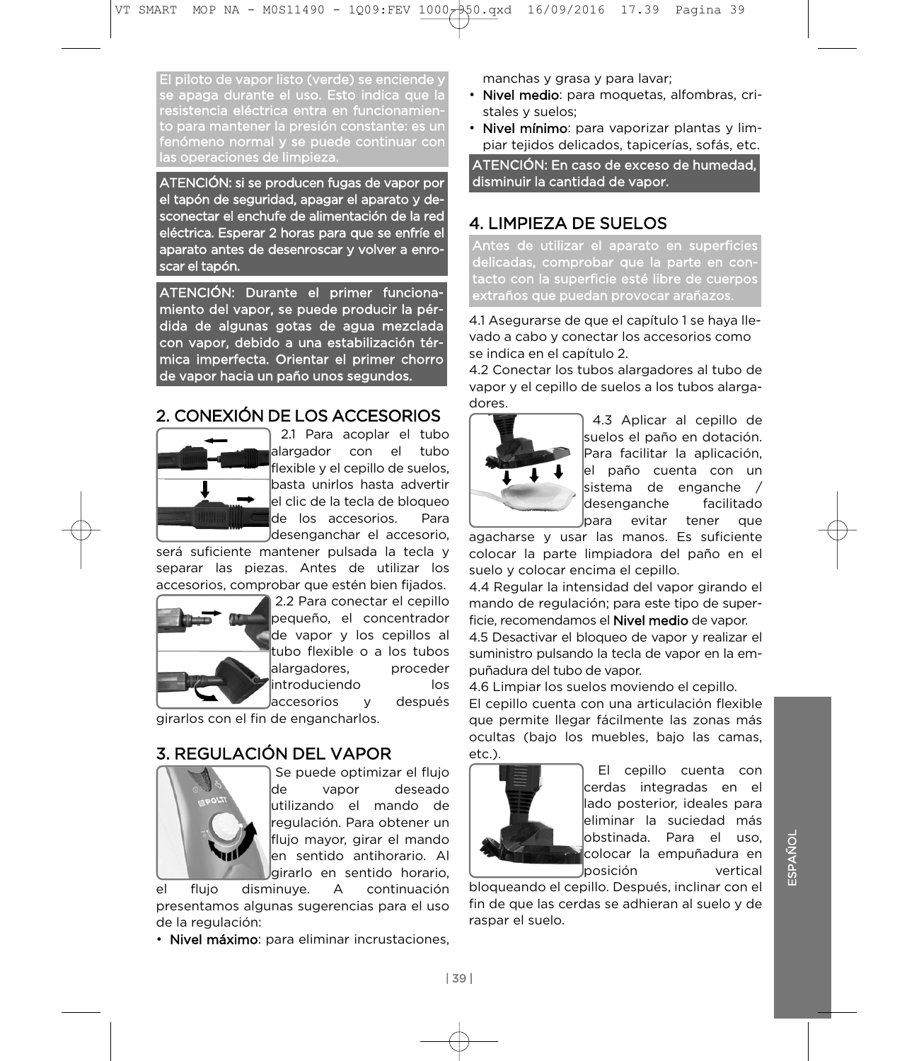El piloto de vapor listo (verde) se enciende y se apaga durante el uso. Esto indica que la resistencia eléctrica entra en funcionamiento para mantener la presión constante: es un fenómeno normal y se puede continuar con las operaciones de limpieza.

ATENCIÓN: si se producen fugas de vapor por el tapón de seguridad, apagar el aparato y desconectar el enchufe de alimentación de la red eléctrica. Esperar 2 horas para que se enfríe el aparato antes de desenroscar y volver a enroscar el tapón.

ATENCIÓN: Durante el primer funcionamiento del vapor, se puede producir la pérdida de algunas gotas de agua mezclada con vapor, debido a una estabilización térmica imperfecta. Orientar el primer chorro de vapor hacia un paño unos segundos.

## 2. CONEXIÓN DE LOS ACCESORIOS

2.1 Para acoplar el tubo alargador con el tubo flexible y el cepillo de suelos, basta unirlos hasta advertir el clic de la tecla de bloqueo de los accesorios. Para desenganchar el accesorio, será suficiente mantener pulsada la tecla y separar las piezas. Antes de utilizar los accesorios, comprobar que estén bien fijados.

2.2 Para conectar el cepillo pequeño, el concentrador de vapor y los cepillos al tubo flexible o a los tubos alargadores, proceder introduciendo los accesorios y después girarlos con el fin de engancharlos.

## 3. REGULACIÓN DEL VAPOR

Se puede optimizar el flujo de vapor deseado utilizando el mando de regulación. Para obtener un flujo mayor, girar el mando en sentido antihorario. Al girarlo en sentido horario, el flujo disminuye. A continuación presentamos algunas sugerencias para el uso de la regulación:

- **Nivel máximo**: para eliminar incrustaciones, manchas y grasa y para lavar;
- **Nivel medio**: para moquetas, alfombras, cristales y suelos;
- **Nivel mínimo**: para vaporizar plantas y limpiar tejidos delicados, tapicerías, sofás, etc.

ATENCIÓN: En caso de exceso de humedad, disminuir la cantidad de vapor.

## 4. LIMPIEZA DE SUELOS

Antes de utilizar el aparato en superficies delicadas, comprobar que la parte en contacto con la superficie esté libre de cuerpos extraños que puedan provocar arañazos.

4.1 Asegurarse de que el capítulo 1 se haya llevado a cabo y conectar los accesorios como se indica en el capítulo 2.

4.2 Conectar los tubos alargadores al tubo de vapor y el cepillo de suelos a los tubos alargadores.

4.3 Aplicar al cepillo de suelos el paño en dotación. Para facilitar la aplicación, el paño cuenta con un sistema de enganche / desenganche facilitado para evitar tener que agacharse y usar las manos. Es suficiente colocar la parte limpiadora del paño en el suelo y colocar encima el cepillo.

4.4 Regular la intensidad del vapor girando el mando de regulación; para este tipo de superficie, recomendamos el **Nivel medio** de vapor.

4.5 Desactivar el bloqueo de vapor y realizar el suministro pulsando la tecla de vapor en la empuñadura del tubo de vapor.

4.6 Limpiar los suelos moviendo el cepillo.

El cepillo cuenta con una articulación flexible que permite llegar fácilmente las zonas más ocultas (bajo los muebles, bajo las camas, etc.).

El cepillo cuenta con cerdas integradas en el lado posterior, ideales para eliminar la suciedad más obstinada. Para el uso, colocar la empuñadura en posición vertical bloqueando el cepillo. Después, inclinar con el fin de que las cerdas se adhieran al suelo y de raspar el suelo.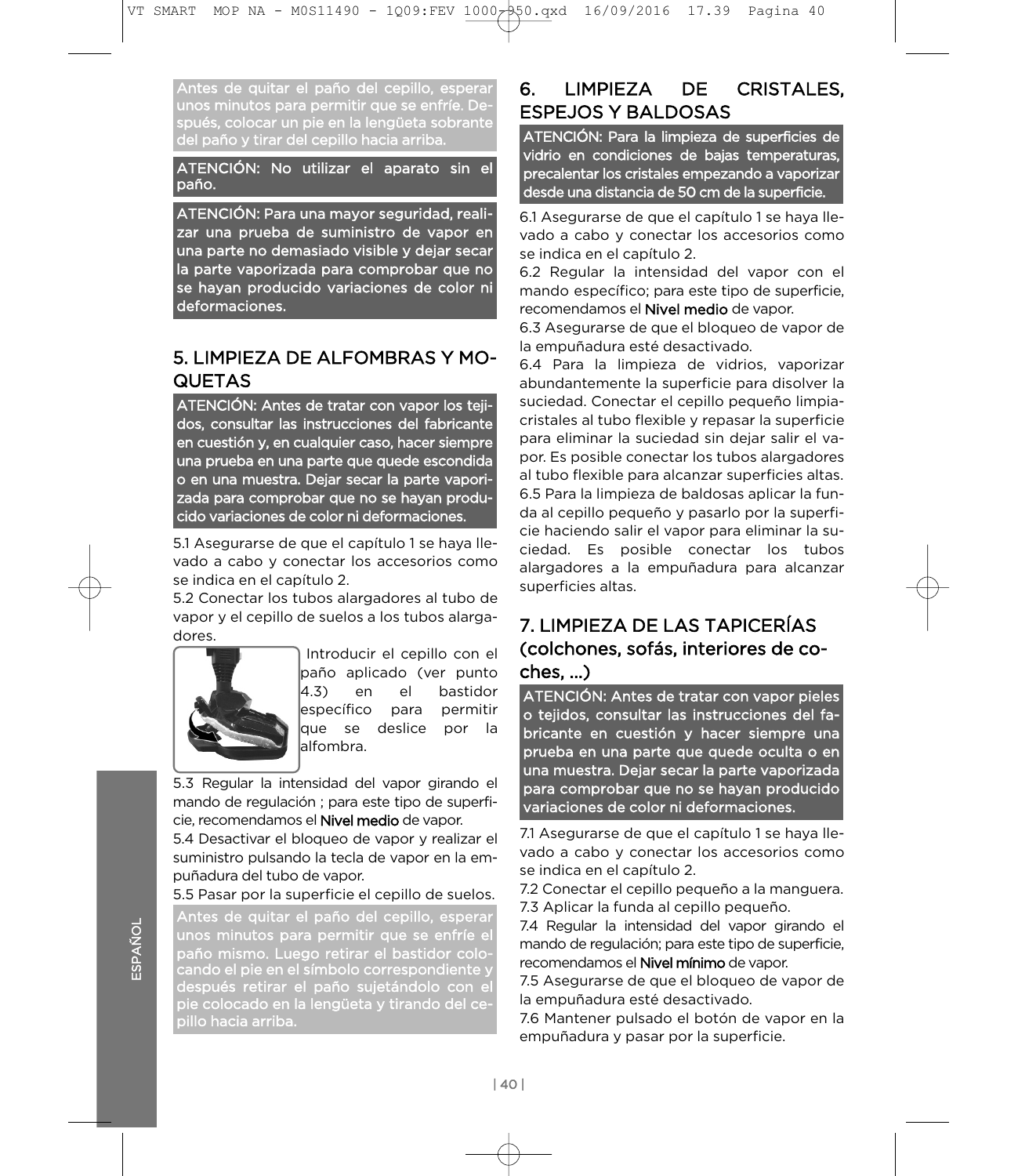Antes de quitar el paño del cepillo, esperar unos minutos para permitir que se enfríe. Después, colocar un pie en la lengüeta sobrante del paño y tirar del cepillo hacia arriba.

ATENCIÓN: No utilizar el aparato sin el paño.

ATENCIÓN: Para una mayor seguridad, realizar una prueba de suministro de vapor en una parte no demasiado visible y dejar secar la parte vaporizada para comprobar que no se hayan producido variaciones de color ni deformaciones.

## 5. LIMPIEZA DE ALFOMBRAS Y MOQUETAS

ATENCIÓN: Antes de tratar con vapor los tejidos, consultar las instrucciones del fabricante en cuestión y, en cualquier caso, hacer siempre una prueba en una parte que quede escondida o en una muestra. Dejar secar la parte vaporizada para comprobar que no se hayan producido variaciones de color ni deformaciones.

5.1 Asegurarse de que el capítulo 1 se haya llevado a cabo y conectar los accesorios como se indica en el capítulo 2.

5.2 Conectar los tubos alargadores al tubo de vapor y el cepillo de suelos a los tubos alargadores.

Introducir el cepillo con el paño aplicado (ver punto 4.3) en el bastidor específico para permitir que se deslice por la alfombra.

5.3 Regular la intensidad del vapor girando el mando de regulación ; para este tipo de superficie, recomendamos el **Nivel medio** de vapor.

5.4 Desactivar el bloqueo de vapor y realizar el suministro pulsando la tecla de vapor en la empuñadura del tubo de vapor.

5.5 Pasar por la superficie el cepillo de suelos.

Antes de quitar el paño del cepillo, esperar unos minutos para permitir que se enfríe el paño mismo. Luego retirar el bastidor colocando el pie en el símbolo correspondiente y después retirar el paño sujetándolo con el pie colocado en la lengüeta y tirando del cepillo hacia arriba.

## 6. LIMPIEZA DE CRISTALES, ESPEJOS Y BALDOSAS

ATENCIÓN: Para la limpieza de superficies de vidrio en condiciones de bajas temperaturas, precalentar los cristales empezando a vaporizar desde una distancia de 50 cm de la superficie.

6.1 Asegurarse de que el capítulo 1 se haya llevado a cabo y conectar los accesorios como se indica en el capítulo 2.

6.2 Regular la intensidad del vapor con el mando específico; para este tipo de superficie, recomendamos el **Nivel medio** de vapor.

6.3 Asegurarse de que el bloqueo de vapor de la empuñadura esté desactivado.

6.4 Para la limpieza de vidrios, vaporizar abundantemente la superficie para disolver la suciedad. Conectar el cepillo pequeño limpiacristales al tubo flexible y repasar la superficie para eliminar la suciedad sin dejar salir el vapor. Es posible conectar los tubos alargadores al tubo flexible para alcanzar superficies altas.

6.5 Para la limpieza de baldosas aplicar la funda al cepillo pequeño y pasarlo por la superficie haciendo salir el vapor para eliminar la suciedad. Es posible conectar los tubos alargadores a la empuñadura para alcanzar superficies altas.

## 7. LIMPIEZA DE LAS TAPICERÍAS (colchones, sofás, interiores de coches, ...)

ATENCIÓN: Antes de tratar con vapor pieles o tejidos, consultar las instrucciones del fabricante en cuestión y hacer siempre una prueba en una parte que quede oculta o en una muestra. Dejar secar la parte vaporizada para comprobar que no se hayan producido variaciones de color ni deformaciones.

7.1 Asegurarse de que el capítulo 1 se haya llevado a cabo y conectar los accesorios como se indica en el capítulo 2.

7.2 Conectar el cepillo pequeño a la manguera.

7.3 Aplicar la funda al cepillo pequeño.

7.4 Regular la intensidad del vapor girando el mando de regulación; para este tipo de superficie, recomendamos el **Nivel mínimo** de vapor.

7.5 Asegurarse de que el bloqueo de vapor de la empuñadura esté desactivado.

7.6 Mantener pulsado el botón de vapor en la empuñadura y pasar por la superficie.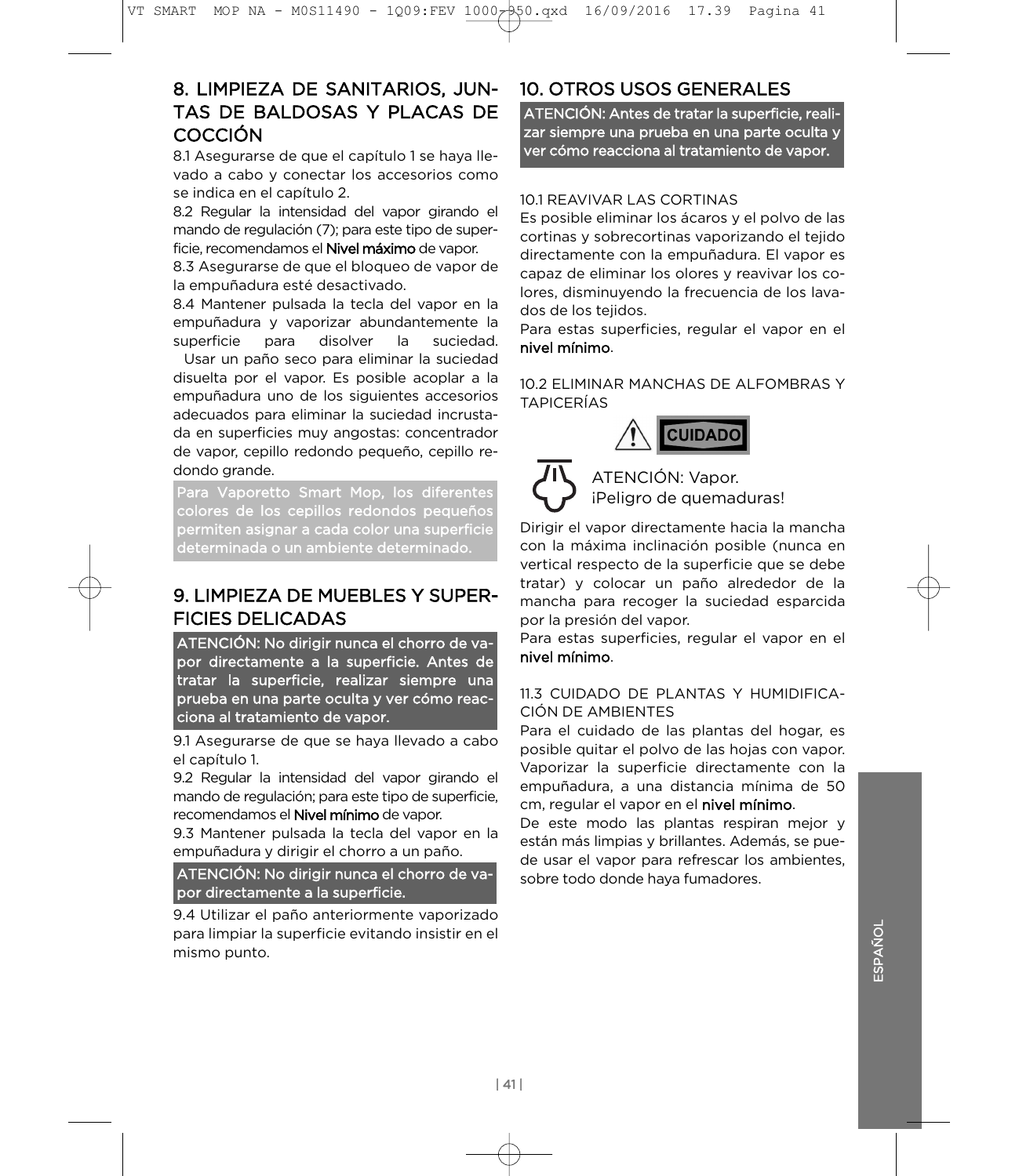## 8. LIMPIEZA DE SANITARIOS, JUNTAS DE BALDOSAS Y PLACAS DE COCCIÓN

8.1 Asegurarse de que el capítulo 1 se haya llevado a cabo y conectar los accesorios como se indica en el capítulo 2.

8.2 Regular la intensidad del vapor girando el mando de regulación (7); para este tipo de superficie, recomendamos el **Nivel máximo** de vapor.

8.3 Asegurarse de que el bloqueo de vapor de la empuñadura esté desactivado.

8.4 Mantener pulsada la tecla del vapor en la empuñadura y vaporizar abundantemente la superficie para disolver la suciedad. Usar un paño seco para eliminar la suciedad disuelta por el vapor. Es posible acoplar a la empuñadura uno de los siguientes accesorios adecuados para eliminar la suciedad incrustada en superficies muy angostas: concentrador de vapor, cepillo redondo pequeño, cepillo redondo grande.

**Para Vaporetto Smart Mop, los diferentes colores de los cepillos redondos pequeños permiten asignar a cada color una superficie determinada o un ambiente determinado.**

## 9. LIMPIEZA DE MUEBLES Y SUPERFICIES DELICADAS

**ATENCIÓN: No dirigir nunca el chorro de vapor directamente a la superficie. Antes de tratar la superficie, realizar siempre una prueba en una parte oculta y ver cómo reacciona al tratamiento de vapor.**

9.1 Asegurarse de que se haya llevado a cabo el capítulo 1.

9.2 Regular la intensidad del vapor girando el mando de regulación; para este tipo de superficie, recomendamos el **Nivel mínimo** de vapor.

9.3 Mantener pulsada la tecla del vapor en la empuñadura y dirigir el chorro a un paño.

**ATENCIÓN: No dirigir nunca el chorro de vapor directamente a la superficie.**

9.4 Utilizar el paño anteriormente vaporizado para limpiar la superficie evitando insistir en el mismo punto.

## 10. OTROS USOS GENERALES

**ATENCIÓN: Antes de tratar la superficie, realizar siempre una prueba en una parte oculta y ver cómo reacciona al tratamiento de vapor.**

### 10.1 REAVIVAR LAS CORTINAS

Es posible eliminar los ácaros y el polvo de las cortinas y sobrecortinas vaporizando el tejido directamente con la empuñadura. El vapor es capaz de eliminar los olores y reavivar los colores, disminuyendo la frecuencia de los lavados de los tejidos.

Para estas superficies, regular el vapor en el **nivel mínimo**.

### 10.2 ELIMINAR MANCHAS DE ALFOMBRAS Y TAPICERÍAS

**CUIDADO**

ATENCIÓN: Vapor.
¡Peligro de quemaduras!

Dirigir el vapor directamente hacia la mancha con la máxima inclinación posible (nunca en vertical respecto de la superficie que se debe tratar) y colocar un paño alrededor de la mancha para recoger la suciedad esparcida por la presión del vapor.

Para estas superficies, regular el vapor en el **nivel mínimo**.

### 11.3 CUIDADO DE PLANTAS Y HUMIDIFICACIÓN DE AMBIENTES

Para el cuidado de las plantas del hogar, es posible quitar el polvo de las hojas con vapor. Vaporizar la superficie directamente con la empuñadura, a una distancia mínima de 50 cm, regular el vapor en el **nivel mínimo**.

De este modo las plantas respiran mejor y están más limpias y brillantes. Además, se puede usar el vapor para refrescar los ambientes, sobre todo donde haya fumadores.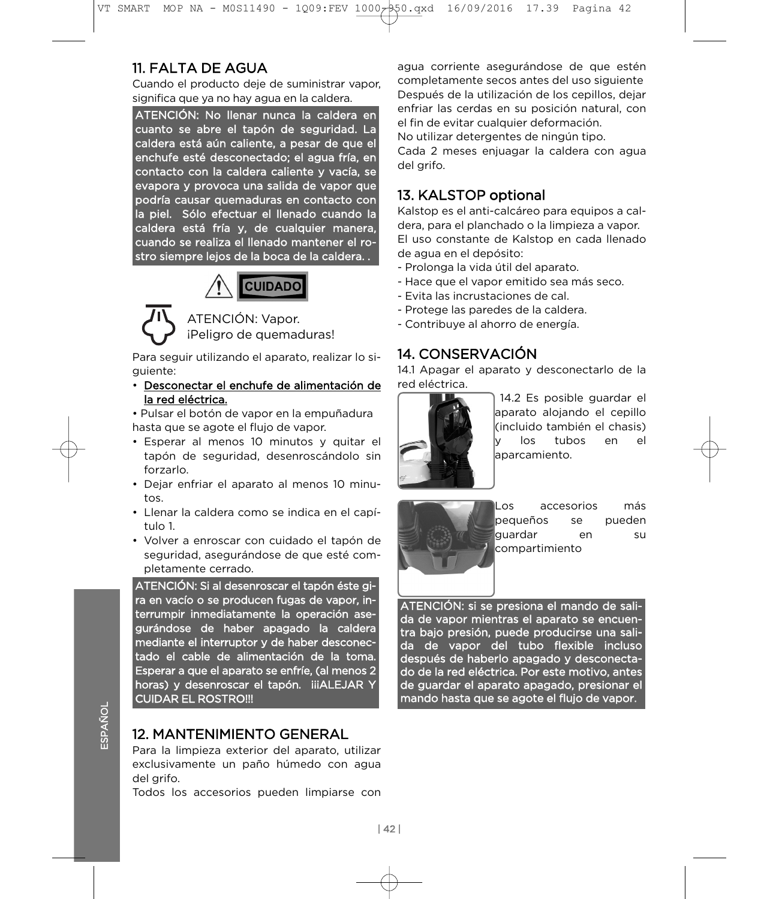## 11. FALTA DE AGUA

Cuando el producto deje de suministrar vapor, significa que ya no hay agua en la caldera.

**ATENCIÓN: No llenar nunca la caldera en cuanto se abre el tapón de seguridad. La caldera está aún caliente, a pesar de que el enchufe esté desconectado; el agua fría, en contacto con la caldera caliente y vacía, se evapora y provoca una salida de vapor que podría causar quemaduras en contacto con la piel. Sólo efectuar el llenado cuando la caldera está fría y, de cualquier manera, cuando se realiza el llenado mantener el rostro siempre lejos de la boca de la caldera. .**

CUIDADO

ATENCIÓN: Vapor.
¡Peligro de quemaduras!

Para seguir utilizando el aparato, realizar lo siguiente:

- <u>Desconectar el enchufe de alimentación de la red eléctrica.</u>
- Pulsar el botón de vapor en la empuñadura hasta que se agote el flujo de vapor.
- Esperar al menos 10 minutos y quitar el tapón de seguridad, desenroscándolo sin forzarlo.
- Dejar enfriar el aparato al menos 10 minutos.
- Llenar la caldera como se indica en el capítulo 1.
- Volver a enroscar con cuidado el tapón de seguridad, asegurándose de que esté completamente cerrado.

**ATENCIÓN: Si al desenroscar el tapón éste gira en vacío o se producen fugas de vapor, interrumpir inmediatamente la operación asegurándose de haber apagado la caldera mediante el interruptor y de haber desconectado el cable de alimentación de la toma. Esperar a que el aparato se enfríe, (al menos 2 horas) y desenroscar el tapón. ¡¡¡ALEJAR Y CUIDAR EL ROSTRO!!!**

## 12. MANTENIMIENTO GENERAL

Para la limpieza exterior del aparato, utilizar exclusivamente un paño húmedo con agua del grifo.

Todos los accesorios pueden limpiarse con agua corriente asegurándose de que estén completamente secos antes del uso siguiente

Después de la utilización de los cepillos, dejar enfriar las cerdas en su posición natural, con el fin de evitar cualquier deformación.

No utilizar detergentes de ningún tipo.

Cada 2 meses enjuagar la caldera con agua del grifo.

## 13. KALSTOP optional

Kalstop es el anti-calcáreo para equipos a caldera, para el planchado o la limpieza a vapor.

El uso constante de Kalstop en cada llenado de agua en el depósito:

- Prolonga la vida útil del aparato.
- Hace que el vapor emitido sea más seco.
- Evita las incrustaciones de cal.
- Protege las paredes de la caldera.
- Contribuye al ahorro de energía.

## 14. CONSERVACIÓN

14.1 Apagar el aparato y desconectarlo de la red eléctrica.

14.2 Es posible guardar el aparato alojando el cepillo (incluido también el chasis) y los tubos en el aparcamiento.

Los accesorios más pequeños se pueden guardar en su compartimiento

**ATENCIÓN: si se presiona el mando de salida de vapor mientras el aparato se encuentra bajo presión, puede producirse una salida de vapor del tubo flexible incluso después de haberlo apagado y desconectado de la red eléctrica. Por este motivo, antes de guardar el aparato apagado, presionar el mando hasta que se agote el flujo de vapor.**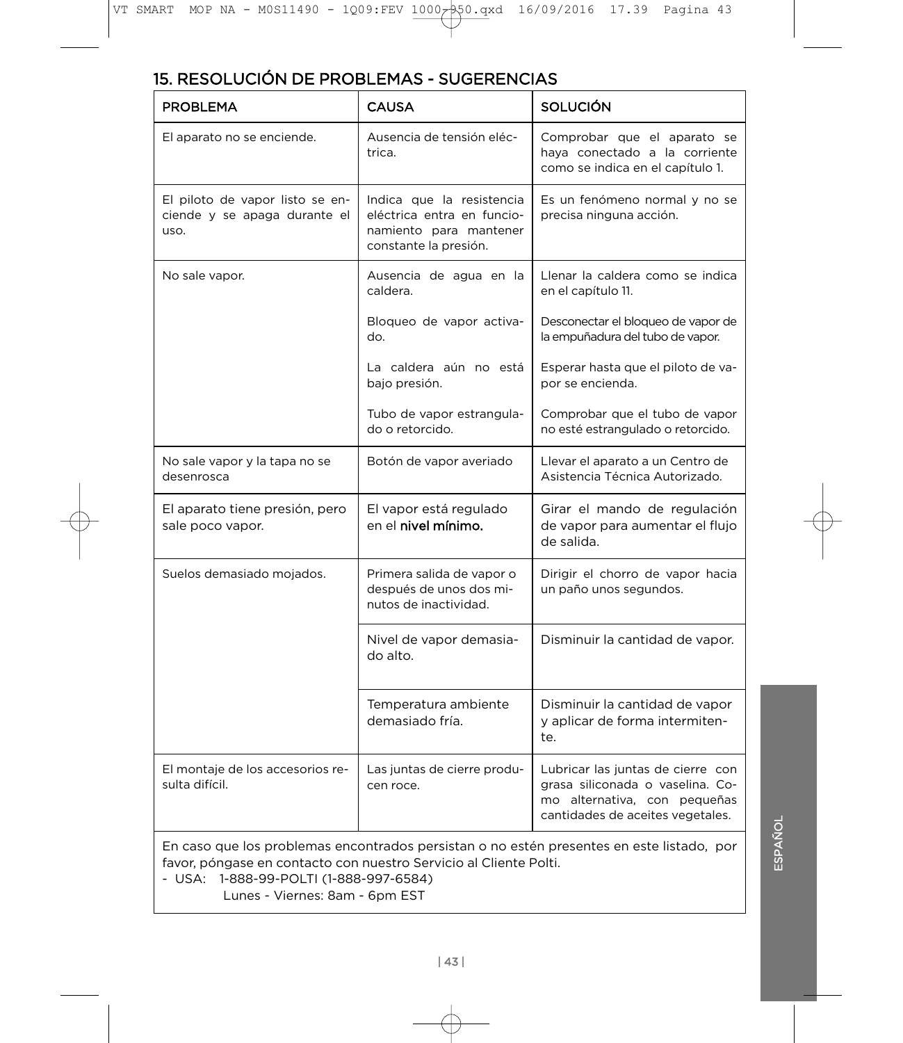## 15. RESOLUCIÓN DE PROBLEMAS - SUGERENCIAS

| PROBLEMA | CAUSA | SOLUCIÓN |
|---|---|---|
| El aparato no se enciende. | Ausencia de tensión eléctrica. | Comprobar que el aparato se haya conectado a la corriente como se indica en el capítulo 1. |
| El piloto de vapor listo se enciende y se apaga durante el uso. | Indica que la resistencia eléctrica entra en funcionamiento para mantener constante la presión. | Es un fenómeno normal y no se precisa ninguna acción. |
| No sale vapor. | Ausencia de agua en la caldera. | Llenar la caldera como se indica en el capítulo 11. |
| | Bloqueo de vapor activado. | Desconectar el bloqueo de vapor de la empuñadura del tubo de vapor. |
| | La caldera aún no está bajo presión. | Esperar hasta que el piloto de vapor se encienda. |
| | Tubo de vapor estrangulado o retorcido. | Comprobar que el tubo de vapor no esté estrangulado o retorcido. |
| No sale vapor y la tapa no se desenrosca | Botón de vapor averiado | Llevar el aparato a un Centro de Asistencia Técnica Autorizado. |
| El aparato tiene presión, pero sale poco vapor. | El vapor está regulado en el **nivel mínimo.** | Girar el mando de regulación de vapor para aumentar el flujo de salida. |
| Suelos demasiado mojados. | Primera salida de vapor o después de unos dos minutos de inactividad. | Dirigir el chorro de vapor hacia un paño unos segundos. |
| | Nivel de vapor demasiado alto. | Disminuir la cantidad de vapor. |
| | Temperatura ambiente demasiado fría. | Disminuir la cantidad de vapor y aplicar de forma intermitente. |
| El montaje de los accesorios resulta difícil. | Las juntas de cierre producen roce. | Lubricar las juntas de cierre con grasa siliconada o vaselina. Como alternativa, con pequeñas cantidades de aceites vegetales. |

En caso que los problemas encontrados persistan o no estén presentes en este listado, por favor, póngase en contacto con nuestro Servicio al Cliente Polti.
- USA: 1-888-99-POLTI (1-888-997-6584)
  Lunes - Viernes: 8am - 6pm EST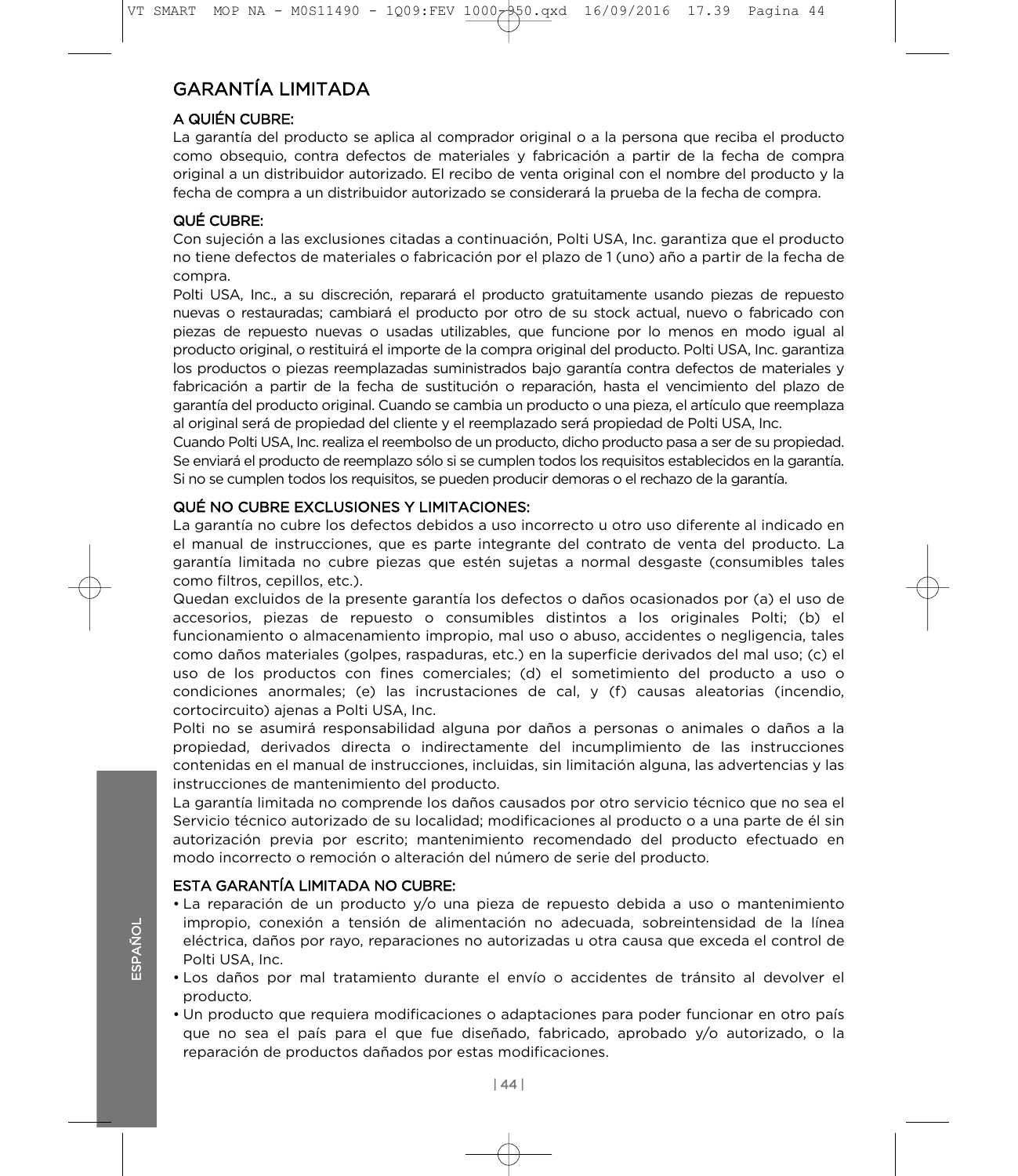# GARANTÍA LIMITADA

## A QUIÉN CUBRE:

La garantía del producto se aplica al comprador original o a la persona que reciba el producto como obsequio, contra defectos de materiales y fabricación a partir de la fecha de compra original a un distribuidor autorizado. El recibo de venta original con el nombre del producto y la fecha de compra a un distribuidor autorizado se considerará la prueba de la fecha de compra.

## QUÉ CUBRE:

Con sujeción a las exclusiones citadas a continuación, Polti USA, Inc. garantiza que el producto no tiene defectos de materiales o fabricación por el plazo de 1 (uno) año a partir de la fecha de compra.

Polti USA, Inc., a su discreción, reparará el producto gratuitamente usando piezas de repuesto nuevas o restauradas; cambiará el producto por otro de su stock actual, nuevo o fabricado con piezas de repuesto nuevas o usadas utilizables, que funcione por lo menos en modo igual al producto original, o restituirá el importe de la compra original del producto. Polti USA, Inc. garantiza los productos o piezas reemplazadas suministrados bajo garantía contra defectos de materiales y fabricación a partir de la fecha de sustitución o reparación, hasta el vencimiento del plazo de garantía del producto original. Cuando se cambia un producto o una pieza, el artículo que reemplaza al original será de propiedad del cliente y el reemplazado será propiedad de Polti USA, Inc.

Cuando Polti USA, Inc. realiza el reembolso de un producto, dicho producto pasa a ser de su propiedad. Se enviará el producto de reemplazo sólo si se cumplen todos los requisitos establecidos en la garantía. Si no se cumplen todos los requisitos, se pueden producir demoras o el rechazo de la garantía.

## QUÉ NO CUBRE EXCLUSIONES Y LIMITACIONES:

La garantía no cubre los defectos debidos a uso incorrecto u otro uso diferente al indicado en el manual de instrucciones, que es parte integrante del contrato de venta del producto. La garantía limitada no cubre piezas que estén sujetas a normal desgaste (consumibles tales como filtros, cepillos, etc.).

Quedan excluidos de la presente garantía los defectos o daños ocasionados por (a) el uso de accesorios, piezas de repuesto o consumibles distintos a los originales Polti; (b) el funcionamiento o almacenamiento impropio, mal uso o abuso, accidentes o negligencia, tales como daños materiales (golpes, raspaduras, etc.) en la superficie derivados del mal uso; (c) el uso de los productos con fines comerciales; (d) el sometimiento del producto a uso o condiciones anormales; (e) las incrustaciones de cal, y (f) causas aleatorias (incendio, cortocircuito) ajenas a Polti USA, Inc.

Polti no se asumirá responsabilidad alguna por daños a personas o animales o daños a la propiedad, derivados directa o indirectamente del incumplimiento de las instrucciones contenidas en el manual de instrucciones, incluidas, sin limitación alguna, las advertencias y las instrucciones de mantenimiento del producto.

La garantía limitada no comprende los daños causados por otro servicio técnico que no sea el Servicio técnico autorizado de su localidad; modificaciones al producto o a una parte de él sin autorización previa por escrito; mantenimiento recomendado del producto efectuado en modo incorrecto o remoción o alteración del número de serie del producto.

## ESTA GARANTÍA LIMITADA NO CUBRE:

- La reparación de un producto y/o una pieza de repuesto debida a uso o mantenimiento impropio, conexión a tensión de alimentación no adecuada, sobreintensidad de la línea eléctrica, daños por rayo, reparaciones no autorizadas u otra causa que exceda el control de Polti USA, Inc.
- Los daños por mal tratamiento durante el envío o accidentes de tránsito al devolver el producto.
- Un producto que requiera modificaciones o adaptaciones para poder funcionar en otro país que no sea el país para el que fue diseñado, fabricado, aprobado y/o autorizado, o la reparación de productos dañados por estas modificaciones.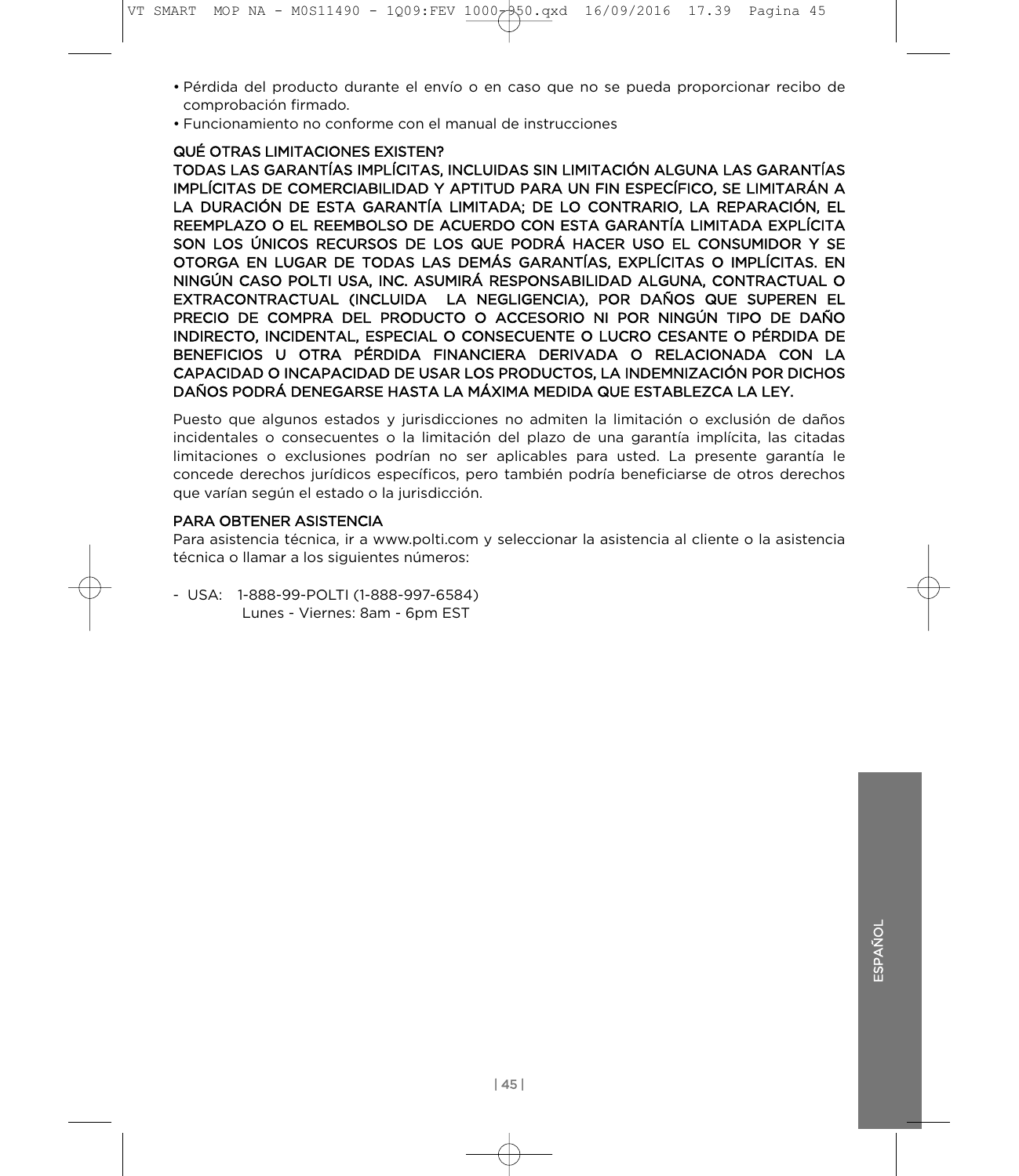- Pérdida del producto durante el envío o en caso que no se pueda proporcionar recibo de comprobación firmado.
- Funcionamiento no conforme con el manual de instrucciones

## QUÉ OTRAS LIMITACIONES EXISTEN?

TODAS LAS GARANTÍAS IMPLÍCITAS, INCLUIDAS SIN LIMITACIÓN ALGUNA LAS GARANTÍAS IMPLÍCITAS DE COMERCIABILIDAD Y APTITUD PARA UN FIN ESPECÍFICO, SE LIMITARÁN A LA DURACIÓN DE ESTA GARANTÍA LIMITADA; DE LO CONTRARIO, LA REPARACIÓN, EL REEMPLAZO O EL REEMBOLSO DE ACUERDO CON ESTA GARANTÍA LIMITADA EXPLÍCITA SON LOS ÚNICOS RECURSOS DE LOS QUE PODRÁ HACER USO EL CONSUMIDOR Y SE OTORGA EN LUGAR DE TODAS LAS DEMÁS GARANTÍAS, EXPLÍCITAS O IMPLÍCITAS. EN NINGÚN CASO POLTI USA, INC. ASUMIRÁ RESPONSABILIDAD ALGUNA, CONTRACTUAL O EXTRACONTRACTUAL (INCLUIDA LA NEGLIGENCIA), POR DAÑOS QUE SUPEREN EL PRECIO DE COMPRA DEL PRODUCTO O ACCESORIO NI POR NINGÚN TIPO DE DAÑO INDIRECTO, INCIDENTAL, ESPECIAL O CONSECUENTE O LUCRO CESANTE O PÉRDIDA DE BENEFICIOS U OTRA PÉRDIDA FINANCIERA DERIVADA O RELACIONADA CON LA CAPACIDAD O INCAPACIDAD DE USAR LOS PRODUCTOS, LA INDEMNIZACIÓN POR DICHOS DAÑOS PODRÁ DENEGARSE HASTA LA MÁXIMA MEDIDA QUE ESTABLEZCA LA LEY.

Puesto que algunos estados y jurisdicciones no admiten la limitación o exclusión de daños incidentales o consecuentes o la limitación del plazo de una garantía implícita, las citadas limitaciones o exclusiones podrían no ser aplicables para usted. La presente garantía le concede derechos jurídicos específicos, pero también podría beneficiarse de otros derechos que varían según el estado o la jurisdicción.

## PARA OBTENER ASISTENCIA

Para asistencia técnica, ir a www.polti.com y seleccionar la asistencia al cliente o la asistencia técnica o llamar a los siguientes números:

- USA: 1-888-99-POLTI (1-888-997-6584)
  Lunes - Viernes: 8am - 6pm EST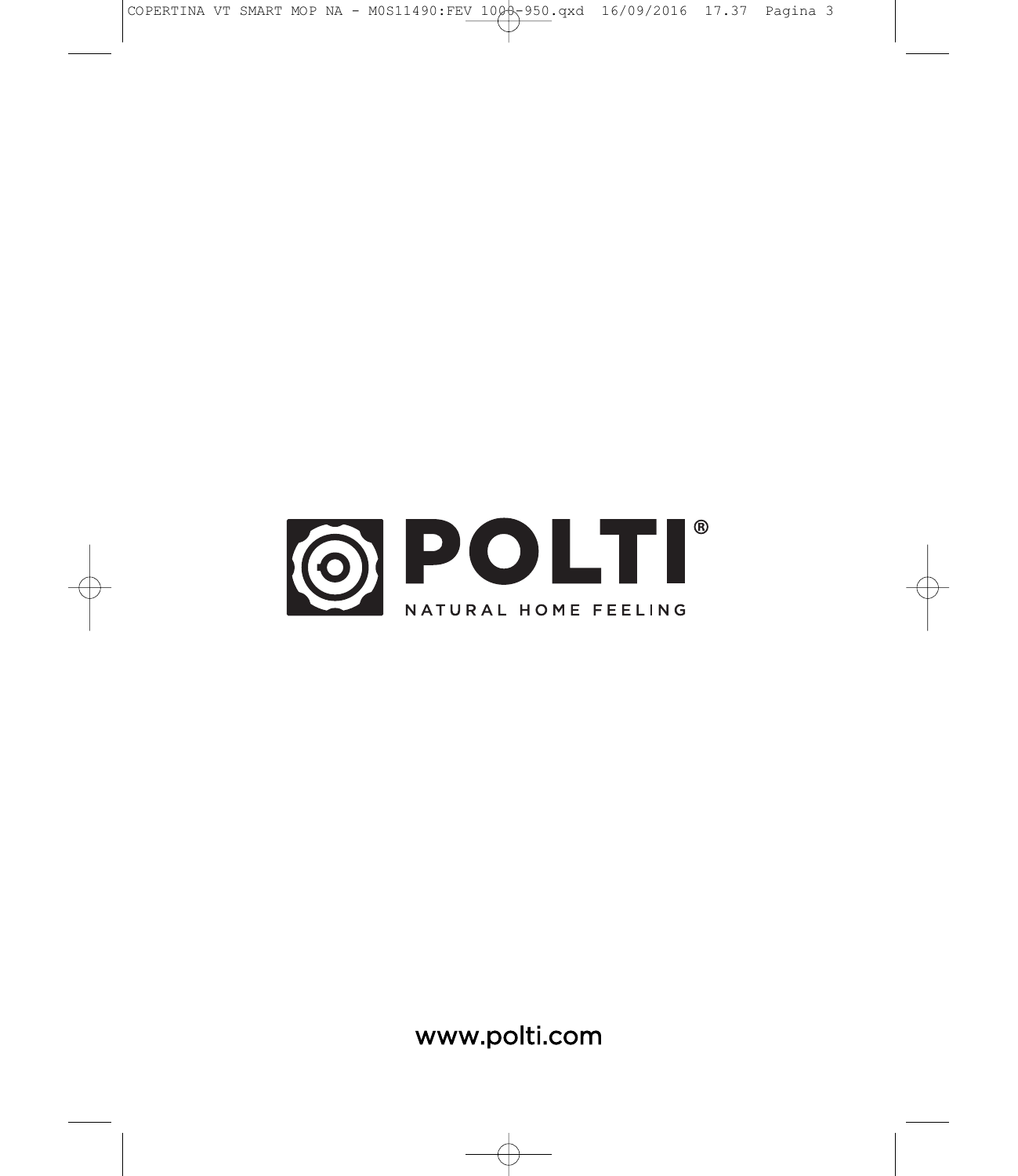POLTI®

NATURAL HOME FEELING

www.polti.com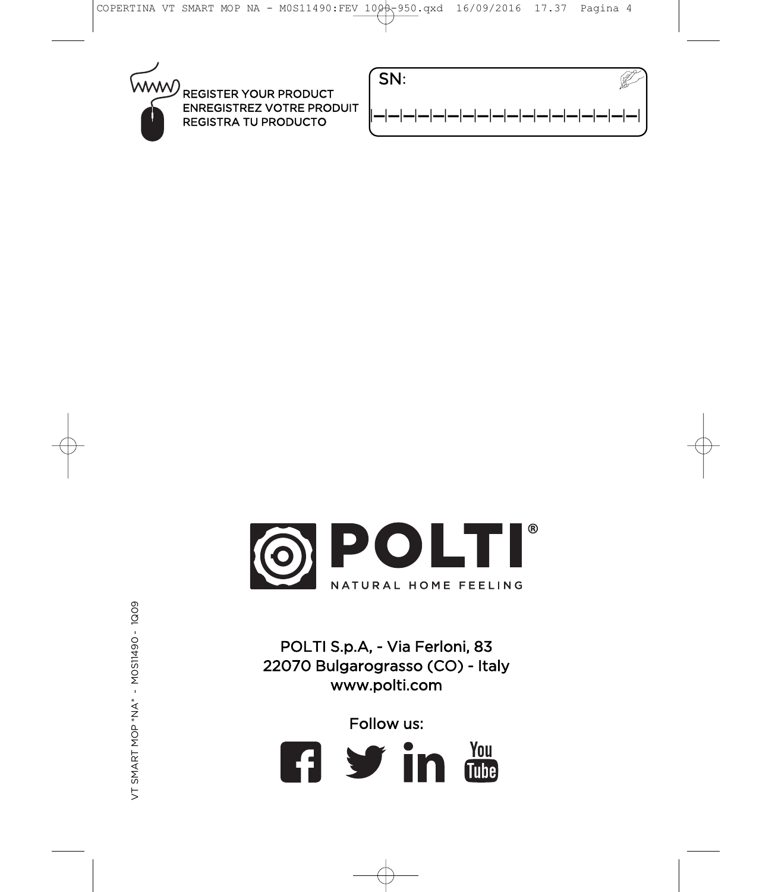REGISTER YOUR PRODUCT
ENREGISTREZ VOTRE PRODUIT
REGISTRA TU PRODUCTO

SN:

POLTI®

NATURAL HOME FEELING

POLTI S.p.A, - Via Ferloni, 83
22070 Bulgarograsso (CO) - Italy
www.polti.com

Follow us:

VT SMART MOP *NA* - M0S11490 - 1Q09